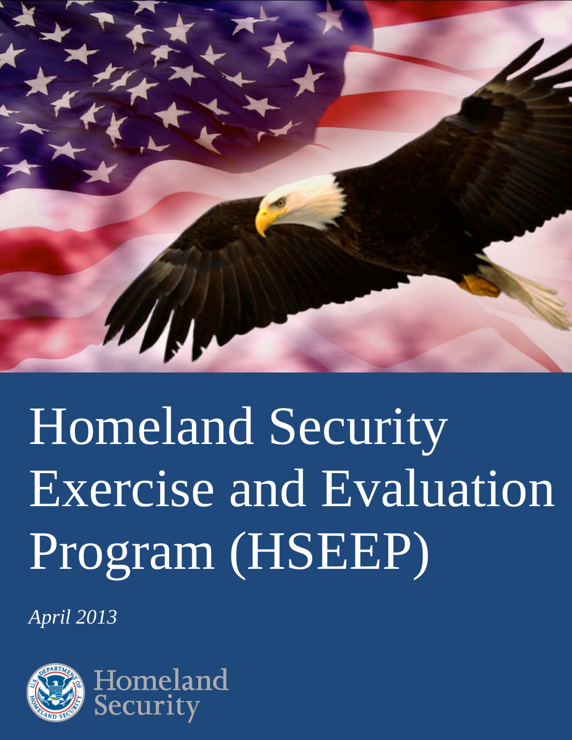# Homeland Security Exercise and Evaluation Program (HSEEP)

*April 2013*

Homeland Security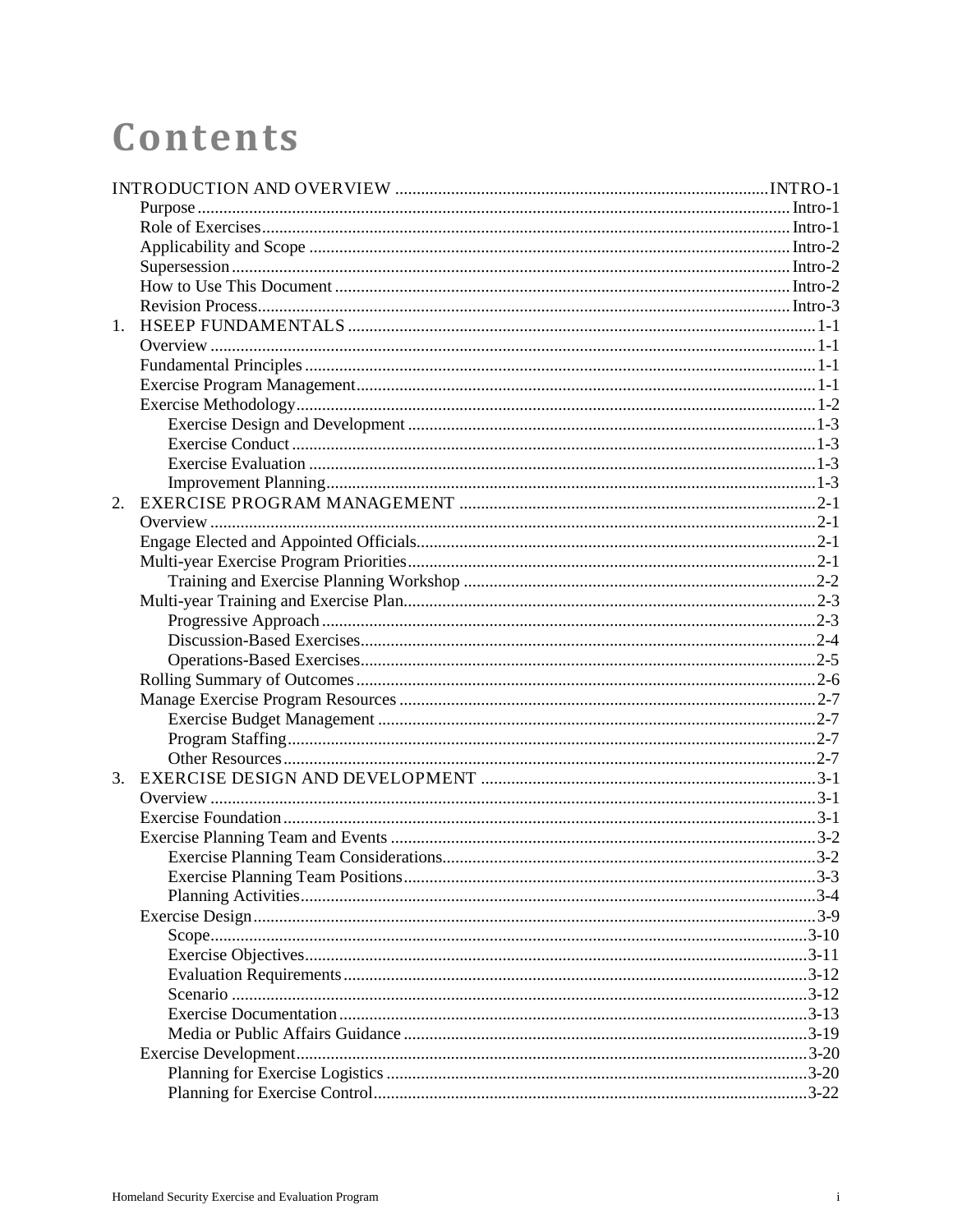# Contents

INTRODUCTION AND OVERVIEW ..................................................................................... INTRO-1

- Purpose ..................................................................................................................... Intro-1
- Role of Exercises ..................................................................................................... Intro-1
- Applicability and Scope .......................................................................................... Intro-2
- Supersession ............................................................................................................ Intro-2
- How to Use This Document .................................................................................... Intro-2
- Revision Process ...................................................................................................... Intro-3

1. HSEEP FUNDAMENTALS ........................................................................................... 1-1
   - Overview ..................................................................................................................... 1-1
   - Fundamental Principles ................................................................................................ 1-1
   - Exercise Program Management ................................................................................... 1-1
   - Exercise Methodology .................................................................................................. 1-2
     - Exercise Design and Development ......................................................................... 1-3
     - Exercise Conduct ..................................................................................................... 1-3
     - Exercise Evaluation ................................................................................................. 1-3
     - Improvement Planning ............................................................................................. 1-3
2. EXERCISE PROGRAM MANAGEMENT .................................................................... 2-1
   - Overview ..................................................................................................................... 2-1
   - Engage Elected and Appointed Officials ...................................................................... 2-1
   - Multi-year Exercise Program Priorities ......................................................................... 2-1
     - Training and Exercise Planning Workshop ............................................................. 2-2
   - Multi-year Training and Exercise Plan .......................................................................... 2-3
     - Progressive Approach ............................................................................................. 2-3
     - Discussion-Based Exercises .................................................................................... 2-4
     - Operations-Based Exercises .................................................................................... 2-5
   - Rolling Summary of Outcomes .................................................................................... 2-6
   - Manage Exercise Program Resources ......................................................................... 2-7
     - Exercise Budget Management ................................................................................ 2-7
     - Program Staffing ...................................................................................................... 2-7
     - Other Resources ...................................................................................................... 2-7
3. EXERCISE DESIGN AND DEVELOPMENT ............................................................... 3-1
   - Overview ..................................................................................................................... 3-1
   - Exercise Foundation .................................................................................................... 3-1
   - Exercise Planning Team and Events ............................................................................ 3-2
     - Exercise Planning Team Considerations .................................................................. 3-2
     - Exercise Planning Team Positions ........................................................................... 3-3
     - Planning Activities ................................................................................................... 3-4
   - Exercise Design ............................................................................................................ 3-9
     - Scope ...................................................................................................................... 3-10
     - Exercise Objectives ................................................................................................. 3-11
     - Evaluation Requirements ......................................................................................... 3-12
     - Scenario .................................................................................................................. 3-12
     - Exercise Documentation .......................................................................................... 3-13
     - Media or Public Affairs Guidance ............................................................................ 3-19
   - Exercise Development ................................................................................................. 3-20
     - Planning for Exercise Logistics ............................................................................... 3-20
     - Planning for Exercise Control .................................................................................. 3-22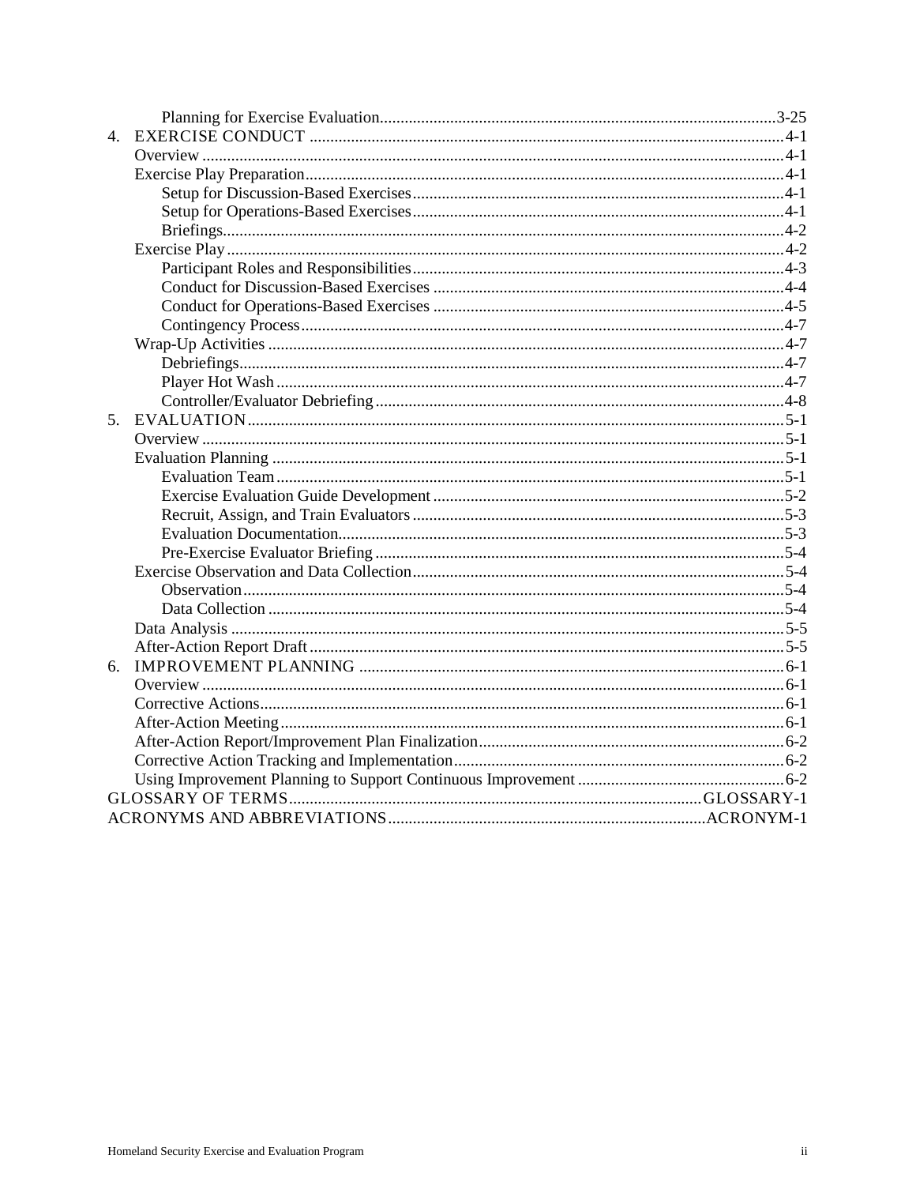Planning for Exercise Evaluation ........ 3-25

4. EXERCISE CONDUCT ........ 4-1

- Overview ........ 4-1
- Exercise Play Preparation ........ 4-1
  - Setup for Discussion-Based Exercises ........ 4-1
  - Setup for Operations-Based Exercises ........ 4-1
  - Briefings ........ 4-2
- Exercise Play ........ 4-2
  - Participant Roles and Responsibilities ........ 4-3
  - Conduct for Discussion-Based Exercises ........ 4-4
  - Conduct for Operations-Based Exercises ........ 4-5
  - Contingency Process ........ 4-7
- Wrap-Up Activities ........ 4-7
  - Debriefings ........ 4-7
  - Player Hot Wash ........ 4-7
  - Controller/Evaluator Debriefing ........ 4-8

5. EVALUATION ........ 5-1

- Overview ........ 5-1
- Evaluation Planning ........ 5-1
  - Evaluation Team ........ 5-1
  - Exercise Evaluation Guide Development ........ 5-2
  - Recruit, Assign, and Train Evaluators ........ 5-3
  - Evaluation Documentation ........ 5-3
  - Pre-Exercise Evaluator Briefing ........ 5-4
- Exercise Observation and Data Collection ........ 5-4
  - Observation ........ 5-4
  - Data Collection ........ 5-4
- Data Analysis ........ 5-5
- After-Action Report Draft ........ 5-5

6. IMPROVEMENT PLANNING ........ 6-1

- Overview ........ 6-1
- Corrective Actions ........ 6-1
- After-Action Meeting ........ 6-1
- After-Action Report/Improvement Plan Finalization ........ 6-2
- Corrective Action Tracking and Implementation ........ 6-2
- Using Improvement Planning to Support Continuous Improvement ........ 6-2

GLOSSARY OF TERMS ........ GLOSSARY-1

ACRONYMS AND ABBREVIATIONS ........ ACRONYM-1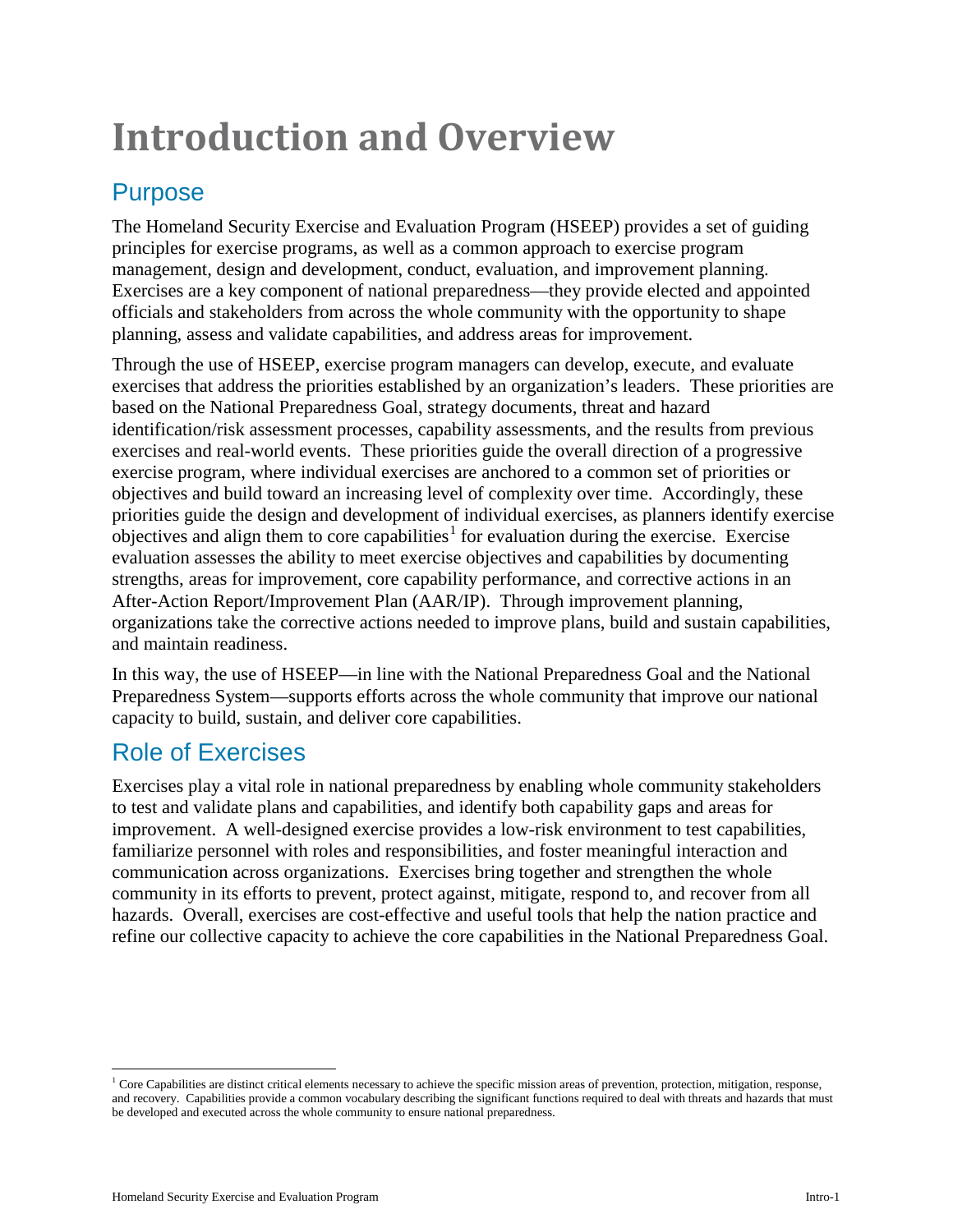# Introduction and Overview

## Purpose

The Homeland Security Exercise and Evaluation Program (HSEEP) provides a set of guiding principles for exercise programs, as well as a common approach to exercise program management, design and development, conduct, evaluation, and improvement planning. Exercises are a key component of national preparedness—they provide elected and appointed officials and stakeholders from across the whole community with the opportunity to shape planning, assess and validate capabilities, and address areas for improvement.

Through the use of HSEEP, exercise program managers can develop, execute, and evaluate exercises that address the priorities established by an organization's leaders. These priorities are based on the National Preparedness Goal, strategy documents, threat and hazard identification/risk assessment processes, capability assessments, and the results from previous exercises and real-world events. These priorities guide the overall direction of a progressive exercise program, where individual exercises are anchored to a common set of priorities or objectives and build toward an increasing level of complexity over time. Accordingly, these priorities guide the design and development of individual exercises, as planners identify exercise objectives and align them to core capabilities[1] for evaluation during the exercise. Exercise evaluation assesses the ability to meet exercise objectives and capabilities by documenting strengths, areas for improvement, core capability performance, and corrective actions in an After-Action Report/Improvement Plan (AAR/IP). Through improvement planning, organizations take the corrective actions needed to improve plans, build and sustain capabilities, and maintain readiness.

In this way, the use of HSEEP—in line with the National Preparedness Goal and the National Preparedness System—supports efforts across the whole community that improve our national capacity to build, sustain, and deliver core capabilities.

## Role of Exercises

Exercises play a vital role in national preparedness by enabling whole community stakeholders to test and validate plans and capabilities, and identify both capability gaps and areas for improvement. A well-designed exercise provides a low-risk environment to test capabilities, familiarize personnel with roles and responsibilities, and foster meaningful interaction and communication across organizations. Exercises bring together and strengthen the whole community in its efforts to prevent, protect against, mitigate, respond to, and recover from all hazards. Overall, exercises are cost-effective and useful tools that help the nation practice and refine our collective capacity to achieve the core capabilities in the National Preparedness Goal.

---

[1] Core Capabilities are distinct critical elements necessary to achieve the specific mission areas of prevention, protection, mitigation, response, and recovery. Capabilities provide a common vocabulary describing the significant functions required to deal with threats and hazards that must be developed and executed across the whole community to ensure national preparedness.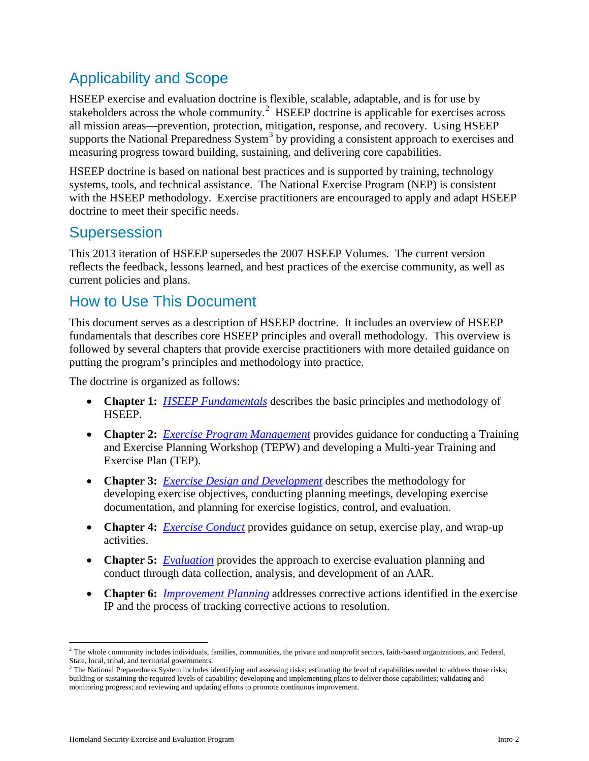## Applicability and Scope

HSEEP exercise and evaluation doctrine is flexible, scalable, adaptable, and is for use by stakeholders across the whole community.[2] HSEEP doctrine is applicable for exercises across all mission areas—prevention, protection, mitigation, response, and recovery. Using HSEEP supports the National Preparedness System[3] by providing a consistent approach to exercises and measuring progress toward building, sustaining, and delivering core capabilities.

HSEEP doctrine is based on national best practices and is supported by training, technology systems, tools, and technical assistance. The National Exercise Program (NEP) is consistent with the HSEEP methodology. Exercise practitioners are encouraged to apply and adapt HSEEP doctrine to meet their specific needs.

## Supersession

This 2013 iteration of HSEEP supersedes the 2007 HSEEP Volumes. The current version reflects the feedback, lessons learned, and best practices of the exercise community, as well as current policies and plans.

## How to Use This Document

This document serves as a description of HSEEP doctrine. It includes an overview of HSEEP fundamentals that describes core HSEEP principles and overall methodology. This overview is followed by several chapters that provide exercise practitioners with more detailed guidance on putting the program's principles and methodology into practice.

The doctrine is organized as follows:

- **Chapter 1:** *HSEEP Fundamentals* describes the basic principles and methodology of HSEEP.
- **Chapter 2:** *Exercise Program Management* provides guidance for conducting a Training and Exercise Planning Workshop (TEPW) and developing a Multi-year Training and Exercise Plan (TEP).
- **Chapter 3:** *Exercise Design and Development* describes the methodology for developing exercise objectives, conducting planning meetings, developing exercise documentation, and planning for exercise logistics, control, and evaluation.
- **Chapter 4:** *Exercise Conduct* provides guidance on setup, exercise play, and wrap-up activities.
- **Chapter 5:** *Evaluation* provides the approach to exercise evaluation planning and conduct through data collection, analysis, and development of an AAR.
- **Chapter 6:** *Improvement Planning* addresses corrective actions identified in the exercise IP and the process of tracking corrective actions to resolution.

---

[2] The whole community includes individuals, families, communities, the private and nonprofit sectors, faith-based organizations, and Federal, State, local, tribal, and territorial governments.

[3] The National Preparedness System includes identifying and assessing risks; estimating the level of capabilities needed to address those risks; building or sustaining the required levels of capability; developing and implementing plans to deliver those capabilities; validating and monitoring progress; and reviewing and updating efforts to promote continuous improvement.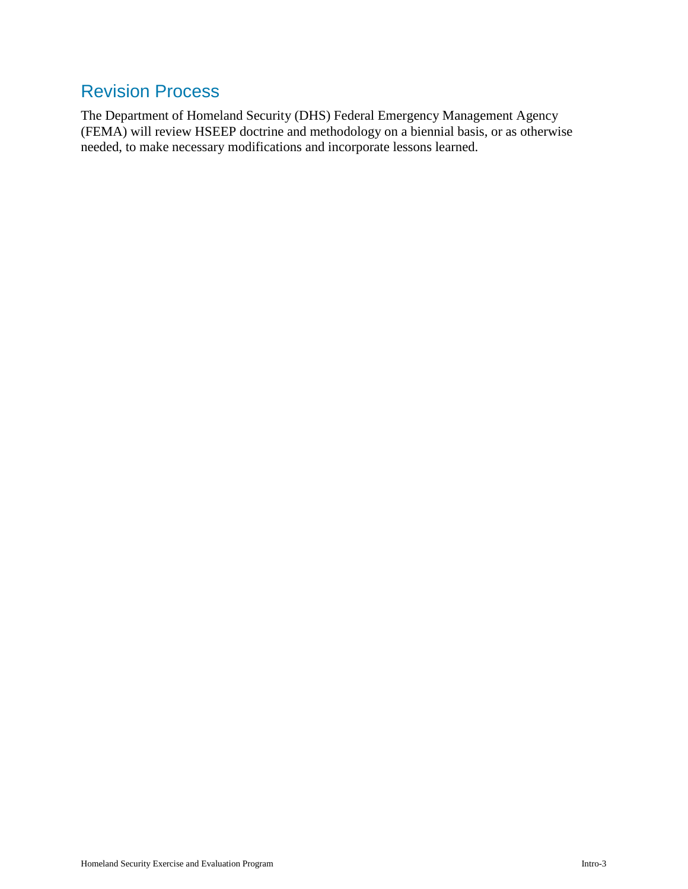## Revision Process

The Department of Homeland Security (DHS) Federal Emergency Management Agency (FEMA) will review HSEEP doctrine and methodology on a biennial basis, or as otherwise needed, to make necessary modifications and incorporate lessons learned.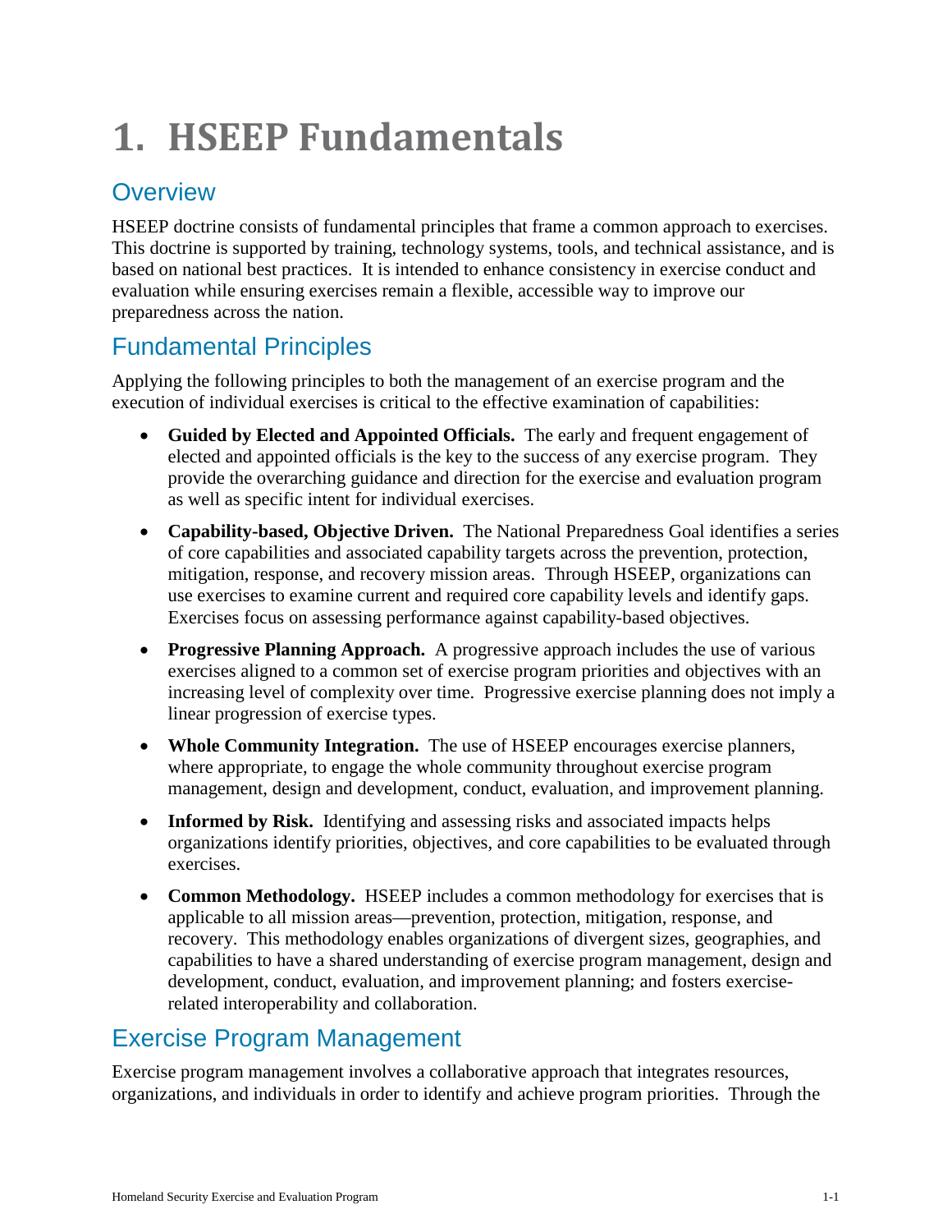# 1. HSEEP Fundamentals

## Overview

HSEEP doctrine consists of fundamental principles that frame a common approach to exercises. This doctrine is supported by training, technology systems, tools, and technical assistance, and is based on national best practices. It is intended to enhance consistency in exercise conduct and evaluation while ensuring exercises remain a flexible, accessible way to improve our preparedness across the nation.

## Fundamental Principles

Applying the following principles to both the management of an exercise program and the execution of individual exercises is critical to the effective examination of capabilities:

- **Guided by Elected and Appointed Officials.** The early and frequent engagement of elected and appointed officials is the key to the success of any exercise program. They provide the overarching guidance and direction for the exercise and evaluation program as well as specific intent for individual exercises.
- **Capability-based, Objective Driven.** The National Preparedness Goal identifies a series of core capabilities and associated capability targets across the prevention, protection, mitigation, response, and recovery mission areas. Through HSEEP, organizations can use exercises to examine current and required core capability levels and identify gaps. Exercises focus on assessing performance against capability-based objectives.
- **Progressive Planning Approach.** A progressive approach includes the use of various exercises aligned to a common set of exercise program priorities and objectives with an increasing level of complexity over time. Progressive exercise planning does not imply a linear progression of exercise types.
- **Whole Community Integration.** The use of HSEEP encourages exercise planners, where appropriate, to engage the whole community throughout exercise program management, design and development, conduct, evaluation, and improvement planning.
- **Informed by Risk.** Identifying and assessing risks and associated impacts helps organizations identify priorities, objectives, and core capabilities to be evaluated through exercises.
- **Common Methodology.** HSEEP includes a common methodology for exercises that is applicable to all mission areas—prevention, protection, mitigation, response, and recovery. This methodology enables organizations of divergent sizes, geographies, and capabilities to have a shared understanding of exercise program management, design and development, conduct, evaluation, and improvement planning; and fosters exercise-related interoperability and collaboration.

## Exercise Program Management

Exercise program management involves a collaborative approach that integrates resources, organizations, and individuals in order to identify and achieve program priorities. Through the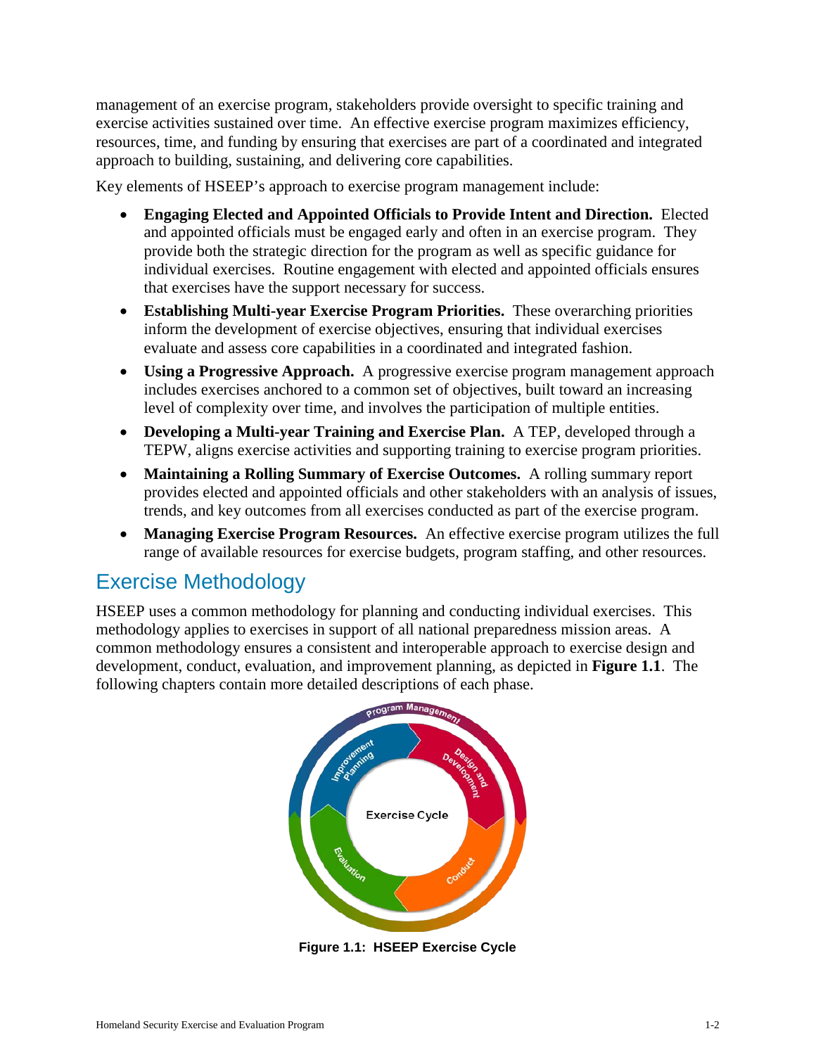management of an exercise program, stakeholders provide oversight to specific training and exercise activities sustained over time. An effective exercise program maximizes efficiency, resources, time, and funding by ensuring that exercises are part of a coordinated and integrated approach to building, sustaining, and delivering core capabilities.

Key elements of HSEEP's approach to exercise program management include:

- **Engaging Elected and Appointed Officials to Provide Intent and Direction.** Elected and appointed officials must be engaged early and often in an exercise program. They provide both the strategic direction for the program as well as specific guidance for individual exercises. Routine engagement with elected and appointed officials ensures that exercises have the support necessary for success.
- **Establishing Multi-year Exercise Program Priorities.** These overarching priorities inform the development of exercise objectives, ensuring that individual exercises evaluate and assess core capabilities in a coordinated and integrated fashion.
- **Using a Progressive Approach.** A progressive exercise program management approach includes exercises anchored to a common set of objectives, built toward an increasing level of complexity over time, and involves the participation of multiple entities.
- **Developing a Multi-year Training and Exercise Plan.** A TEP, developed through a TEPW, aligns exercise activities and supporting training to exercise program priorities.
- **Maintaining a Rolling Summary of Exercise Outcomes.** A rolling summary report provides elected and appointed officials and other stakeholders with an analysis of issues, trends, and key outcomes from all exercises conducted as part of the exercise program.
- **Managing Exercise Program Resources.** An effective exercise program utilizes the full range of available resources for exercise budgets, program staffing, and other resources.

## Exercise Methodology

HSEEP uses a common methodology for planning and conducting individual exercises. This methodology applies to exercises in support of all national preparedness mission areas. A common methodology ensures a consistent and interoperable approach to exercise design and development, conduct, evaluation, and improvement planning, as depicted in **Figure 1.1**. The following chapters contain more detailed descriptions of each phase.

**Figure 1.1: HSEEP Exercise Cycle**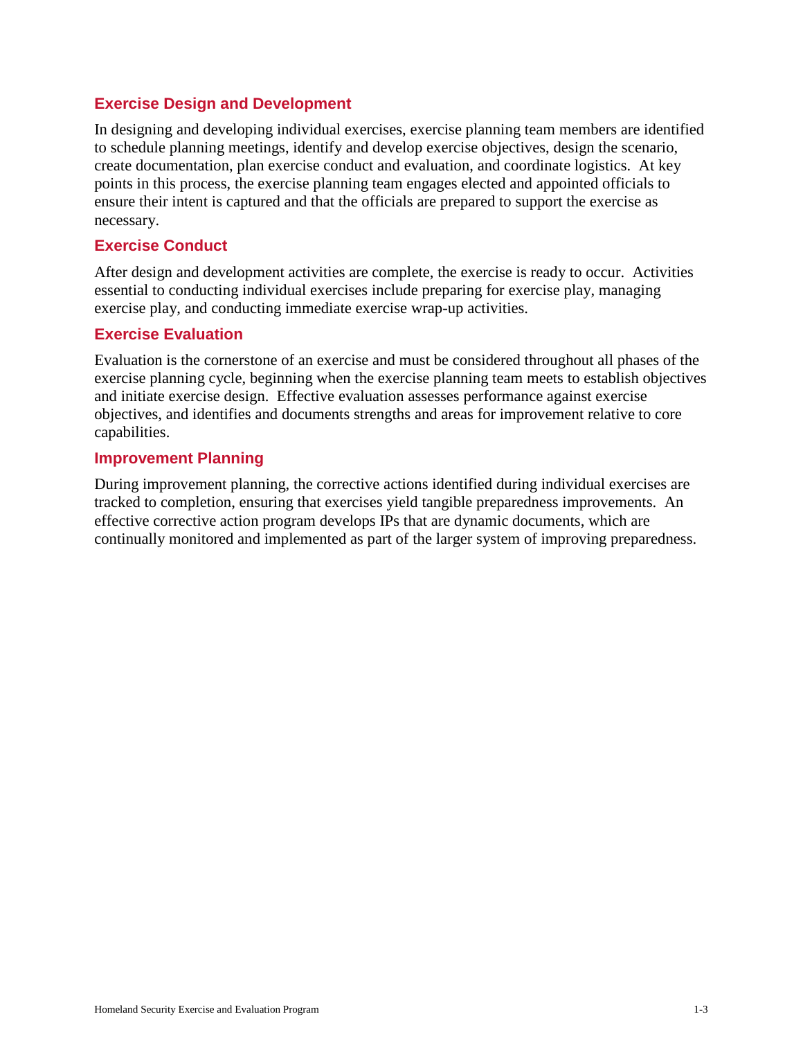### Exercise Design and Development

In designing and developing individual exercises, exercise planning team members are identified to schedule planning meetings, identify and develop exercise objectives, design the scenario, create documentation, plan exercise conduct and evaluation, and coordinate logistics. At key points in this process, the exercise planning team engages elected and appointed officials to ensure their intent is captured and that the officials are prepared to support the exercise as necessary.

### Exercise Conduct

After design and development activities are complete, the exercise is ready to occur. Activities essential to conducting individual exercises include preparing for exercise play, managing exercise play, and conducting immediate exercise wrap-up activities.

### Exercise Evaluation

Evaluation is the cornerstone of an exercise and must be considered throughout all phases of the exercise planning cycle, beginning when the exercise planning team meets to establish objectives and initiate exercise design. Effective evaluation assesses performance against exercise objectives, and identifies and documents strengths and areas for improvement relative to core capabilities.

### Improvement Planning

During improvement planning, the corrective actions identified during individual exercises are tracked to completion, ensuring that exercises yield tangible preparedness improvements. An effective corrective action program develops IPs that are dynamic documents, which are continually monitored and implemented as part of the larger system of improving preparedness.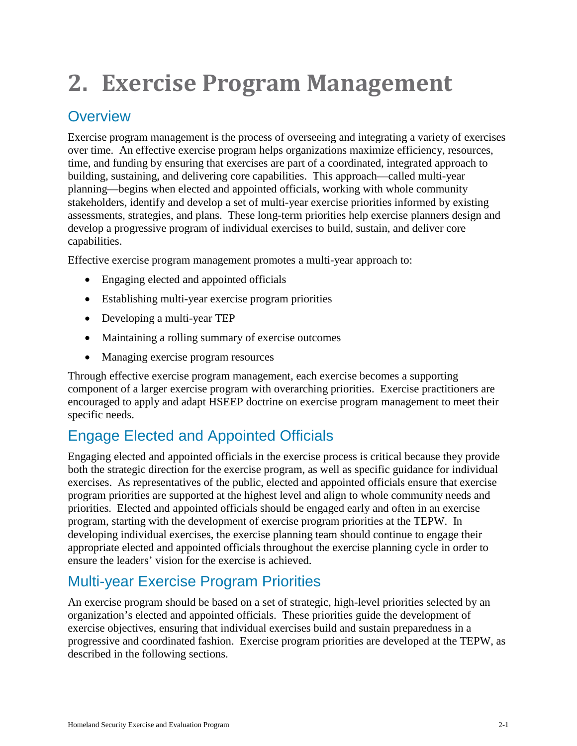# 2. Exercise Program Management

## Overview

Exercise program management is the process of overseeing and integrating a variety of exercises over time. An effective exercise program helps organizations maximize efficiency, resources, time, and funding by ensuring that exercises are part of a coordinated, integrated approach to building, sustaining, and delivering core capabilities. This approach—called multi-year planning—begins when elected and appointed officials, working with whole community stakeholders, identify and develop a set of multi-year exercise priorities informed by existing assessments, strategies, and plans. These long-term priorities help exercise planners design and develop a progressive program of individual exercises to build, sustain, and deliver core capabilities.

Effective exercise program management promotes a multi-year approach to:

- Engaging elected and appointed officials
- Establishing multi-year exercise program priorities
- Developing a multi-year TEP
- Maintaining a rolling summary of exercise outcomes
- Managing exercise program resources

Through effective exercise program management, each exercise becomes a supporting component of a larger exercise program with overarching priorities. Exercise practitioners are encouraged to apply and adapt HSEEP doctrine on exercise program management to meet their specific needs.

## Engage Elected and Appointed Officials

Engaging elected and appointed officials in the exercise process is critical because they provide both the strategic direction for the exercise program, as well as specific guidance for individual exercises. As representatives of the public, elected and appointed officials ensure that exercise program priorities are supported at the highest level and align to whole community needs and priorities. Elected and appointed officials should be engaged early and often in an exercise program, starting with the development of exercise program priorities at the TEPW. In developing individual exercises, the exercise planning team should continue to engage their appropriate elected and appointed officials throughout the exercise planning cycle in order to ensure the leaders' vision for the exercise is achieved.

## Multi-year Exercise Program Priorities

An exercise program should be based on a set of strategic, high-level priorities selected by an organization's elected and appointed officials. These priorities guide the development of exercise objectives, ensuring that individual exercises build and sustain preparedness in a progressive and coordinated fashion. Exercise program priorities are developed at the TEPW, as described in the following sections.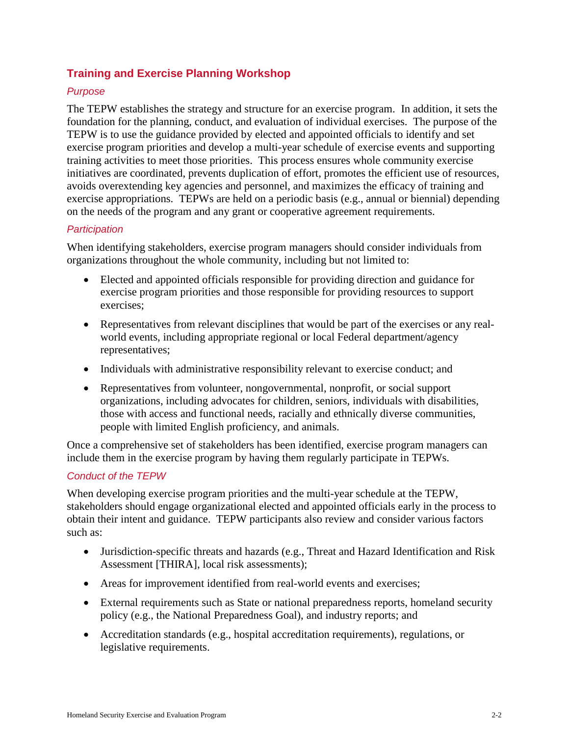## Training and Exercise Planning Workshop

### *Purpose*

The TEPW establishes the strategy and structure for an exercise program. In addition, it sets the foundation for the planning, conduct, and evaluation of individual exercises. The purpose of the TEPW is to use the guidance provided by elected and appointed officials to identify and set exercise program priorities and develop a multi-year schedule of exercise events and supporting training activities to meet those priorities. This process ensures whole community exercise initiatives are coordinated, prevents duplication of effort, promotes the efficient use of resources, avoids overextending key agencies and personnel, and maximizes the efficacy of training and exercise appropriations. TEPWs are held on a periodic basis (e.g., annual or biennial) depending on the needs of the program and any grant or cooperative agreement requirements.

### *Participation*

When identifying stakeholders, exercise program managers should consider individuals from organizations throughout the whole community, including but not limited to:

- Elected and appointed officials responsible for providing direction and guidance for exercise program priorities and those responsible for providing resources to support exercises;
- Representatives from relevant disciplines that would be part of the exercises or any real-world events, including appropriate regional or local Federal department/agency representatives;
- Individuals with administrative responsibility relevant to exercise conduct; and
- Representatives from volunteer, nongovernmental, nonprofit, or social support organizations, including advocates for children, seniors, individuals with disabilities, those with access and functional needs, racially and ethnically diverse communities, people with limited English proficiency, and animals.

Once a comprehensive set of stakeholders has been identified, exercise program managers can include them in the exercise program by having them regularly participate in TEPWs.

### *Conduct of the TEPW*

When developing exercise program priorities and the multi-year schedule at the TEPW, stakeholders should engage organizational elected and appointed officials early in the process to obtain their intent and guidance. TEPW participants also review and consider various factors such as:

- Jurisdiction-specific threats and hazards (e.g., Threat and Hazard Identification and Risk Assessment [THIRA], local risk assessments);
- Areas for improvement identified from real-world events and exercises;
- External requirements such as State or national preparedness reports, homeland security policy (e.g., the National Preparedness Goal), and industry reports; and
- Accreditation standards (e.g., hospital accreditation requirements), regulations, or legislative requirements.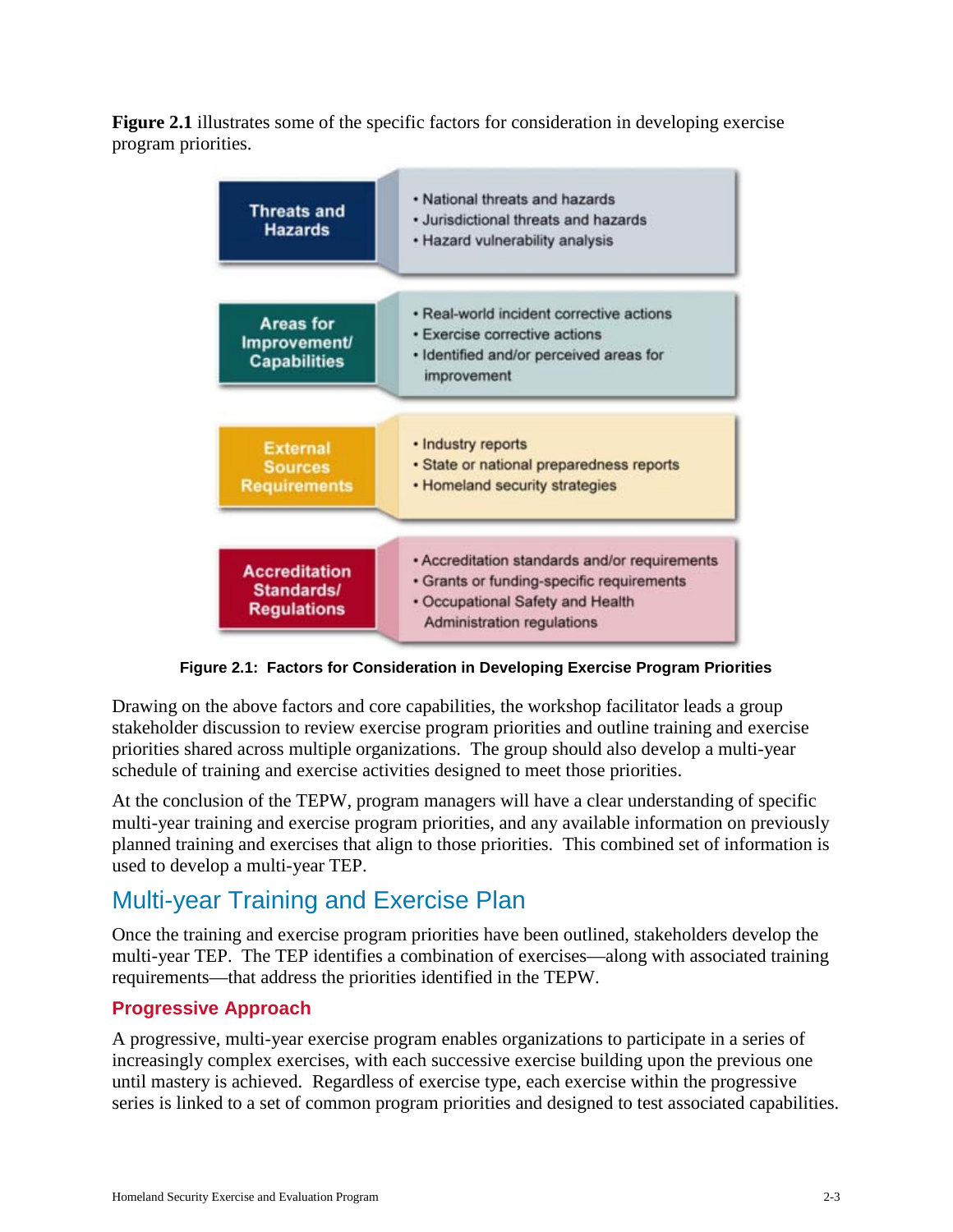**Figure 2.1** illustrates some of the specific factors for consideration in developing exercise program priorities.

| Factor | Considerations |
| --- | --- |
| Threats and Hazards | • National threats and hazards<br>• Jurisdictional threats and hazards<br>• Hazard vulnerability analysis |
| Areas for Improvement/ Capabilities | • Real-world incident corrective actions<br>• Exercise corrective actions<br>• Identified and/or perceived areas for improvement |
| External Sources Requirements | • Industry reports<br>• State or national preparedness reports<br>• Homeland security strategies |
| Accreditation Standards/ Regulations | • Accreditation standards and/or requirements<br>• Grants or funding-specific requirements<br>• Occupational Safety and Health Administration regulations |

**Figure 2.1: Factors for Consideration in Developing Exercise Program Priorities**

Drawing on the above factors and core capabilities, the workshop facilitator leads a group stakeholder discussion to review exercise program priorities and outline training and exercise priorities shared across multiple organizations. The group should also develop a multi-year schedule of training and exercise activities designed to meet those priorities.

At the conclusion of the TEPW, program managers will have a clear understanding of specific multi-year training and exercise program priorities, and any available information on previously planned training and exercises that align to those priorities. This combined set of information is used to develop a multi-year TEP.

## Multi-year Training and Exercise Plan

Once the training and exercise program priorities have been outlined, stakeholders develop the multi-year TEP. The TEP identifies a combination of exercises—along with associated training requirements—that address the priorities identified in the TEPW.

### Progressive Approach

A progressive, multi-year exercise program enables organizations to participate in a series of increasingly complex exercises, with each successive exercise building upon the previous one until mastery is achieved. Regardless of exercise type, each exercise within the progressive series is linked to a set of common program priorities and designed to test associated capabilities.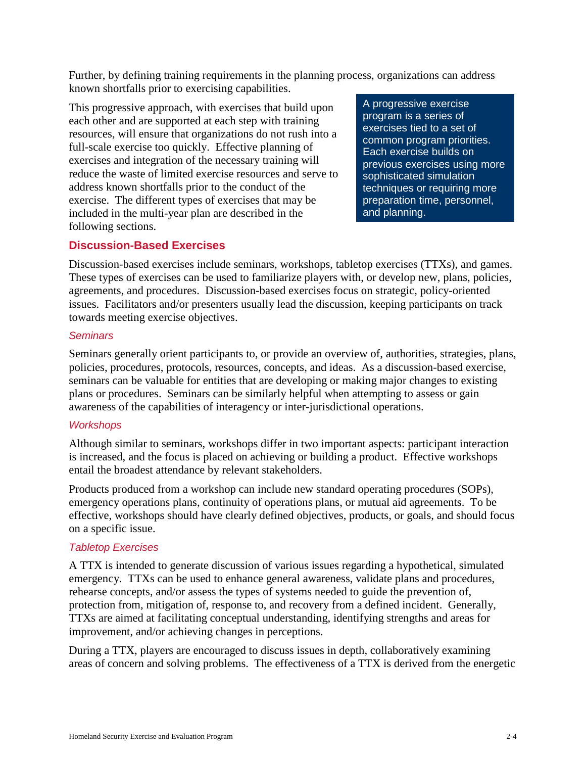Further, by defining training requirements in the planning process, organizations can address known shortfalls prior to exercising capabilities.

This progressive approach, with exercises that build upon each other and are supported at each step with training resources, will ensure that organizations do not rush into a full-scale exercise too quickly. Effective planning of exercises and integration of the necessary training will reduce the waste of limited exercise resources and serve to address known shortfalls prior to the conduct of the exercise. The different types of exercises that may be included in the multi-year plan are described in the following sections.

> A progressive exercise program is a series of exercises tied to a set of common program priorities. Each exercise builds on previous exercises using more sophisticated simulation techniques or requiring more preparation time, personnel, and planning.

## Discussion-Based Exercises

Discussion-based exercises include seminars, workshops, tabletop exercises (TTXs), and games. These types of exercises can be used to familiarize players with, or develop new, plans, policies, agreements, and procedures. Discussion-based exercises focus on strategic, policy-oriented issues. Facilitators and/or presenters usually lead the discussion, keeping participants on track towards meeting exercise objectives.

### *Seminars*

Seminars generally orient participants to, or provide an overview of, authorities, strategies, plans, policies, procedures, protocols, resources, concepts, and ideas. As a discussion-based exercise, seminars can be valuable for entities that are developing or making major changes to existing plans or procedures. Seminars can be similarly helpful when attempting to assess or gain awareness of the capabilities of interagency or inter-jurisdictional operations.

### *Workshops*

Although similar to seminars, workshops differ in two important aspects: participant interaction is increased, and the focus is placed on achieving or building a product. Effective workshops entail the broadest attendance by relevant stakeholders.

Products produced from a workshop can include new standard operating procedures (SOPs), emergency operations plans, continuity of operations plans, or mutual aid agreements. To be effective, workshops should have clearly defined objectives, products, or goals, and should focus on a specific issue.

### *Tabletop Exercises*

A TTX is intended to generate discussion of various issues regarding a hypothetical, simulated emergency. TTXs can be used to enhance general awareness, validate plans and procedures, rehearse concepts, and/or assess the types of systems needed to guide the prevention of, protection from, mitigation of, response to, and recovery from a defined incident. Generally, TTXs are aimed at facilitating conceptual understanding, identifying strengths and areas for improvement, and/or achieving changes in perceptions.

During a TTX, players are encouraged to discuss issues in depth, collaboratively examining areas of concern and solving problems. The effectiveness of a TTX is derived from the energetic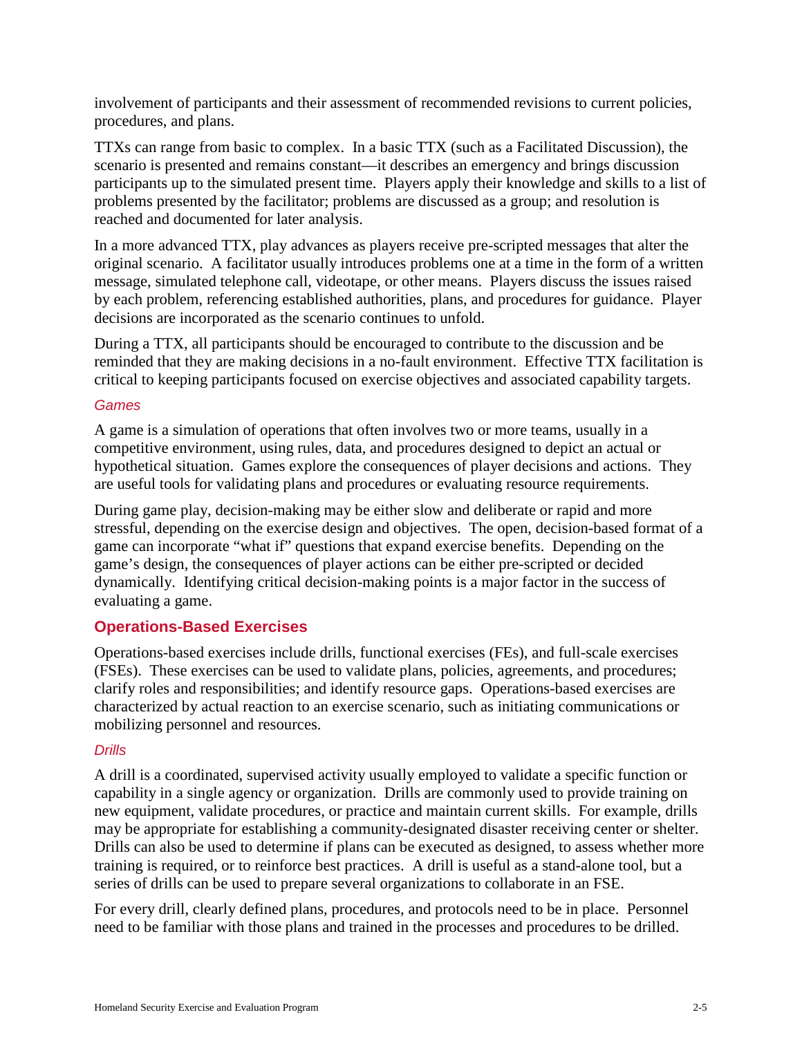involvement of participants and their assessment of recommended revisions to current policies, procedures, and plans.

TTXs can range from basic to complex. In a basic TTX (such as a Facilitated Discussion), the scenario is presented and remains constant—it describes an emergency and brings discussion participants up to the simulated present time. Players apply their knowledge and skills to a list of problems presented by the facilitator; problems are discussed as a group; and resolution is reached and documented for later analysis.

In a more advanced TTX, play advances as players receive pre-scripted messages that alter the original scenario. A facilitator usually introduces problems one at a time in the form of a written message, simulated telephone call, videotape, or other means. Players discuss the issues raised by each problem, referencing established authorities, plans, and procedures for guidance. Player decisions are incorporated as the scenario continues to unfold.

During a TTX, all participants should be encouraged to contribute to the discussion and be reminded that they are making decisions in a no-fault environment. Effective TTX facilitation is critical to keeping participants focused on exercise objectives and associated capability targets.

#### *Games*

A game is a simulation of operations that often involves two or more teams, usually in a competitive environment, using rules, data, and procedures designed to depict an actual or hypothetical situation. Games explore the consequences of player decisions and actions. They are useful tools for validating plans and procedures or evaluating resource requirements.

During game play, decision-making may be either slow and deliberate or rapid and more stressful, depending on the exercise design and objectives. The open, decision-based format of a game can incorporate "what if" questions that expand exercise benefits. Depending on the game's design, the consequences of player actions can be either pre-scripted or decided dynamically. Identifying critical decision-making points is a major factor in the success of evaluating a game.

### Operations-Based Exercises

Operations-based exercises include drills, functional exercises (FEs), and full-scale exercises (FSEs). These exercises can be used to validate plans, policies, agreements, and procedures; clarify roles and responsibilities; and identify resource gaps. Operations-based exercises are characterized by actual reaction to an exercise scenario, such as initiating communications or mobilizing personnel and resources.

#### *Drills*

A drill is a coordinated, supervised activity usually employed to validate a specific function or capability in a single agency or organization. Drills are commonly used to provide training on new equipment, validate procedures, or practice and maintain current skills. For example, drills may be appropriate for establishing a community-designated disaster receiving center or shelter. Drills can also be used to determine if plans can be executed as designed, to assess whether more training is required, or to reinforce best practices. A drill is useful as a stand-alone tool, but a series of drills can be used to prepare several organizations to collaborate in an FSE.

For every drill, clearly defined plans, procedures, and protocols need to be in place. Personnel need to be familiar with those plans and trained in the processes and procedures to be drilled.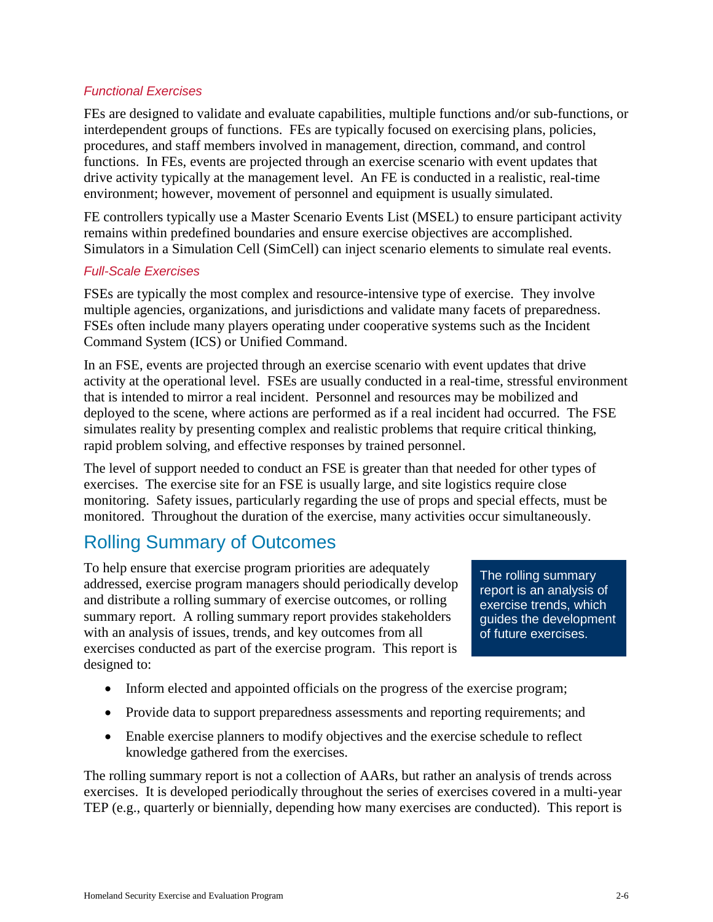### *Functional Exercises*

FEs are designed to validate and evaluate capabilities, multiple functions and/or sub-functions, or interdependent groups of functions. FEs are typically focused on exercising plans, policies, procedures, and staff members involved in management, direction, command, and control functions. In FEs, events are projected through an exercise scenario with event updates that drive activity typically at the management level. An FE is conducted in a realistic, real-time environment; however, movement of personnel and equipment is usually simulated.

FE controllers typically use a Master Scenario Events List (MSEL) to ensure participant activity remains within predefined boundaries and ensure exercise objectives are accomplished. Simulators in a Simulation Cell (SimCell) can inject scenario elements to simulate real events.

### *Full-Scale Exercises*

FSEs are typically the most complex and resource-intensive type of exercise. They involve multiple agencies, organizations, and jurisdictions and validate many facets of preparedness. FSEs often include many players operating under cooperative systems such as the Incident Command System (ICS) or Unified Command.

In an FSE, events are projected through an exercise scenario with event updates that drive activity at the operational level. FSEs are usually conducted in a real-time, stressful environment that is intended to mirror a real incident. Personnel and resources may be mobilized and deployed to the scene, where actions are performed as if a real incident had occurred. The FSE simulates reality by presenting complex and realistic problems that require critical thinking, rapid problem solving, and effective responses by trained personnel.

The level of support needed to conduct an FSE is greater than that needed for other types of exercises. The exercise site for an FSE is usually large, and site logistics require close monitoring. Safety issues, particularly regarding the use of props and special effects, must be monitored. Throughout the duration of the exercise, many activities occur simultaneously.

## Rolling Summary of Outcomes

> The rolling summary report is an analysis of exercise trends, which guides the development of future exercises.

To help ensure that exercise program priorities are adequately addressed, exercise program managers should periodically develop and distribute a rolling summary of exercise outcomes, or rolling summary report. A rolling summary report provides stakeholders with an analysis of issues, trends, and key outcomes from all exercises conducted as part of the exercise program. This report is designed to:

- Inform elected and appointed officials on the progress of the exercise program;
- Provide data to support preparedness assessments and reporting requirements; and
- Enable exercise planners to modify objectives and the exercise schedule to reflect knowledge gathered from the exercises.

The rolling summary report is not a collection of AARs, but rather an analysis of trends across exercises. It is developed periodically throughout the series of exercises covered in a multi-year TEP (e.g., quarterly or biennially, depending how many exercises are conducted). This report is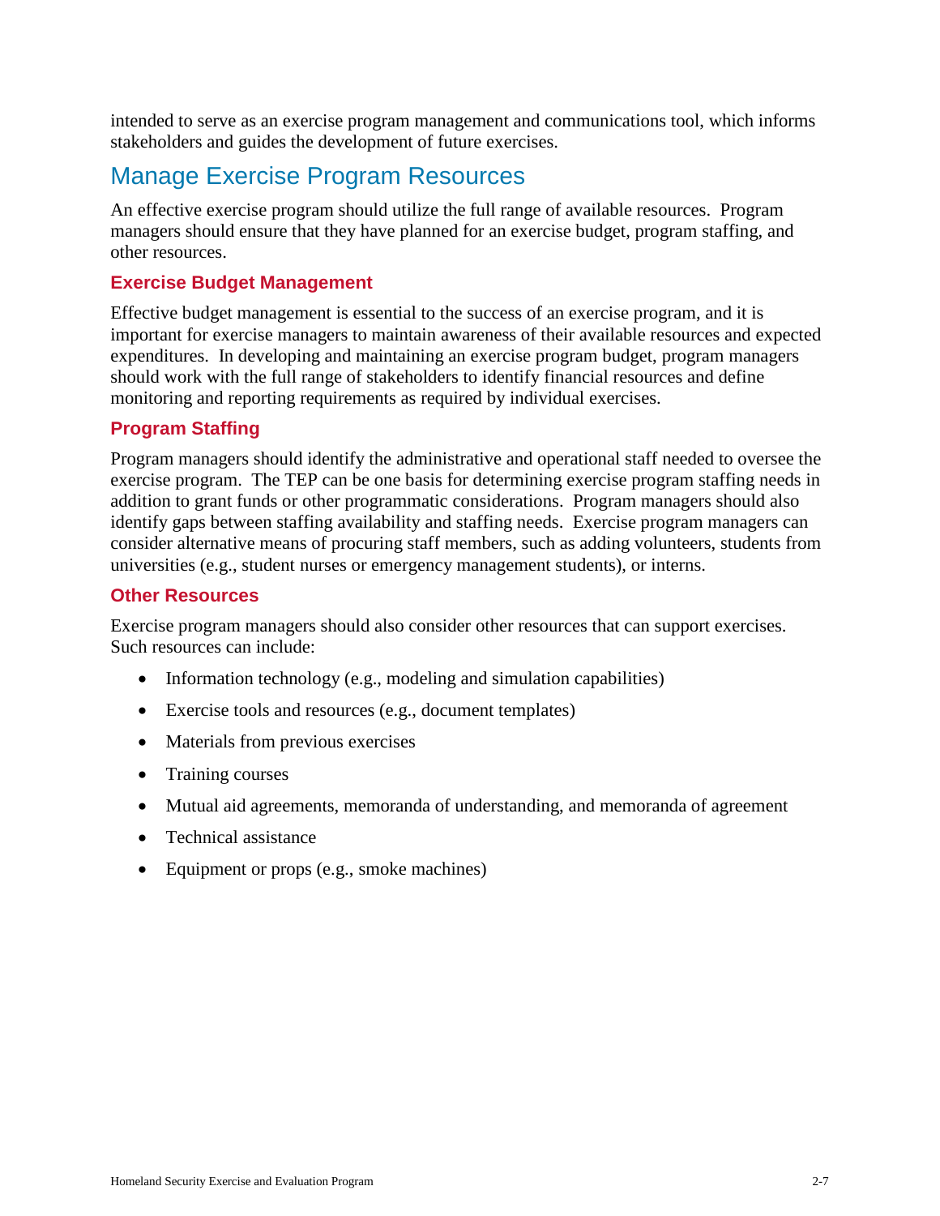intended to serve as an exercise program management and communications tool, which informs stakeholders and guides the development of future exercises.

## Manage Exercise Program Resources

An effective exercise program should utilize the full range of available resources. Program managers should ensure that they have planned for an exercise budget, program staffing, and other resources.

### Exercise Budget Management

Effective budget management is essential to the success of an exercise program, and it is important for exercise managers to maintain awareness of their available resources and expected expenditures. In developing and maintaining an exercise program budget, program managers should work with the full range of stakeholders to identify financial resources and define monitoring and reporting requirements as required by individual exercises.

### Program Staffing

Program managers should identify the administrative and operational staff needed to oversee the exercise program. The TEP can be one basis for determining exercise program staffing needs in addition to grant funds or other programmatic considerations. Program managers should also identify gaps between staffing availability and staffing needs. Exercise program managers can consider alternative means of procuring staff members, such as adding volunteers, students from universities (e.g., student nurses or emergency management students), or interns.

### Other Resources

Exercise program managers should also consider other resources that can support exercises. Such resources can include:

- Information technology (e.g., modeling and simulation capabilities)
- Exercise tools and resources (e.g., document templates)
- Materials from previous exercises
- Training courses
- Mutual aid agreements, memoranda of understanding, and memoranda of agreement
- Technical assistance
- Equipment or props (e.g., smoke machines)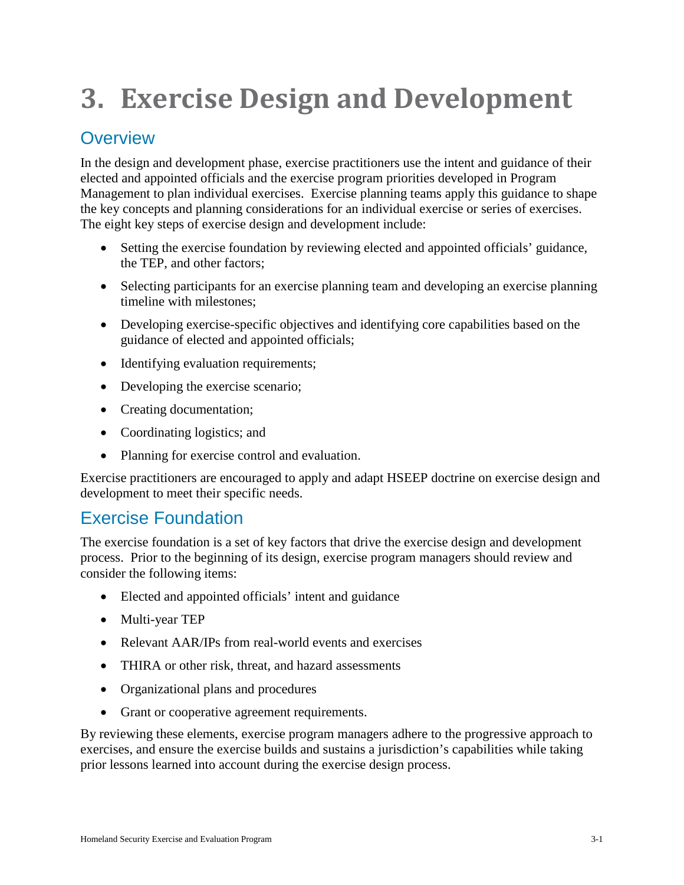# 3. Exercise Design and Development

## Overview

In the design and development phase, exercise practitioners use the intent and guidance of their elected and appointed officials and the exercise program priorities developed in Program Management to plan individual exercises. Exercise planning teams apply this guidance to shape the key concepts and planning considerations for an individual exercise or series of exercises. The eight key steps of exercise design and development include:

- Setting the exercise foundation by reviewing elected and appointed officials' guidance, the TEP, and other factors;
- Selecting participants for an exercise planning team and developing an exercise planning timeline with milestones;
- Developing exercise-specific objectives and identifying core capabilities based on the guidance of elected and appointed officials;
- Identifying evaluation requirements;
- Developing the exercise scenario;
- Creating documentation;
- Coordinating logistics; and
- Planning for exercise control and evaluation.

Exercise practitioners are encouraged to apply and adapt HSEEP doctrine on exercise design and development to meet their specific needs.

## Exercise Foundation

The exercise foundation is a set of key factors that drive the exercise design and development process. Prior to the beginning of its design, exercise program managers should review and consider the following items:

- Elected and appointed officials' intent and guidance
- Multi-year TEP
- Relevant AAR/IPs from real-world events and exercises
- THIRA or other risk, threat, and hazard assessments
- Organizational plans and procedures
- Grant or cooperative agreement requirements.

By reviewing these elements, exercise program managers adhere to the progressive approach to exercises, and ensure the exercise builds and sustains a jurisdiction's capabilities while taking prior lessons learned into account during the exercise design process.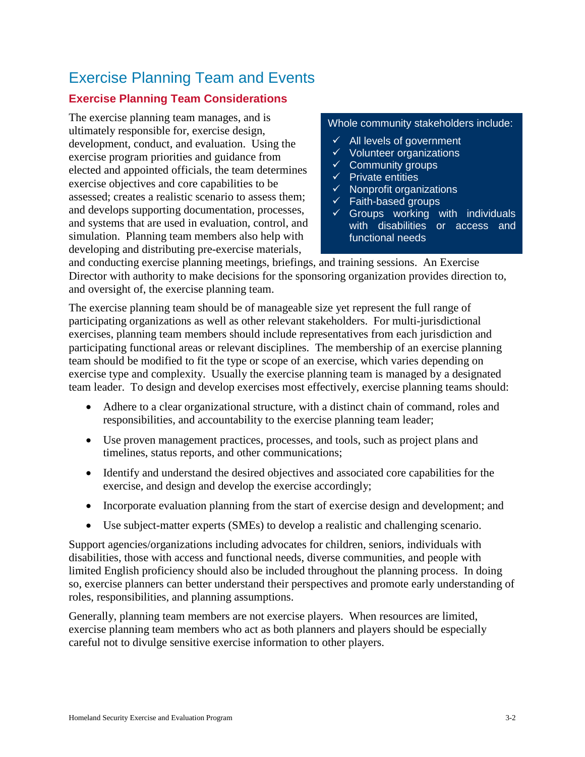## Exercise Planning Team and Events

### Exercise Planning Team Considerations

The exercise planning team manages, and is ultimately responsible for, exercise design, development, conduct, and evaluation. Using the exercise program priorities and guidance from elected and appointed officials, the team determines exercise objectives and core capabilities to be assessed; creates a realistic scenario to assess them; and develops supporting documentation, processes, and systems that are used in evaluation, control, and simulation. Planning team members also help with developing and distributing pre-exercise materials, and conducting exercise planning meetings, briefings, and training sessions. An Exercise Director with authority to make decisions for the sponsoring organization provides direction to, and oversight of, the exercise planning team.

> Whole community stakeholders include:
>
> - ✓ All levels of government
> - ✓ Volunteer organizations
> - ✓ Community groups
> - ✓ Private entities
> - ✓ Nonprofit organizations
> - ✓ Faith-based groups
> - ✓ Groups working with individuals with disabilities or access and functional needs

The exercise planning team should be of manageable size yet represent the full range of participating organizations as well as other relevant stakeholders. For multi-jurisdictional exercises, planning team members should include representatives from each jurisdiction and participating functional areas or relevant disciplines. The membership of an exercise planning team should be modified to fit the type or scope of an exercise, which varies depending on exercise type and complexity. Usually the exercise planning team is managed by a designated team leader. To design and develop exercises most effectively, exercise planning teams should:

- Adhere to a clear organizational structure, with a distinct chain of command, roles and responsibilities, and accountability to the exercise planning team leader;
- Use proven management practices, processes, and tools, such as project plans and timelines, status reports, and other communications;
- Identify and understand the desired objectives and associated core capabilities for the exercise, and design and develop the exercise accordingly;
- Incorporate evaluation planning from the start of exercise design and development; and
- Use subject-matter experts (SMEs) to develop a realistic and challenging scenario.

Support agencies/organizations including advocates for children, seniors, individuals with disabilities, those with access and functional needs, diverse communities, and people with limited English proficiency should also be included throughout the planning process. In doing so, exercise planners can better understand their perspectives and promote early understanding of roles, responsibilities, and planning assumptions.

Generally, planning team members are not exercise players. When resources are limited, exercise planning team members who act as both planners and players should be especially careful not to divulge sensitive exercise information to other players.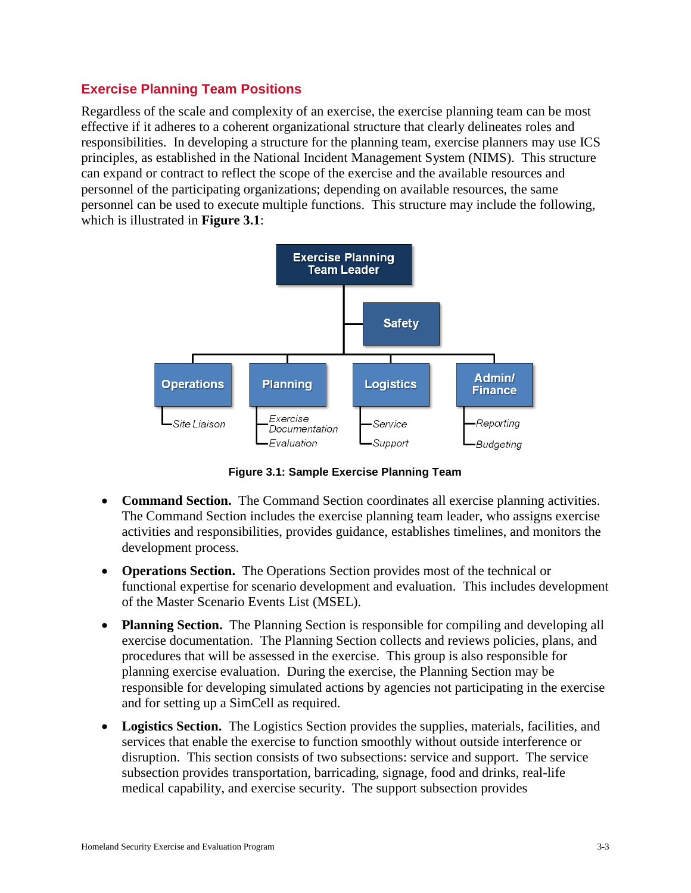## Exercise Planning Team Positions

Regardless of the scale and complexity of an exercise, the exercise planning team can be most effective if it adheres to a coherent organizational structure that clearly delineates roles and responsibilities. In developing a structure for the planning team, exercise planners may use ICS principles, as established in the National Incident Management System (NIMS). This structure can expand or contract to reflect the scope of the exercise and the available resources and personnel of the participating organizations; depending on available resources, the same personnel can be used to execute multiple functions. This structure may include the following, which is illustrated in **Figure 3.1**:

Exercise Planning Team Leader

Safety

Operations
- *Site Liaison*

Planning
- *Exercise Documentation*
- *Evaluation*

Logistics
- *Service*
- *Support*

Admin/Finance
- *Reporting*
- *Budgeting*

**Figure 3.1: Sample Exercise Planning Team**

- **Command Section.** The Command Section coordinates all exercise planning activities. The Command Section includes the exercise planning team leader, who assigns exercise activities and responsibilities, provides guidance, establishes timelines, and monitors the development process.
- **Operations Section.** The Operations Section provides most of the technical or functional expertise for scenario development and evaluation. This includes development of the Master Scenario Events List (MSEL).
- **Planning Section.** The Planning Section is responsible for compiling and developing all exercise documentation. The Planning Section collects and reviews policies, plans, and procedures that will be assessed in the exercise. This group is also responsible for planning exercise evaluation. During the exercise, the Planning Section may be responsible for developing simulated actions by agencies not participating in the exercise and for setting up a SimCell as required.
- **Logistics Section.** The Logistics Section provides the supplies, materials, facilities, and services that enable the exercise to function smoothly without outside interference or disruption. This section consists of two subsections: service and support. The service subsection provides transportation, barricading, signage, food and drinks, real-life medical capability, and exercise security. The support subsection provides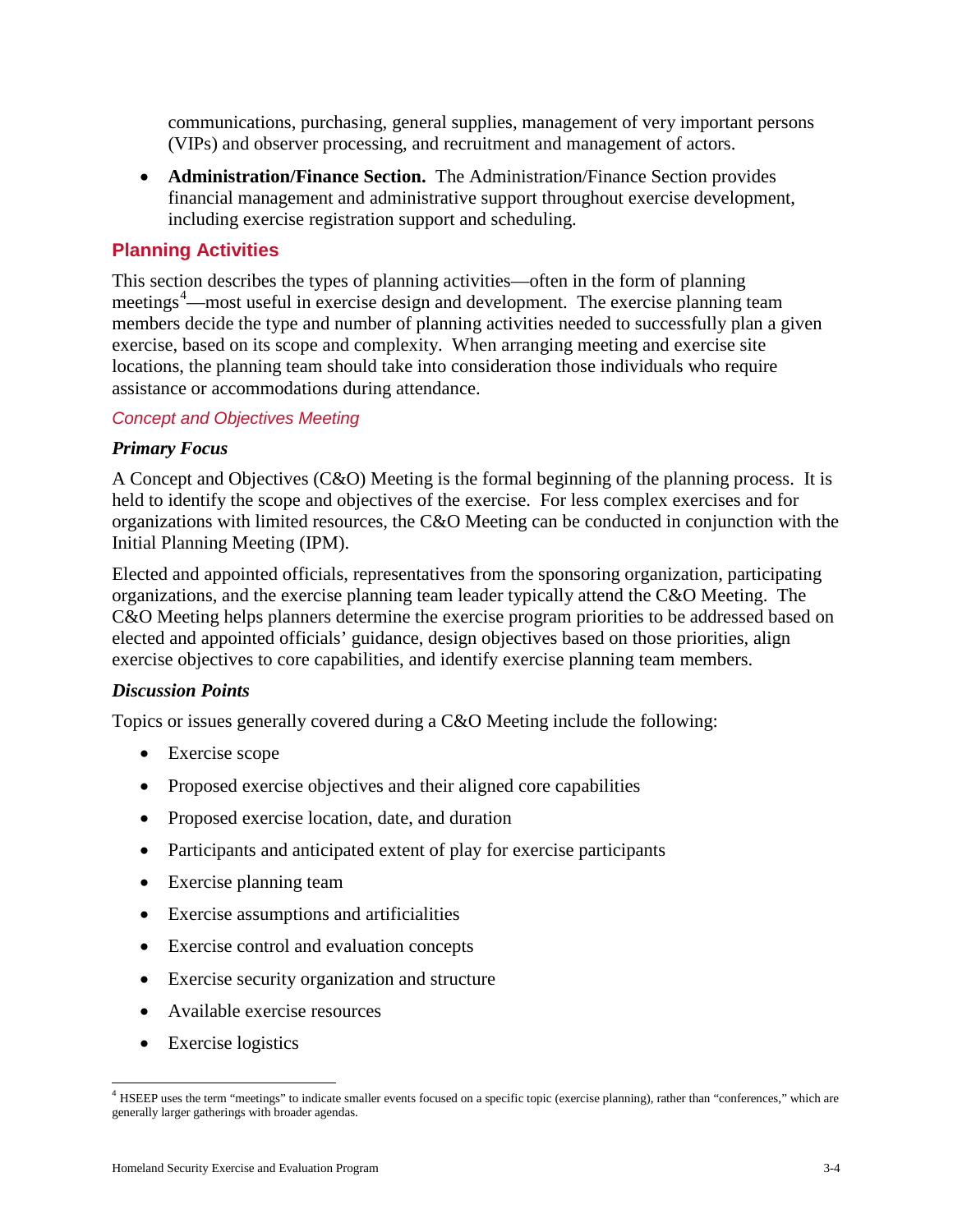communications, purchasing, general supplies, management of very important persons (VIPs) and observer processing, and recruitment and management of actors.

- **Administration/Finance Section.** The Administration/Finance Section provides financial management and administrative support throughout exercise development, including exercise registration support and scheduling.

## Planning Activities

This section describes the types of planning activities—often in the form of planning meetings[4]—most useful in exercise design and development. The exercise planning team members decide the type and number of planning activities needed to successfully plan a given exercise, based on its scope and complexity. When arranging meeting and exercise site locations, the planning team should take into consideration those individuals who require assistance or accommodations during attendance.

### *Concept and Objectives Meeting*

#### *Primary Focus*

A Concept and Objectives (C&O) Meeting is the formal beginning of the planning process. It is held to identify the scope and objectives of the exercise. For less complex exercises and for organizations with limited resources, the C&O Meeting can be conducted in conjunction with the Initial Planning Meeting (IPM).

Elected and appointed officials, representatives from the sponsoring organization, participating organizations, and the exercise planning team leader typically attend the C&O Meeting. The C&O Meeting helps planners determine the exercise program priorities to be addressed based on elected and appointed officials' guidance, design objectives based on those priorities, align exercise objectives to core capabilities, and identify exercise planning team members.

#### *Discussion Points*

Topics or issues generally covered during a C&O Meeting include the following:

- Exercise scope
- Proposed exercise objectives and their aligned core capabilities
- Proposed exercise location, date, and duration
- Participants and anticipated extent of play for exercise participants
- Exercise planning team
- Exercise assumptions and artificialities
- Exercise control and evaluation concepts
- Exercise security organization and structure
- Available exercise resources
- Exercise logistics

[4] HSEEP uses the term "meetings" to indicate smaller events focused on a specific topic (exercise planning), rather than "conferences," which are generally larger gatherings with broader agendas.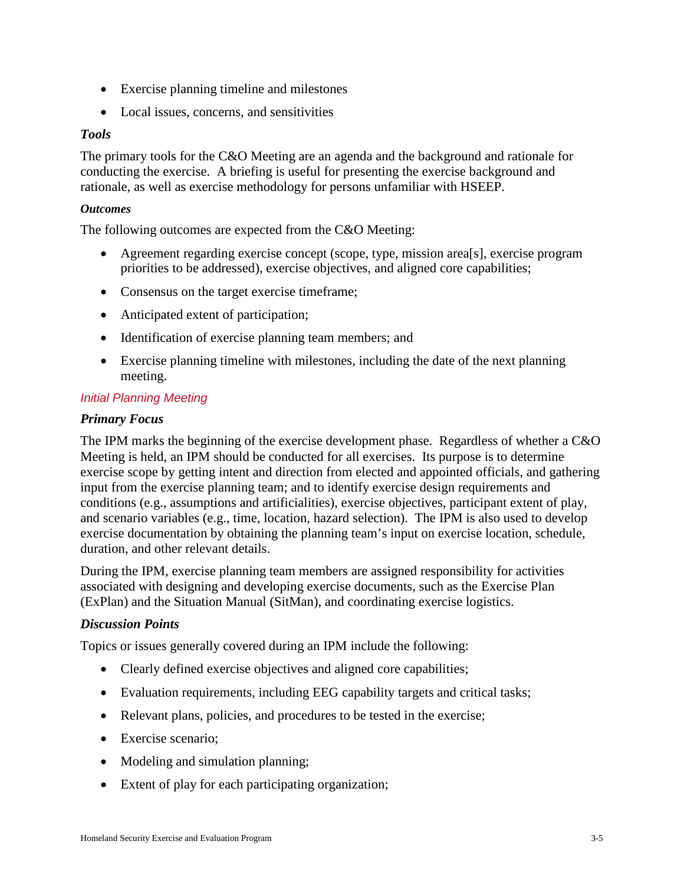- Exercise planning timeline and milestones
- Local issues, concerns, and sensitivities

#### *Tools*

The primary tools for the C&O Meeting are an agenda and the background and rationale for conducting the exercise. A briefing is useful for presenting the exercise background and rationale, as well as exercise methodology for persons unfamiliar with HSEEP.

#### *Outcomes*

The following outcomes are expected from the C&O Meeting:

- Agreement regarding exercise concept (scope, type, mission area[s], exercise program priorities to be addressed), exercise objectives, and aligned core capabilities;
- Consensus on the target exercise timeframe;
- Anticipated extent of participation;
- Identification of exercise planning team members; and
- Exercise planning timeline with milestones, including the date of the next planning meeting.

### *Initial Planning Meeting*

#### *Primary Focus*

The IPM marks the beginning of the exercise development phase. Regardless of whether a C&O Meeting is held, an IPM should be conducted for all exercises. Its purpose is to determine exercise scope by getting intent and direction from elected and appointed officials, and gathering input from the exercise planning team; and to identify exercise design requirements and conditions (e.g., assumptions and artificialities), exercise objectives, participant extent of play, and scenario variables (e.g., time, location, hazard selection). The IPM is also used to develop exercise documentation by obtaining the planning team's input on exercise location, schedule, duration, and other relevant details.

During the IPM, exercise planning team members are assigned responsibility for activities associated with designing and developing exercise documents, such as the Exercise Plan (ExPlan) and the Situation Manual (SitMan), and coordinating exercise logistics.

#### *Discussion Points*

Topics or issues generally covered during an IPM include the following:

- Clearly defined exercise objectives and aligned core capabilities;
- Evaluation requirements, including EEG capability targets and critical tasks;
- Relevant plans, policies, and procedures to be tested in the exercise;
- Exercise scenario;
- Modeling and simulation planning;
- Extent of play for each participating organization;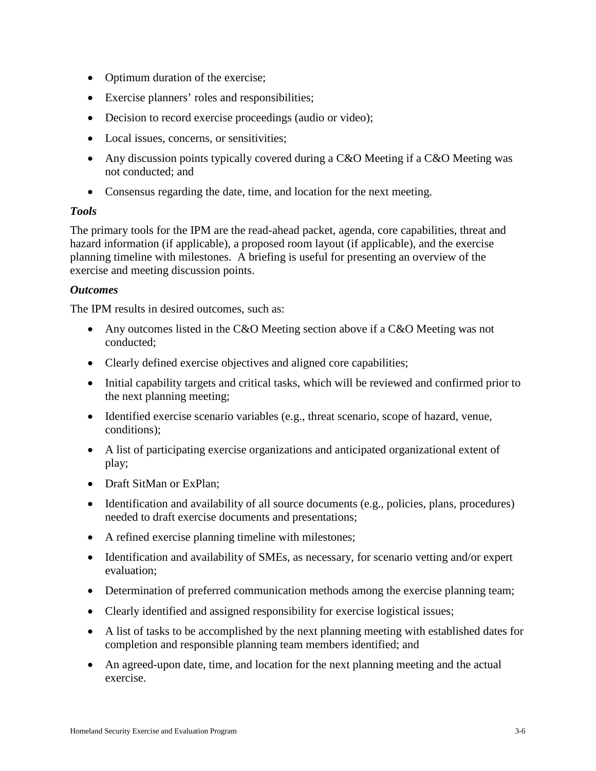- Optimum duration of the exercise;
- Exercise planners' roles and responsibilities;
- Decision to record exercise proceedings (audio or video);
- Local issues, concerns, or sensitivities;
- Any discussion points typically covered during a C&O Meeting if a C&O Meeting was not conducted; and
- Consensus regarding the date, time, and location for the next meeting.

***Tools***

The primary tools for the IPM are the read-ahead packet, agenda, core capabilities, threat and hazard information (if applicable), a proposed room layout (if applicable), and the exercise planning timeline with milestones. A briefing is useful for presenting an overview of the exercise and meeting discussion points.

***Outcomes***

The IPM results in desired outcomes, such as:

- Any outcomes listed in the C&O Meeting section above if a C&O Meeting was not conducted;
- Clearly defined exercise objectives and aligned core capabilities;
- Initial capability targets and critical tasks, which will be reviewed and confirmed prior to the next planning meeting;
- Identified exercise scenario variables (e.g., threat scenario, scope of hazard, venue, conditions);
- A list of participating exercise organizations and anticipated organizational extent of play;
- Draft SitMan or ExPlan;
- Identification and availability of all source documents (e.g., policies, plans, procedures) needed to draft exercise documents and presentations;
- A refined exercise planning timeline with milestones;
- Identification and availability of SMEs, as necessary, for scenario vetting and/or expert evaluation;
- Determination of preferred communication methods among the exercise planning team;
- Clearly identified and assigned responsibility for exercise logistical issues;
- A list of tasks to be accomplished by the next planning meeting with established dates for completion and responsible planning team members identified; and
- An agreed-upon date, time, and location for the next planning meeting and the actual exercise.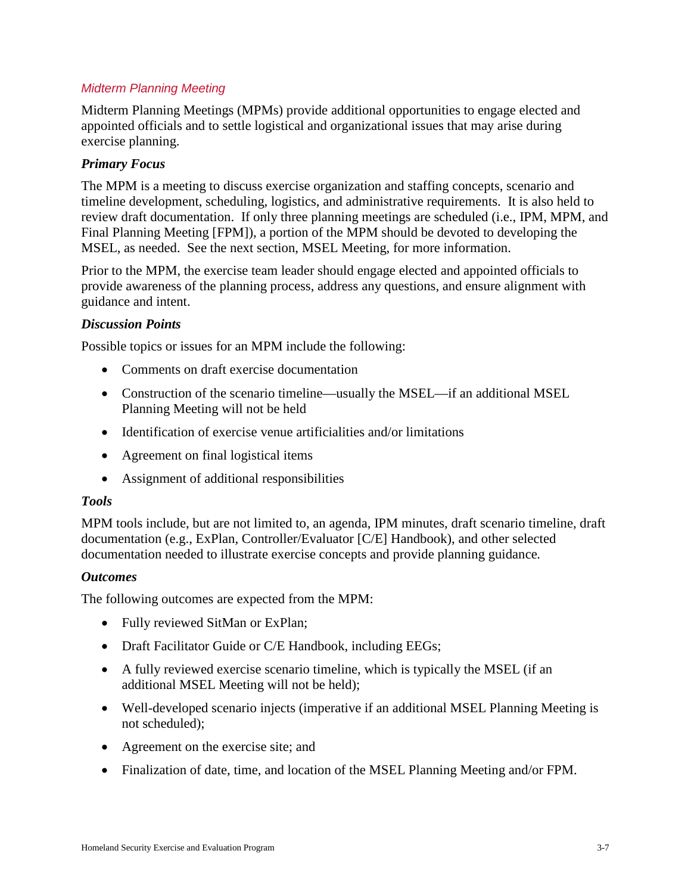### *Midterm Planning Meeting*

Midterm Planning Meetings (MPMs) provide additional opportunities to engage elected and appointed officials and to settle logistical and organizational issues that may arise during exercise planning.

#### *Primary Focus*

The MPM is a meeting to discuss exercise organization and staffing concepts, scenario and timeline development, scheduling, logistics, and administrative requirements. It is also held to review draft documentation. If only three planning meetings are scheduled (i.e., IPM, MPM, and Final Planning Meeting [FPM]), a portion of the MPM should be devoted to developing the MSEL, as needed. See the next section, MSEL Meeting, for more information.

Prior to the MPM, the exercise team leader should engage elected and appointed officials to provide awareness of the planning process, address any questions, and ensure alignment with guidance and intent.

#### *Discussion Points*

Possible topics or issues for an MPM include the following:

- Comments on draft exercise documentation
- Construction of the scenario timeline—usually the MSEL—if an additional MSEL Planning Meeting will not be held
- Identification of exercise venue artificialities and/or limitations
- Agreement on final logistical items
- Assignment of additional responsibilities

#### *Tools*

MPM tools include, but are not limited to, an agenda, IPM minutes, draft scenario timeline, draft documentation (e.g., ExPlan, Controller/Evaluator [C/E] Handbook), and other selected documentation needed to illustrate exercise concepts and provide planning guidance.

#### *Outcomes*

The following outcomes are expected from the MPM:

- Fully reviewed SitMan or ExPlan;
- Draft Facilitator Guide or C/E Handbook, including EEGs;
- A fully reviewed exercise scenario timeline, which is typically the MSEL (if an additional MSEL Meeting will not be held);
- Well-developed scenario injects (imperative if an additional MSEL Planning Meeting is not scheduled);
- Agreement on the exercise site; and
- Finalization of date, time, and location of the MSEL Planning Meeting and/or FPM.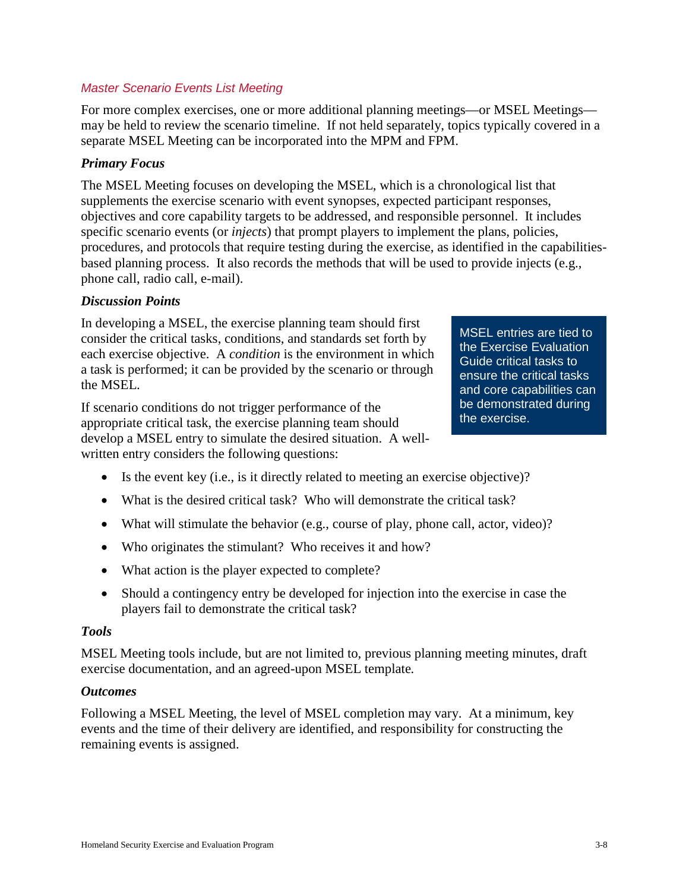### *Master Scenario Events List Meeting*

For more complex exercises, one or more additional planning meetings—or MSEL Meetings—may be held to review the scenario timeline. If not held separately, topics typically covered in a separate MSEL Meeting can be incorporated into the MPM and FPM.

#### *Primary Focus*

The MSEL Meeting focuses on developing the MSEL, which is a chronological list that supplements the exercise scenario with event synopses, expected participant responses, objectives and core capability targets to be addressed, and responsible personnel. It includes specific scenario events (or *injects*) that prompt players to implement the plans, policies, procedures, and protocols that require testing during the exercise, as identified in the capabilities-based planning process. It also records the methods that will be used to provide injects (e.g., phone call, radio call, e-mail).

#### *Discussion Points*

In developing a MSEL, the exercise planning team should first consider the critical tasks, conditions, and standards set forth by each exercise objective. A *condition* is the environment in which a task is performed; it can be provided by the scenario or through the MSEL.

> MSEL entries are tied to the Exercise Evaluation Guide critical tasks to ensure the critical tasks and core capabilities can be demonstrated during the exercise.

If scenario conditions do not trigger performance of the appropriate critical task, the exercise planning team should develop a MSEL entry to simulate the desired situation. A well-written entry considers the following questions:

- Is the event key (i.e., is it directly related to meeting an exercise objective)?
- What is the desired critical task? Who will demonstrate the critical task?
- What will stimulate the behavior (e.g., course of play, phone call, actor, video)?
- Who originates the stimulant? Who receives it and how?
- What action is the player expected to complete?
- Should a contingency entry be developed for injection into the exercise in case the players fail to demonstrate the critical task?

#### *Tools*

MSEL Meeting tools include, but are not limited to, previous planning meeting minutes, draft exercise documentation, and an agreed-upon MSEL template.

#### *Outcomes*

Following a MSEL Meeting, the level of MSEL completion may vary. At a minimum, key events and the time of their delivery are identified, and responsibility for constructing the remaining events is assigned.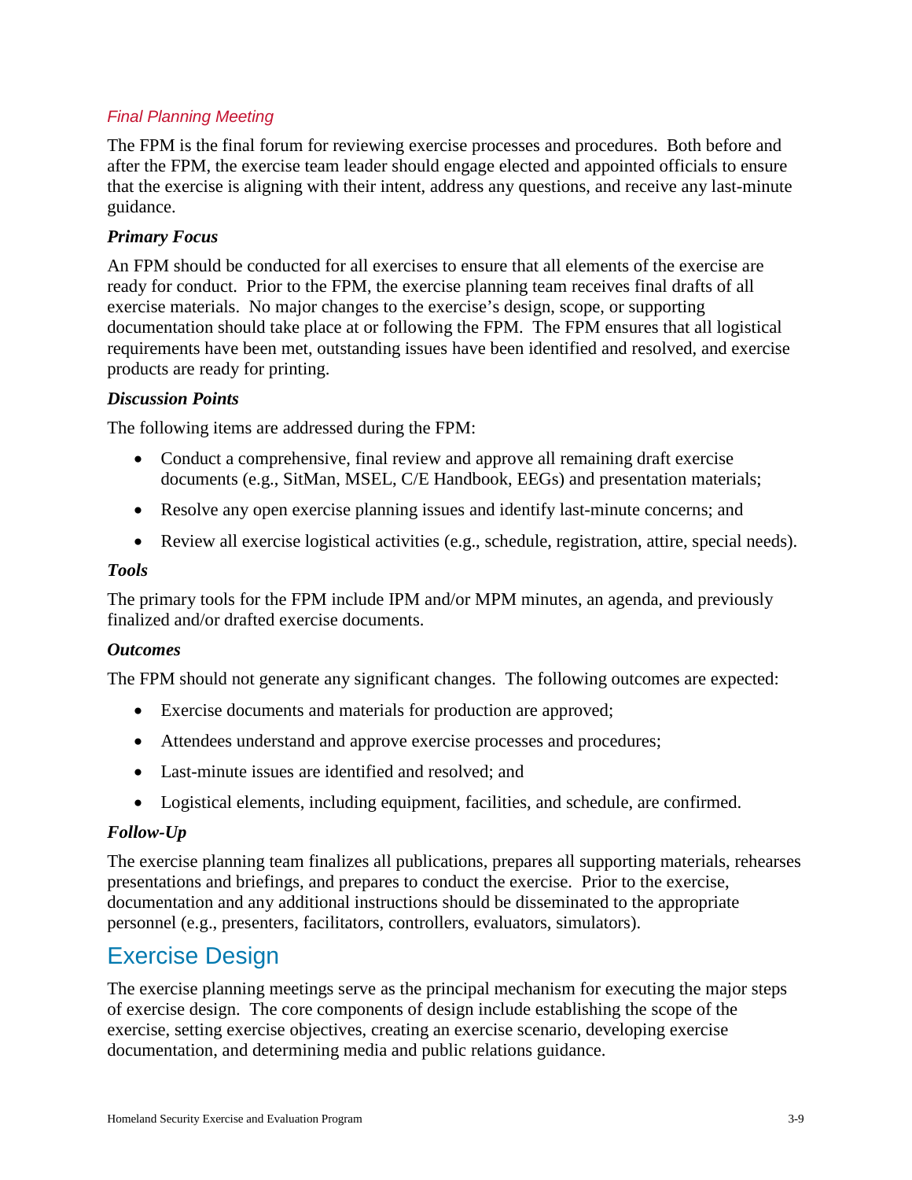### *Final Planning Meeting*

The FPM is the final forum for reviewing exercise processes and procedures. Both before and after the FPM, the exercise team leader should engage elected and appointed officials to ensure that the exercise is aligning with their intent, address any questions, and receive any last-minute guidance.

#### *Primary Focus*

An FPM should be conducted for all exercises to ensure that all elements of the exercise are ready for conduct. Prior to the FPM, the exercise planning team receives final drafts of all exercise materials. No major changes to the exercise's design, scope, or supporting documentation should take place at or following the FPM. The FPM ensures that all logistical requirements have been met, outstanding issues have been identified and resolved, and exercise products are ready for printing.

#### *Discussion Points*

The following items are addressed during the FPM:

- Conduct a comprehensive, final review and approve all remaining draft exercise documents (e.g., SitMan, MSEL, C/E Handbook, EEGs) and presentation materials;
- Resolve any open exercise planning issues and identify last-minute concerns; and
- Review all exercise logistical activities (e.g., schedule, registration, attire, special needs).

#### *Tools*

The primary tools for the FPM include IPM and/or MPM minutes, an agenda, and previously finalized and/or drafted exercise documents.

#### *Outcomes*

The FPM should not generate any significant changes. The following outcomes are expected:

- Exercise documents and materials for production are approved;
- Attendees understand and approve exercise processes and procedures;
- Last-minute issues are identified and resolved; and
- Logistical elements, including equipment, facilities, and schedule, are confirmed.

#### *Follow-Up*

The exercise planning team finalizes all publications, prepares all supporting materials, rehearses presentations and briefings, and prepares to conduct the exercise. Prior to the exercise, documentation and any additional instructions should be disseminated to the appropriate personnel (e.g., presenters, facilitators, controllers, evaluators, simulators).

## Exercise Design

The exercise planning meetings serve as the principal mechanism for executing the major steps of exercise design. The core components of design include establishing the scope of the exercise, setting exercise objectives, creating an exercise scenario, developing exercise documentation, and determining media and public relations guidance.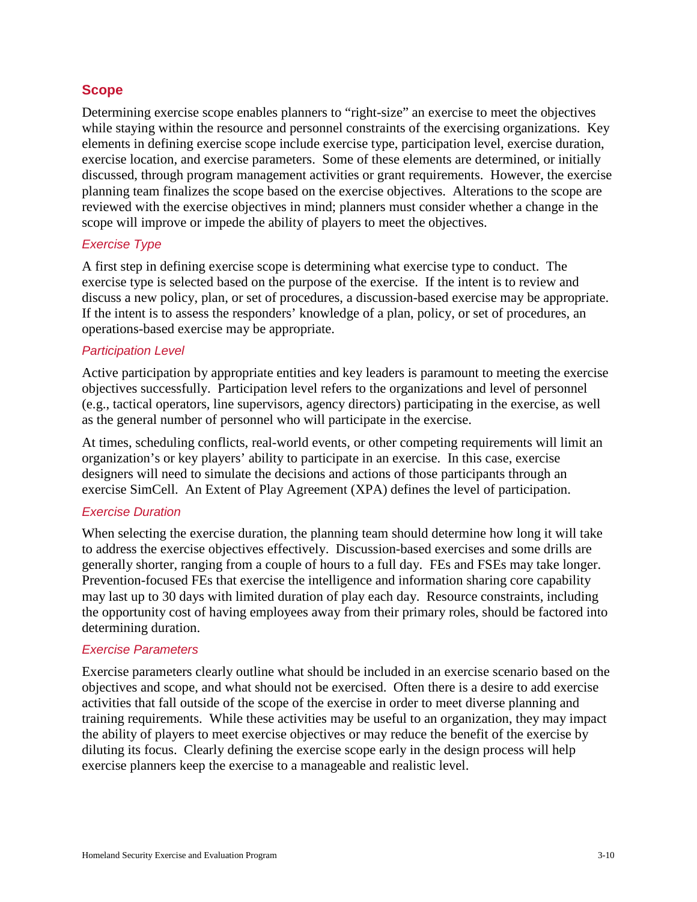## Scope

Determining exercise scope enables planners to "right-size" an exercise to meet the objectives while staying within the resource and personnel constraints of the exercising organizations. Key elements in defining exercise scope include exercise type, participation level, exercise duration, exercise location, and exercise parameters. Some of these elements are determined, or initially discussed, through program management activities or grant requirements. However, the exercise planning team finalizes the scope based on the exercise objectives. Alterations to the scope are reviewed with the exercise objectives in mind; planners must consider whether a change in the scope will improve or impede the ability of players to meet the objectives.

### *Exercise Type*

A first step in defining exercise scope is determining what exercise type to conduct. The exercise type is selected based on the purpose of the exercise. If the intent is to review and discuss a new policy, plan, or set of procedures, a discussion-based exercise may be appropriate. If the intent is to assess the responders' knowledge of a plan, policy, or set of procedures, an operations-based exercise may be appropriate.

### *Participation Level*

Active participation by appropriate entities and key leaders is paramount to meeting the exercise objectives successfully. Participation level refers to the organizations and level of personnel (e.g., tactical operators, line supervisors, agency directors) participating in the exercise, as well as the general number of personnel who will participate in the exercise.

At times, scheduling conflicts, real-world events, or other competing requirements will limit an organization's or key players' ability to participate in an exercise. In this case, exercise designers will need to simulate the decisions and actions of those participants through an exercise SimCell. An Extent of Play Agreement (XPA) defines the level of participation.

### *Exercise Duration*

When selecting the exercise duration, the planning team should determine how long it will take to address the exercise objectives effectively. Discussion-based exercises and some drills are generally shorter, ranging from a couple of hours to a full day. FEs and FSEs may take longer. Prevention-focused FEs that exercise the intelligence and information sharing core capability may last up to 30 days with limited duration of play each day. Resource constraints, including the opportunity cost of having employees away from their primary roles, should be factored into determining duration.

### *Exercise Parameters*

Exercise parameters clearly outline what should be included in an exercise scenario based on the objectives and scope, and what should not be exercised. Often there is a desire to add exercise activities that fall outside of the scope of the exercise in order to meet diverse planning and training requirements. While these activities may be useful to an organization, they may impact the ability of players to meet exercise objectives or may reduce the benefit of the exercise by diluting its focus. Clearly defining the exercise scope early in the design process will help exercise planners keep the exercise to a manageable and realistic level.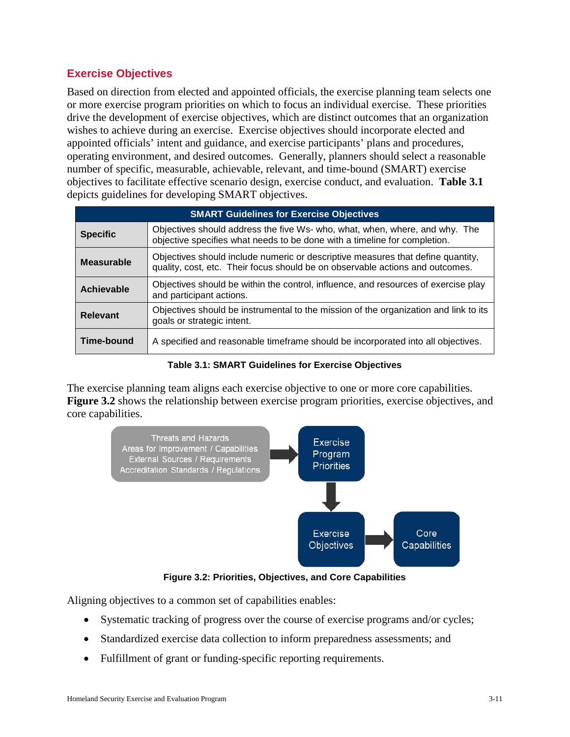## Exercise Objectives

Based on direction from elected and appointed officials, the exercise planning team selects one or more exercise program priorities on which to focus an individual exercise. These priorities drive the development of exercise objectives, which are distinct outcomes that an organization wishes to achieve during an exercise. Exercise objectives should incorporate elected and appointed officials' intent and guidance, and exercise participants' plans and procedures, operating environment, and desired outcomes. Generally, planners should select a reasonable number of specific, measurable, achievable, relevant, and time-bound (SMART) exercise objectives to facilitate effective scenario design, exercise conduct, and evaluation. **Table 3.1** depicts guidelines for developing SMART objectives.

| SMART Guidelines for Exercise Objectives | |
|---|---|
| **Specific** | Objectives should address the five Ws- who, what, when, where, and why. The objective specifies what needs to be done with a timeline for completion. |
| **Measurable** | Objectives should include numeric or descriptive measures that define quantity, quality, cost, etc. Their focus should be on observable actions and outcomes. |
| **Achievable** | Objectives should be within the control, influence, and resources of exercise play and participant actions. |
| **Relevant** | Objectives should be instrumental to the mission of the organization and link to its goals or strategic intent. |
| **Time-bound** | A specified and reasonable timeframe should be incorporated into all objectives. |

**Table 3.1: SMART Guidelines for Exercise Objectives**

The exercise planning team aligns each exercise objective to one or more core capabilities. **Figure 3.2** shows the relationship between exercise program priorities, exercise objectives, and core capabilities.

Threats and Hazards
Areas for Improvement / Capabilities
External Sources / Requirements
Accreditation Standards / Regulations
→ Exercise Program Priorities → Exercise Objectives → Core Capabilities

**Figure 3.2: Priorities, Objectives, and Core Capabilities**

Aligning objectives to a common set of capabilities enables:

- Systematic tracking of progress over the course of exercise programs and/or cycles;
- Standardized exercise data collection to inform preparedness assessments; and
- Fulfillment of grant or funding-specific reporting requirements.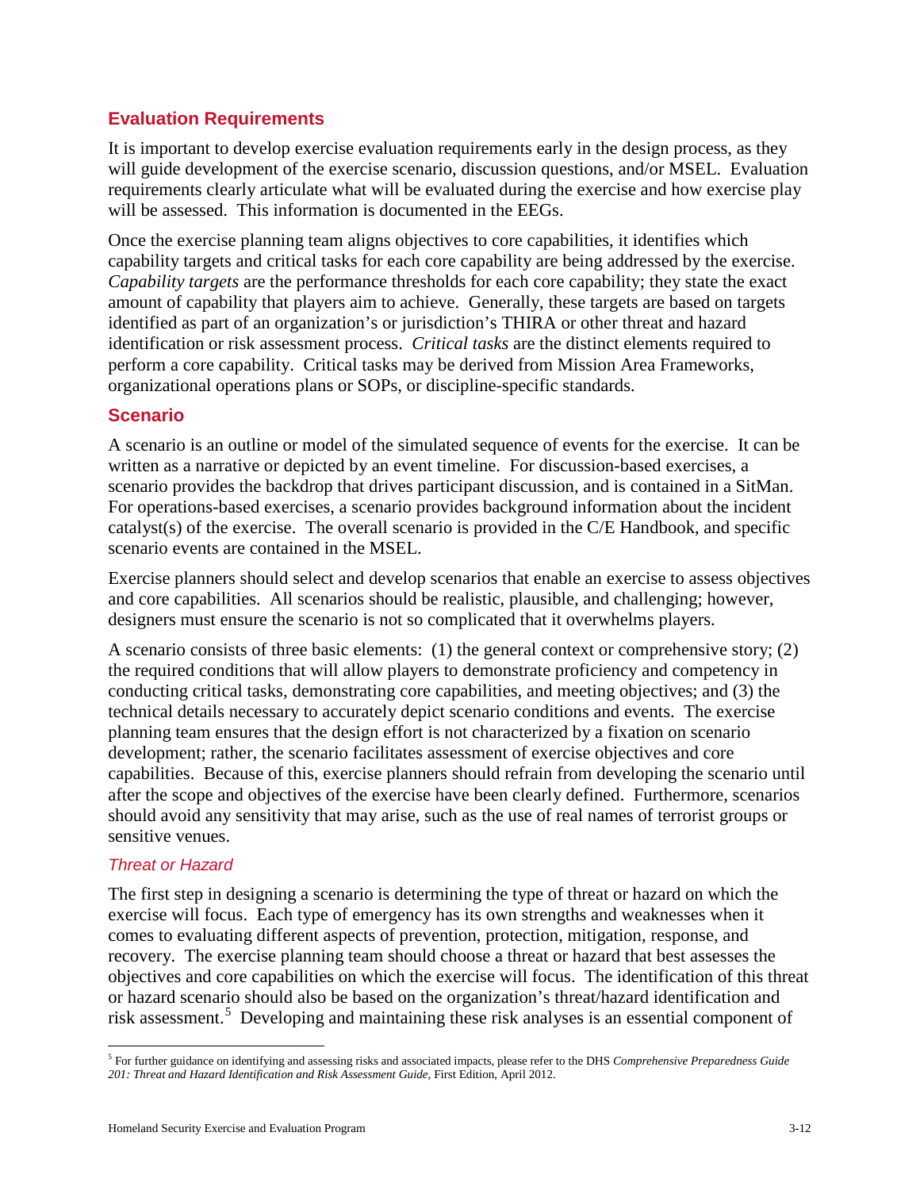## Evaluation Requirements

It is important to develop exercise evaluation requirements early in the design process, as they will guide development of the exercise scenario, discussion questions, and/or MSEL. Evaluation requirements clearly articulate what will be evaluated during the exercise and how exercise play will be assessed. This information is documented in the EEGs.

Once the exercise planning team aligns objectives to core capabilities, it identifies which capability targets and critical tasks for each core capability are being addressed by the exercise. *Capability targets* are the performance thresholds for each core capability; they state the exact amount of capability that players aim to achieve. Generally, these targets are based on targets identified as part of an organization's or jurisdiction's THIRA or other threat and hazard identification or risk assessment process. *Critical tasks* are the distinct elements required to perform a core capability. Critical tasks may be derived from Mission Area Frameworks, organizational operations plans or SOPs, or discipline-specific standards.

## Scenario

A scenario is an outline or model of the simulated sequence of events for the exercise. It can be written as a narrative or depicted by an event timeline. For discussion-based exercises, a scenario provides the backdrop that drives participant discussion, and is contained in a SitMan. For operations-based exercises, a scenario provides background information about the incident catalyst(s) of the exercise. The overall scenario is provided in the C/E Handbook, and specific scenario events are contained in the MSEL.

Exercise planners should select and develop scenarios that enable an exercise to assess objectives and core capabilities. All scenarios should be realistic, plausible, and challenging; however, designers must ensure the scenario is not so complicated that it overwhelms players.

A scenario consists of three basic elements: (1) the general context or comprehensive story; (2) the required conditions that will allow players to demonstrate proficiency and competency in conducting critical tasks, demonstrating core capabilities, and meeting objectives; and (3) the technical details necessary to accurately depict scenario conditions and events. The exercise planning team ensures that the design effort is not characterized by a fixation on scenario development; rather, the scenario facilitates assessment of exercise objectives and core capabilities. Because of this, exercise planners should refrain from developing the scenario until after the scope and objectives of the exercise have been clearly defined. Furthermore, scenarios should avoid any sensitivity that may arise, such as the use of real names of terrorist groups or sensitive venues.

### *Threat or Hazard*

The first step in designing a scenario is determining the type of threat or hazard on which the exercise will focus. Each type of emergency has its own strengths and weaknesses when it comes to evaluating different aspects of prevention, protection, mitigation, response, and recovery. The exercise planning team should choose a threat or hazard that best assesses the objectives and core capabilities on which the exercise will focus. The identification of this threat or hazard scenario should also be based on the organization's threat/hazard identification and risk assessment.[5] Developing and maintaining these risk analyses is an essential component of

[5] For further guidance on identifying and assessing risks and associated impacts, please refer to the DHS *Comprehensive Preparedness Guide 201: Threat and Hazard Identification and Risk Assessment Guide*, First Edition, April 2012.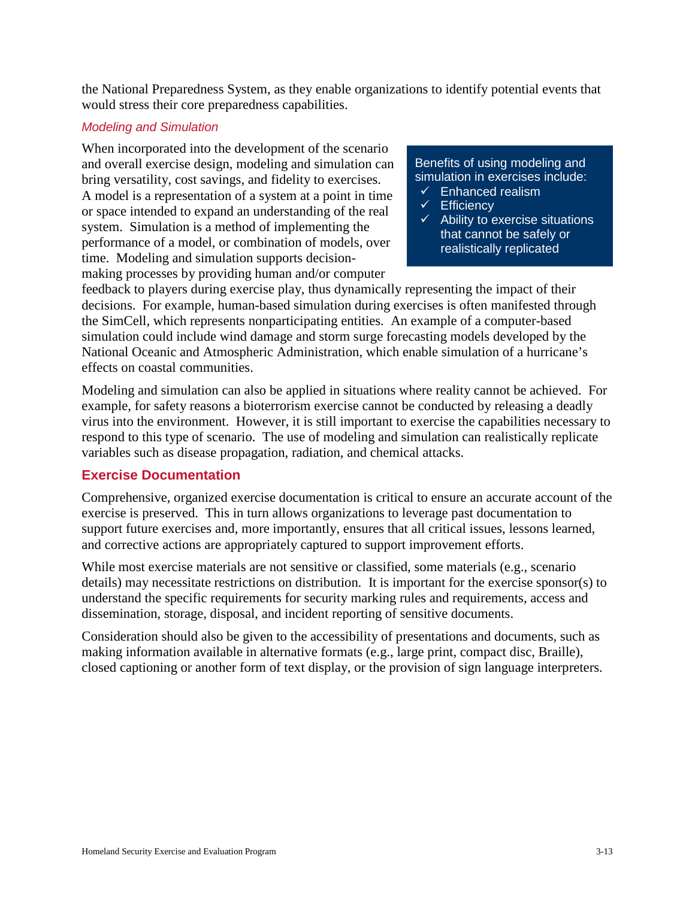the National Preparedness System, as they enable organizations to identify potential events that would stress their core preparedness capabilities.

### *Modeling and Simulation*

When incorporated into the development of the scenario and overall exercise design, modeling and simulation can bring versatility, cost savings, and fidelity to exercises. A model is a representation of a system at a point in time or space intended to expand an understanding of the real system. Simulation is a method of implementing the performance of a model, or combination of models, over time. Modeling and simulation supports decision-making processes by providing human and/or computer feedback to players during exercise play, thus dynamically representing the impact of their decisions. For example, human-based simulation during exercises is often manifested through the SimCell, which represents nonparticipating entities. An example of a computer-based simulation could include wind damage and storm surge forecasting models developed by the National Oceanic and Atmospheric Administration, which enable simulation of a hurricane's effects on coastal communities.

> Benefits of using modeling and simulation in exercises include:
> - ✓ Enhanced realism
> - ✓ Efficiency
> - ✓ Ability to exercise situations that cannot be safely or realistically replicated

Modeling and simulation can also be applied in situations where reality cannot be achieved. For example, for safety reasons a bioterrorism exercise cannot be conducted by releasing a deadly virus into the environment. However, it is still important to exercise the capabilities necessary to respond to this type of scenario. The use of modeling and simulation can realistically replicate variables such as disease propagation, radiation, and chemical attacks.

## Exercise Documentation

Comprehensive, organized exercise documentation is critical to ensure an accurate account of the exercise is preserved. This in turn allows organizations to leverage past documentation to support future exercises and, more importantly, ensures that all critical issues, lessons learned, and corrective actions are appropriately captured to support improvement efforts.

While most exercise materials are not sensitive or classified, some materials (e.g., scenario details) may necessitate restrictions on distribution. It is important for the exercise sponsor(s) to understand the specific requirements for security marking rules and requirements, access and dissemination, storage, disposal, and incident reporting of sensitive documents.

Consideration should also be given to the accessibility of presentations and documents, such as making information available in alternative formats (e.g., large print, compact disc, Braille), closed captioning or another form of text display, or the provision of sign language interpreters.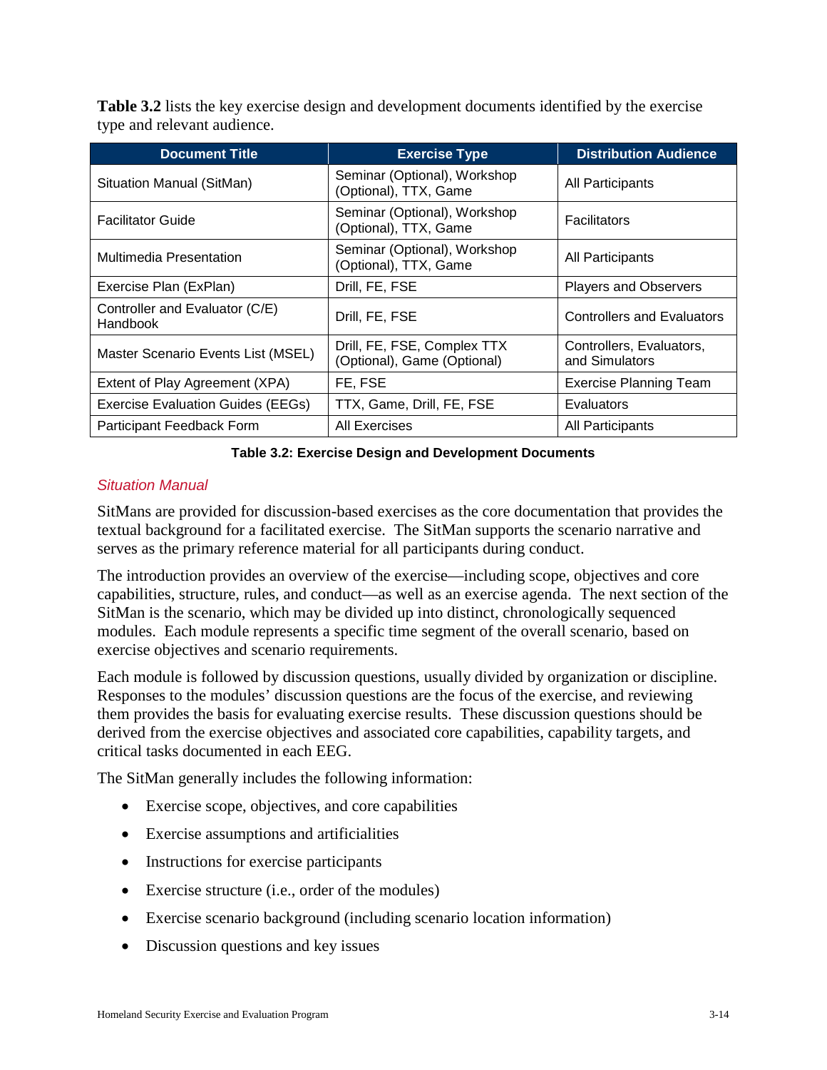**Table 3.2** lists the key exercise design and development documents identified by the exercise type and relevant audience.

| Document Title | Exercise Type | Distribution Audience |
|---|---|---|
| Situation Manual (SitMan) | Seminar (Optional), Workshop (Optional), TTX, Game | All Participants |
| Facilitator Guide | Seminar (Optional), Workshop (Optional), TTX, Game | Facilitators |
| Multimedia Presentation | Seminar (Optional), Workshop (Optional), TTX, Game | All Participants |
| Exercise Plan (ExPlan) | Drill, FE, FSE | Players and Observers |
| Controller and Evaluator (C/E) Handbook | Drill, FE, FSE | Controllers and Evaluators |
| Master Scenario Events List (MSEL) | Drill, FE, FSE, Complex TTX (Optional), Game (Optional) | Controllers, Evaluators, and Simulators |
| Extent of Play Agreement (XPA) | FE, FSE | Exercise Planning Team |
| Exercise Evaluation Guides (EEGs) | TTX, Game, Drill, FE, FSE | Evaluators |
| Participant Feedback Form | All Exercises | All Participants |

**Table 3.2: Exercise Design and Development Documents**

### *Situation Manual*

SitMans are provided for discussion-based exercises as the core documentation that provides the textual background for a facilitated exercise. The SitMan supports the scenario narrative and serves as the primary reference material for all participants during conduct.

The introduction provides an overview of the exercise—including scope, objectives and core capabilities, structure, rules, and conduct—as well as an exercise agenda. The next section of the SitMan is the scenario, which may be divided up into distinct, chronologically sequenced modules. Each module represents a specific time segment of the overall scenario, based on exercise objectives and scenario requirements.

Each module is followed by discussion questions, usually divided by organization or discipline. Responses to the modules' discussion questions are the focus of the exercise, and reviewing them provides the basis for evaluating exercise results. These discussion questions should be derived from the exercise objectives and associated core capabilities, capability targets, and critical tasks documented in each EEG.

The SitMan generally includes the following information:

- Exercise scope, objectives, and core capabilities
- Exercise assumptions and artificialities
- Instructions for exercise participants
- Exercise structure (i.e., order of the modules)
- Exercise scenario background (including scenario location information)
- Discussion questions and key issues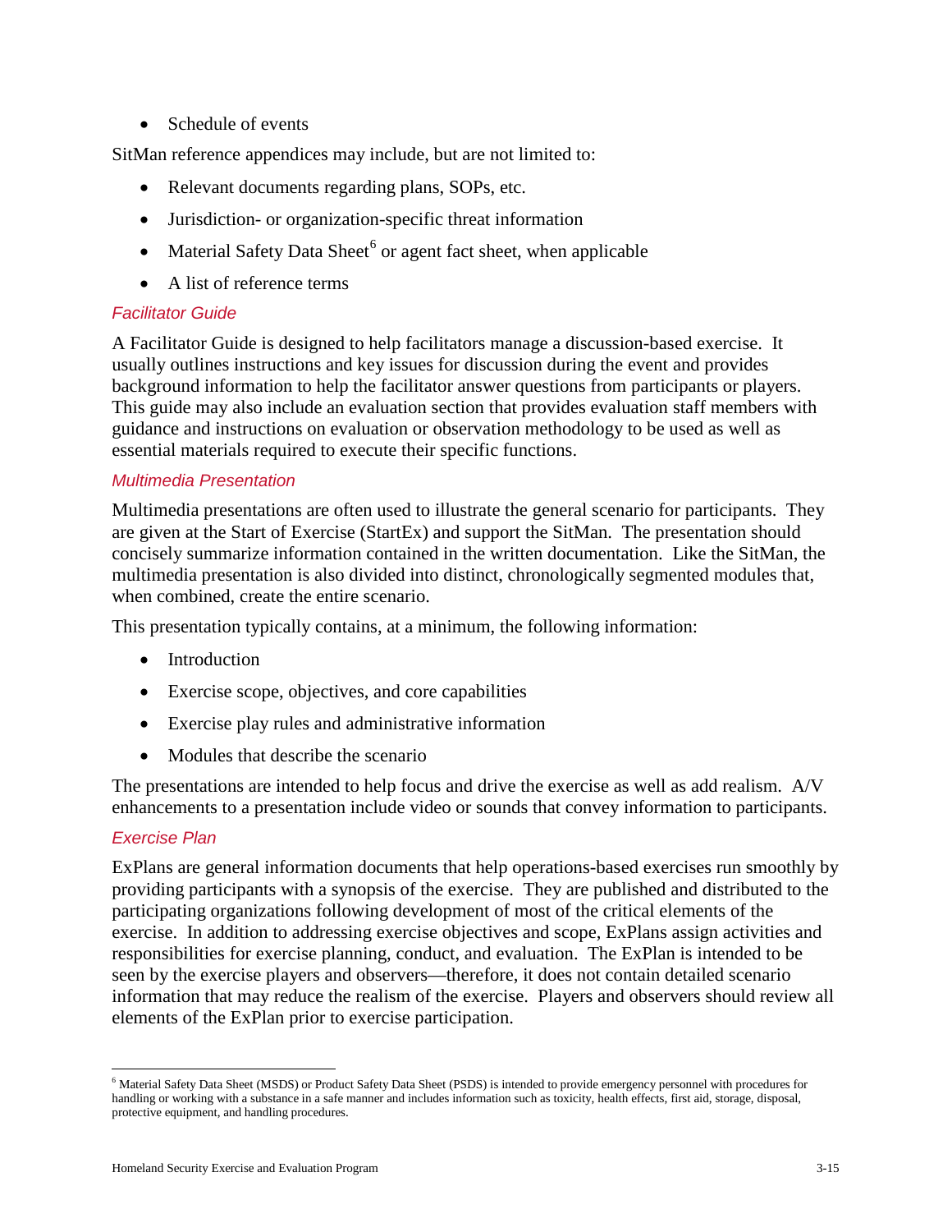- Schedule of events

SitMan reference appendices may include, but are not limited to:

- Relevant documents regarding plans, SOPs, etc.
- Jurisdiction- or organization-specific threat information
- Material Safety Data Sheet[6] or agent fact sheet, when applicable
- A list of reference terms

#### *Facilitator Guide*

A Facilitator Guide is designed to help facilitators manage a discussion-based exercise. It usually outlines instructions and key issues for discussion during the event and provides background information to help the facilitator answer questions from participants or players. This guide may also include an evaluation section that provides evaluation staff members with guidance and instructions on evaluation or observation methodology to be used as well as essential materials required to execute their specific functions.

#### *Multimedia Presentation*

Multimedia presentations are often used to illustrate the general scenario for participants. They are given at the Start of Exercise (StartEx) and support the SitMan. The presentation should concisely summarize information contained in the written documentation. Like the SitMan, the multimedia presentation is also divided into distinct, chronologically segmented modules that, when combined, create the entire scenario.

This presentation typically contains, at a minimum, the following information:

- Introduction
- Exercise scope, objectives, and core capabilities
- Exercise play rules and administrative information
- Modules that describe the scenario

The presentations are intended to help focus and drive the exercise as well as add realism. A/V enhancements to a presentation include video or sounds that convey information to participants.

#### *Exercise Plan*

ExPlans are general information documents that help operations-based exercises run smoothly by providing participants with a synopsis of the exercise. They are published and distributed to the participating organizations following development of most of the critical elements of the exercise. In addition to addressing exercise objectives and scope, ExPlans assign activities and responsibilities for exercise planning, conduct, and evaluation. The ExPlan is intended to be seen by the exercise players and observers—therefore, it does not contain detailed scenario information that may reduce the realism of the exercise. Players and observers should review all elements of the ExPlan prior to exercise participation.

---

[6] Material Safety Data Sheet (MSDS) or Product Safety Data Sheet (PSDS) is intended to provide emergency personnel with procedures for handling or working with a substance in a safe manner and includes information such as toxicity, health effects, first aid, storage, disposal, protective equipment, and handling procedures.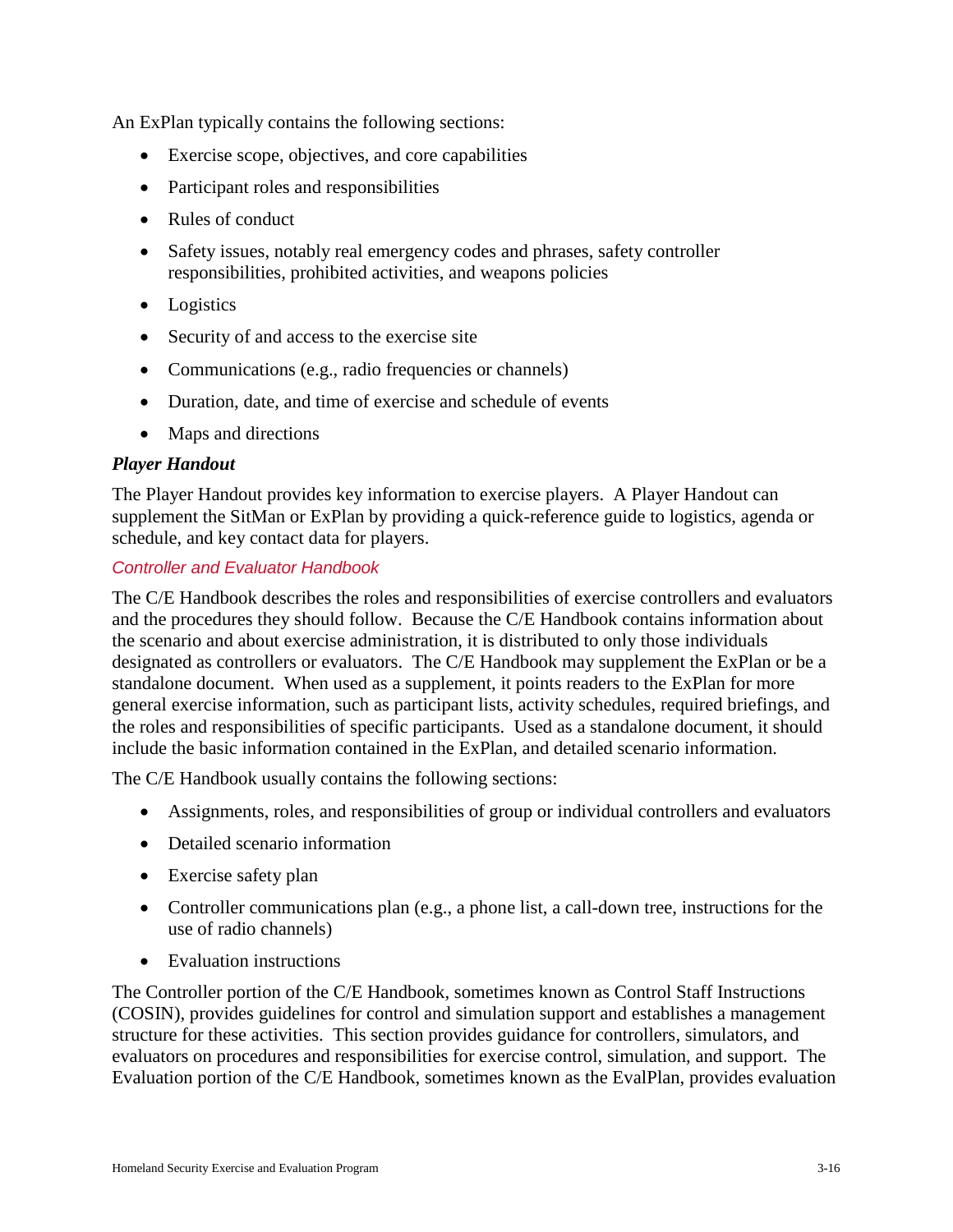An ExPlan typically contains the following sections:

- Exercise scope, objectives, and core capabilities
- Participant roles and responsibilities
- Rules of conduct
- Safety issues, notably real emergency codes and phrases, safety controller responsibilities, prohibited activities, and weapons policies
- Logistics
- Security of and access to the exercise site
- Communications (e.g., radio frequencies or channels)
- Duration, date, and time of exercise and schedule of events
- Maps and directions

#### *Player Handout*

The Player Handout provides key information to exercise players. A Player Handout can supplement the SitMan or ExPlan by providing a quick-reference guide to logistics, agenda or schedule, and key contact data for players.

#### *Controller and Evaluator Handbook*

The C/E Handbook describes the roles and responsibilities of exercise controllers and evaluators and the procedures they should follow. Because the C/E Handbook contains information about the scenario and about exercise administration, it is distributed to only those individuals designated as controllers or evaluators. The C/E Handbook may supplement the ExPlan or be a standalone document. When used as a supplement, it points readers to the ExPlan for more general exercise information, such as participant lists, activity schedules, required briefings, and the roles and responsibilities of specific participants. Used as a standalone document, it should include the basic information contained in the ExPlan, and detailed scenario information.

The C/E Handbook usually contains the following sections:

- Assignments, roles, and responsibilities of group or individual controllers and evaluators
- Detailed scenario information
- Exercise safety plan
- Controller communications plan (e.g., a phone list, a call-down tree, instructions for the use of radio channels)
- Evaluation instructions

The Controller portion of the C/E Handbook, sometimes known as Control Staff Instructions (COSIN), provides guidelines for control and simulation support and establishes a management structure for these activities. This section provides guidance for controllers, simulators, and evaluators on procedures and responsibilities for exercise control, simulation, and support. The Evaluation portion of the C/E Handbook, sometimes known as the EvalPlan, provides evaluation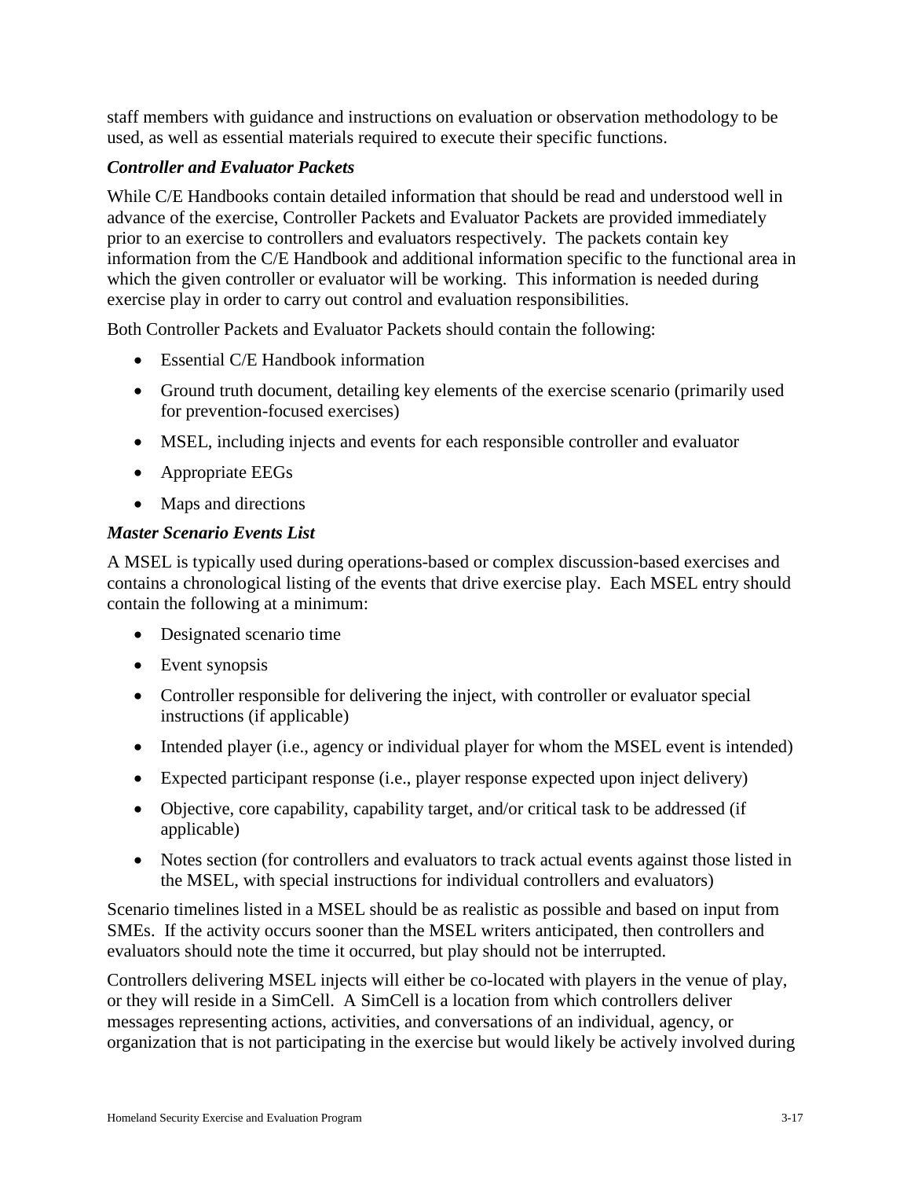staff members with guidance and instructions on evaluation or observation methodology to be used, as well as essential materials required to execute their specific functions.

### *Controller and Evaluator Packets*

While C/E Handbooks contain detailed information that should be read and understood well in advance of the exercise, Controller Packets and Evaluator Packets are provided immediately prior to an exercise to controllers and evaluators respectively. The packets contain key information from the C/E Handbook and additional information specific to the functional area in which the given controller or evaluator will be working. This information is needed during exercise play in order to carry out control and evaluation responsibilities.

Both Controller Packets and Evaluator Packets should contain the following:

- Essential C/E Handbook information
- Ground truth document, detailing key elements of the exercise scenario (primarily used for prevention-focused exercises)
- MSEL, including injects and events for each responsible controller and evaluator
- Appropriate EEGs
- Maps and directions

### *Master Scenario Events List*

A MSEL is typically used during operations-based or complex discussion-based exercises and contains a chronological listing of the events that drive exercise play. Each MSEL entry should contain the following at a minimum:

- Designated scenario time
- Event synopsis
- Controller responsible for delivering the inject, with controller or evaluator special instructions (if applicable)
- Intended player (i.e., agency or individual player for whom the MSEL event is intended)
- Expected participant response (i.e., player response expected upon inject delivery)
- Objective, core capability, capability target, and/or critical task to be addressed (if applicable)
- Notes section (for controllers and evaluators to track actual events against those listed in the MSEL, with special instructions for individual controllers and evaluators)

Scenario timelines listed in a MSEL should be as realistic as possible and based on input from SMEs. If the activity occurs sooner than the MSEL writers anticipated, then controllers and evaluators should note the time it occurred, but play should not be interrupted.

Controllers delivering MSEL injects will either be co-located with players in the venue of play, or they will reside in a SimCell. A SimCell is a location from which controllers deliver messages representing actions, activities, and conversations of an individual, agency, or organization that is not participating in the exercise but would likely be actively involved during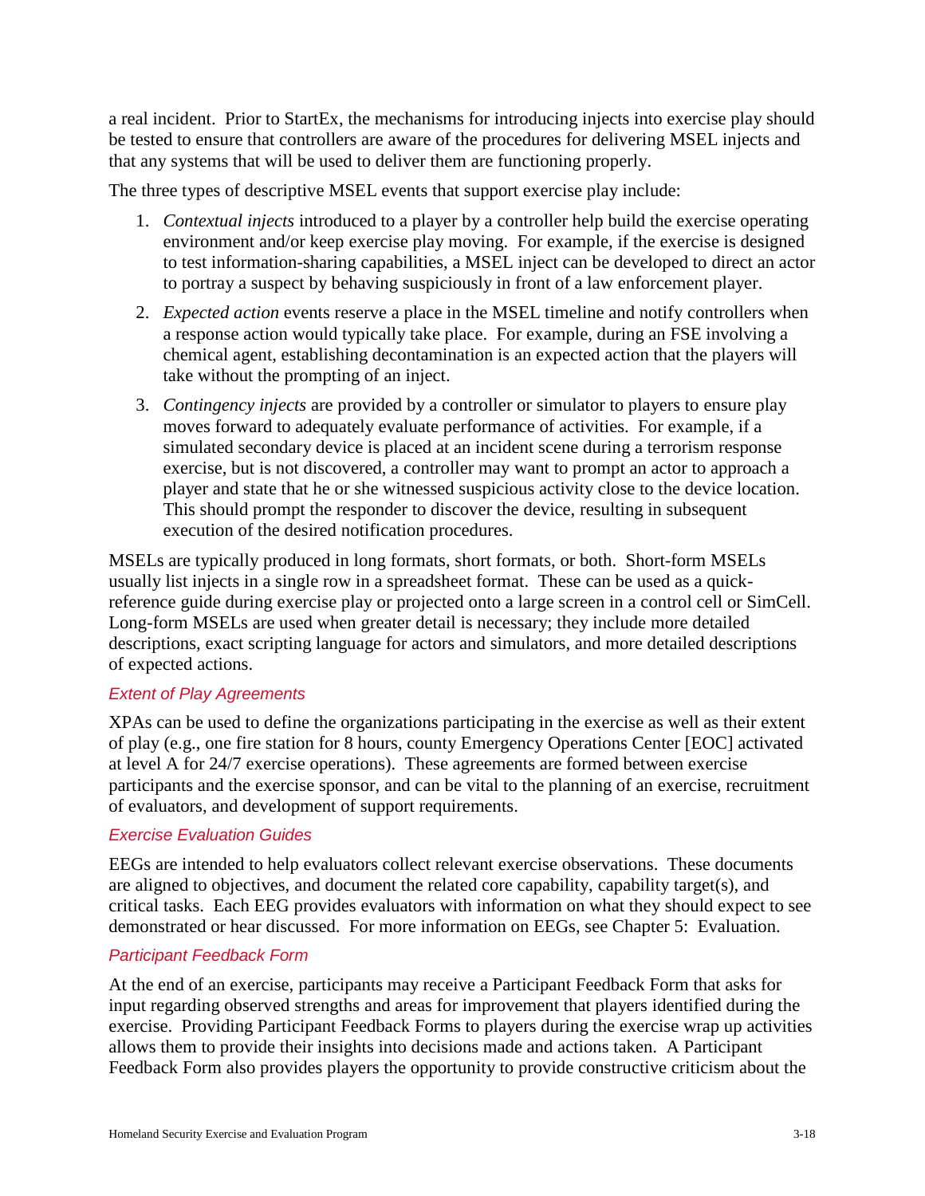a real incident. Prior to StartEx, the mechanisms for introducing injects into exercise play should be tested to ensure that controllers are aware of the procedures for delivering MSEL injects and that any systems that will be used to deliver them are functioning properly.

The three types of descriptive MSEL events that support exercise play include:

1. *Contextual injects* introduced to a player by a controller help build the exercise operating environment and/or keep exercise play moving. For example, if the exercise is designed to test information-sharing capabilities, a MSEL inject can be developed to direct an actor to portray a suspect by behaving suspiciously in front of a law enforcement player.
2. *Expected action* events reserve a place in the MSEL timeline and notify controllers when a response action would typically take place. For example, during an FSE involving a chemical agent, establishing decontamination is an expected action that the players will take without the prompting of an inject.
3. *Contingency injects* are provided by a controller or simulator to players to ensure play moves forward to adequately evaluate performance of activities. For example, if a simulated secondary device is placed at an incident scene during a terrorism response exercise, but is not discovered, a controller may want to prompt an actor to approach a player and state that he or she witnessed suspicious activity close to the device location. This should prompt the responder to discover the device, resulting in subsequent execution of the desired notification procedures.

MSELs are typically produced in long formats, short formats, or both. Short-form MSELs usually list injects in a single row in a spreadsheet format. These can be used as a quick-reference guide during exercise play or projected onto a large screen in a control cell or SimCell. Long-form MSELs are used when greater detail is necessary; they include more detailed descriptions, exact scripting language for actors and simulators, and more detailed descriptions of expected actions.

#### *Extent of Play Agreements*

XPAs can be used to define the organizations participating in the exercise as well as their extent of play (e.g., one fire station for 8 hours, county Emergency Operations Center [EOC] activated at level A for 24/7 exercise operations). These agreements are formed between exercise participants and the exercise sponsor, and can be vital to the planning of an exercise, recruitment of evaluators, and development of support requirements.

#### *Exercise Evaluation Guides*

EEGs are intended to help evaluators collect relevant exercise observations. These documents are aligned to objectives, and document the related core capability, capability target(s), and critical tasks. Each EEG provides evaluators with information on what they should expect to see demonstrated or hear discussed. For more information on EEGs, see Chapter 5: Evaluation.

#### *Participant Feedback Form*

At the end of an exercise, participants may receive a Participant Feedback Form that asks for input regarding observed strengths and areas for improvement that players identified during the exercise. Providing Participant Feedback Forms to players during the exercise wrap up activities allows them to provide their insights into decisions made and actions taken. A Participant Feedback Form also provides players the opportunity to provide constructive criticism about the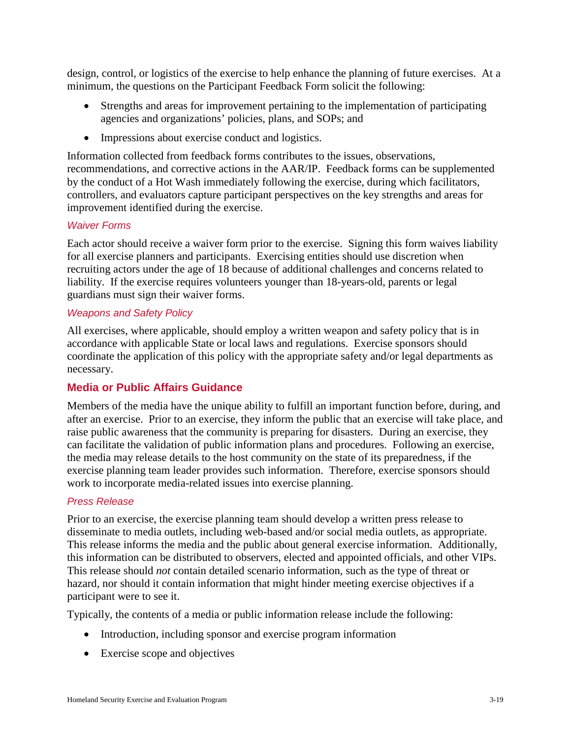design, control, or logistics of the exercise to help enhance the planning of future exercises. At a minimum, the questions on the Participant Feedback Form solicit the following:

- Strengths and areas for improvement pertaining to the implementation of participating agencies and organizations' policies, plans, and SOPs; and
- Impressions about exercise conduct and logistics.

Information collected from feedback forms contributes to the issues, observations, recommendations, and corrective actions in the AAR/IP. Feedback forms can be supplemented by the conduct of a Hot Wash immediately following the exercise, during which facilitators, controllers, and evaluators capture participant perspectives on the key strengths and areas for improvement identified during the exercise.

#### *Waiver Forms*

Each actor should receive a waiver form prior to the exercise. Signing this form waives liability for all exercise planners and participants. Exercising entities should use discretion when recruiting actors under the age of 18 because of additional challenges and concerns related to liability. If the exercise requires volunteers younger than 18-years-old, parents or legal guardians must sign their waiver forms.

#### *Weapons and Safety Policy*

All exercises, where applicable, should employ a written weapon and safety policy that is in accordance with applicable State or local laws and regulations. Exercise sponsors should coordinate the application of this policy with the appropriate safety and/or legal departments as necessary.

### Media or Public Affairs Guidance

Members of the media have the unique ability to fulfill an important function before, during, and after an exercise. Prior to an exercise, they inform the public that an exercise will take place, and raise public awareness that the community is preparing for disasters. During an exercise, they can facilitate the validation of public information plans and procedures. Following an exercise, the media may release details to the host community on the state of its preparedness, if the exercise planning team leader provides such information. Therefore, exercise sponsors should work to incorporate media-related issues into exercise planning.

#### *Press Release*

Prior to an exercise, the exercise planning team should develop a written press release to disseminate to media outlets, including web-based and/or social media outlets, as appropriate. This release informs the media and the public about general exercise information. Additionally, this information can be distributed to observers, elected and appointed officials, and other VIPs. This release should *not* contain detailed scenario information, such as the type of threat or hazard, nor should it contain information that might hinder meeting exercise objectives if a participant were to see it.

Typically, the contents of a media or public information release include the following:

- Introduction, including sponsor and exercise program information
- Exercise scope and objectives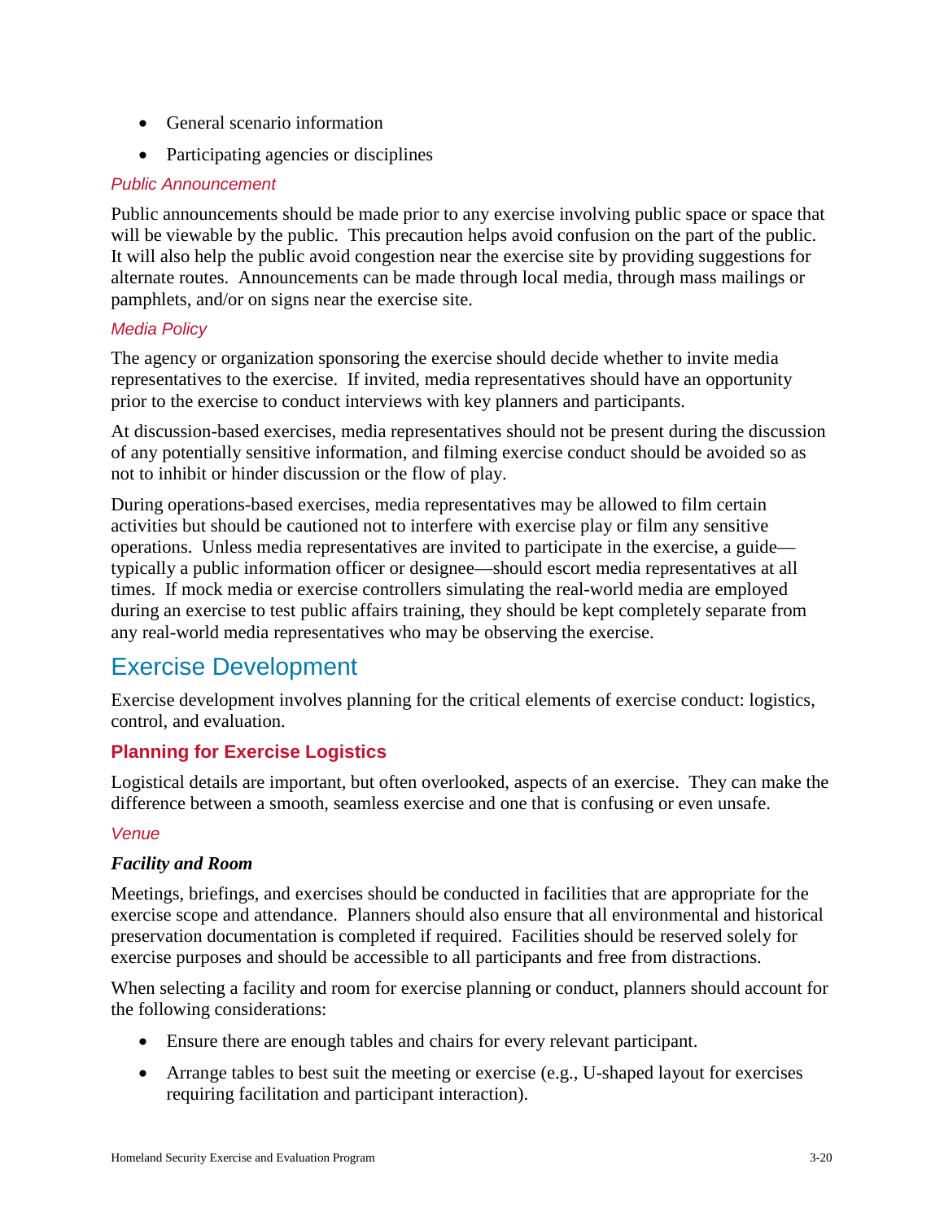- General scenario information
- Participating agencies or disciplines

#### *Public Announcement*

Public announcements should be made prior to any exercise involving public space or space that will be viewable by the public. This precaution helps avoid confusion on the part of the public. It will also help the public avoid congestion near the exercise site by providing suggestions for alternate routes. Announcements can be made through local media, through mass mailings or pamphlets, and/or on signs near the exercise site.

#### *Media Policy*

The agency or organization sponsoring the exercise should decide whether to invite media representatives to the exercise. If invited, media representatives should have an opportunity prior to the exercise to conduct interviews with key planners and participants.

At discussion-based exercises, media representatives should not be present during the discussion of any potentially sensitive information, and filming exercise conduct should be avoided so as not to inhibit or hinder discussion or the flow of play.

During operations-based exercises, media representatives may be allowed to film certain activities but should be cautioned not to interfere with exercise play or film any sensitive operations. Unless media representatives are invited to participate in the exercise, a guide—typically a public information officer or designee—should escort media representatives at all times. If mock media or exercise controllers simulating the real-world media are employed during an exercise to test public affairs training, they should be kept completely separate from any real-world media representatives who may be observing the exercise.

## Exercise Development

Exercise development involves planning for the critical elements of exercise conduct: logistics, control, and evaluation.

### Planning for Exercise Logistics

Logistical details are important, but often overlooked, aspects of an exercise. They can make the difference between a smooth, seamless exercise and one that is confusing or even unsafe.

#### *Venue*

***Facility and Room***

Meetings, briefings, and exercises should be conducted in facilities that are appropriate for the exercise scope and attendance. Planners should also ensure that all environmental and historical preservation documentation is completed if required. Facilities should be reserved solely for exercise purposes and should be accessible to all participants and free from distractions.

When selecting a facility and room for exercise planning or conduct, planners should account for the following considerations:

- Ensure there are enough tables and chairs for every relevant participant.
- Arrange tables to best suit the meeting or exercise (e.g., U-shaped layout for exercises requiring facilitation and participant interaction).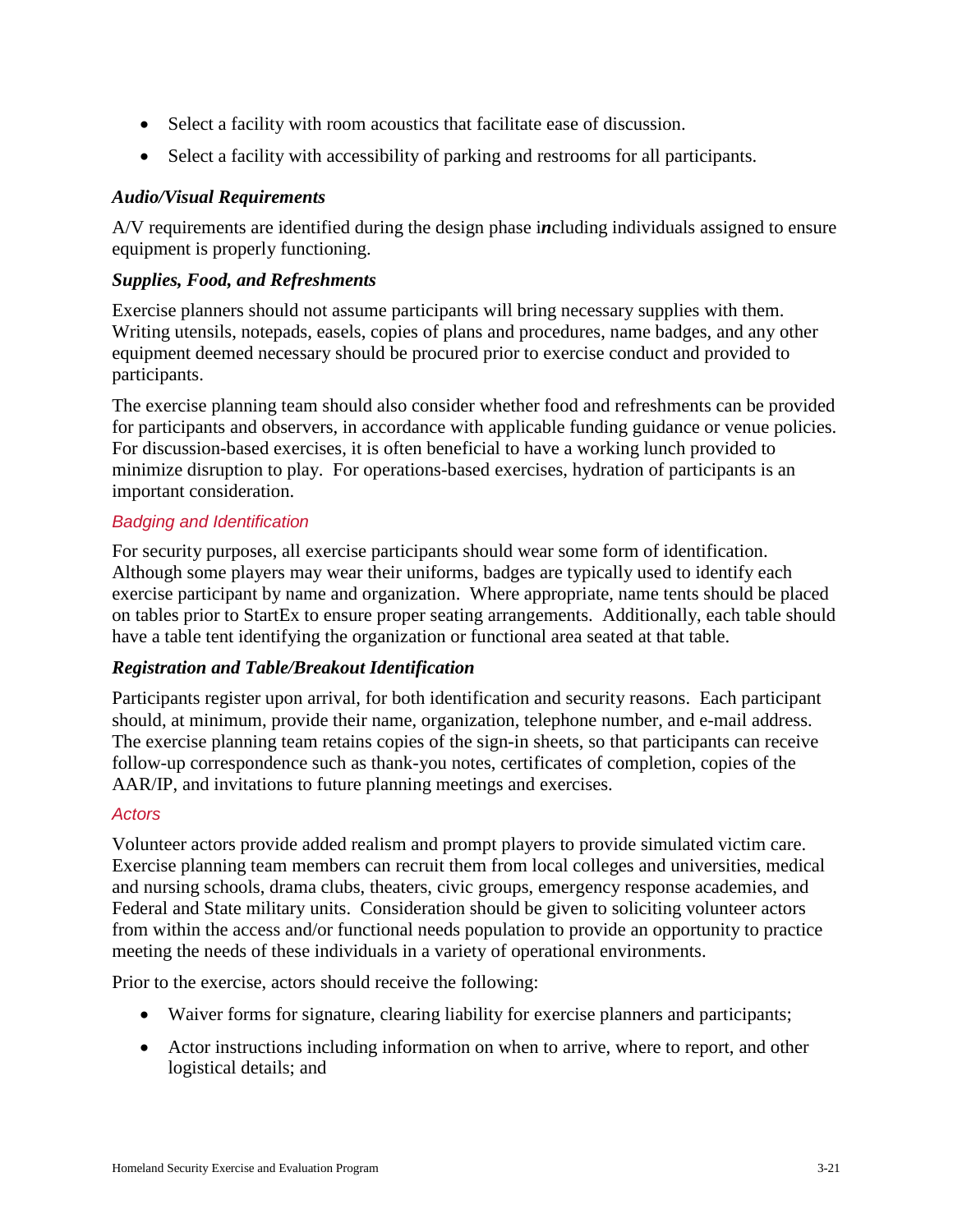- Select a facility with room acoustics that facilitate ease of discussion.
- Select a facility with accessibility of parking and restrooms for all participants.

#### *Audio/Visual Requirements*

A/V requirements are identified during the design phase i***n***cluding individuals assigned to ensure equipment is properly functioning.

#### *Supplies, Food, and Refreshments*

Exercise planners should not assume participants will bring necessary supplies with them. Writing utensils, notepads, easels, copies of plans and procedures, name badges, and any other equipment deemed necessary should be procured prior to exercise conduct and provided to participants.

The exercise planning team should also consider whether food and refreshments can be provided for participants and observers, in accordance with applicable funding guidance or venue policies. For discussion-based exercises, it is often beneficial to have a working lunch provided to minimize disruption to play. For operations-based exercises, hydration of participants is an important consideration.

#### *Badging and Identification*

For security purposes, all exercise participants should wear some form of identification. Although some players may wear their uniforms, badges are typically used to identify each exercise participant by name and organization. Where appropriate, name tents should be placed on tables prior to StartEx to ensure proper seating arrangements. Additionally, each table should have a table tent identifying the organization or functional area seated at that table.

#### *Registration and Table/Breakout Identification*

Participants register upon arrival, for both identification and security reasons. Each participant should, at minimum, provide their name, organization, telephone number, and e-mail address. The exercise planning team retains copies of the sign-in sheets, so that participants can receive follow-up correspondence such as thank-you notes, certificates of completion, copies of the AAR/IP, and invitations to future planning meetings and exercises.

#### *Actors*

Volunteer actors provide added realism and prompt players to provide simulated victim care. Exercise planning team members can recruit them from local colleges and universities, medical and nursing schools, drama clubs, theaters, civic groups, emergency response academies, and Federal and State military units. Consideration should be given to soliciting volunteer actors from within the access and/or functional needs population to provide an opportunity to practice meeting the needs of these individuals in a variety of operational environments.

Prior to the exercise, actors should receive the following:

- Waiver forms for signature, clearing liability for exercise planners and participants;
- Actor instructions including information on when to arrive, where to report, and other logistical details; and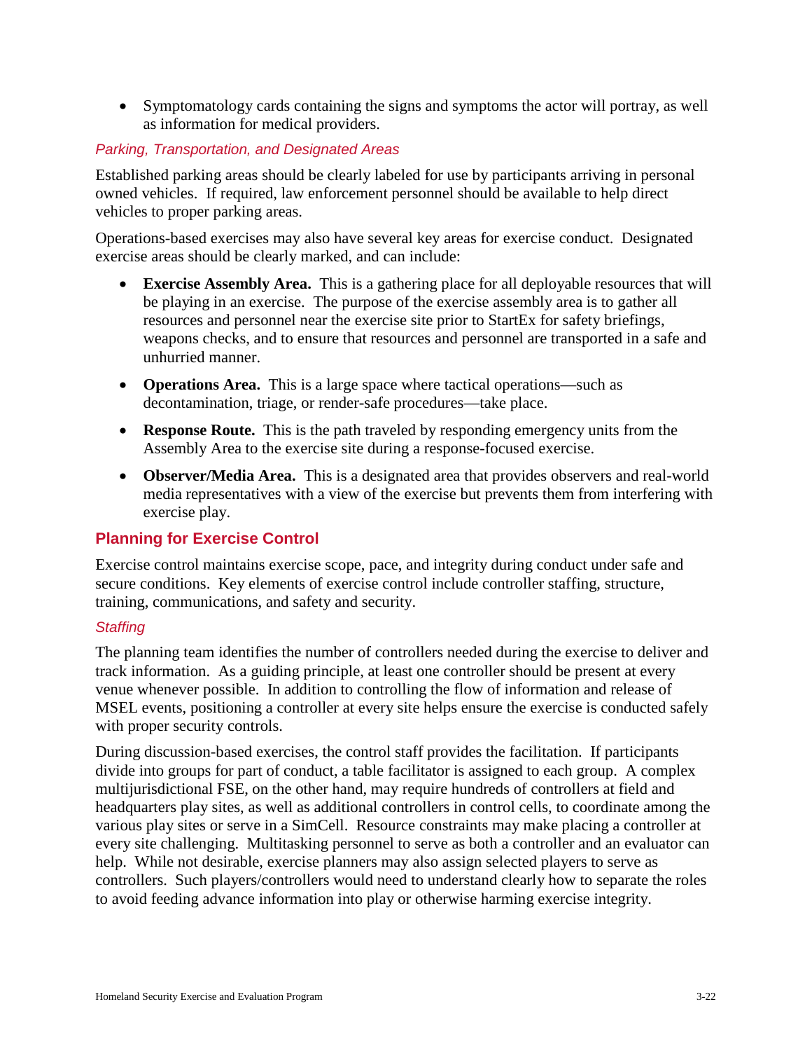- Symptomatology cards containing the signs and symptoms the actor will portray, as well as information for medical providers.

### *Parking, Transportation, and Designated Areas*

Established parking areas should be clearly labeled for use by participants arriving in personal owned vehicles. If required, law enforcement personnel should be available to help direct vehicles to proper parking areas.

Operations-based exercises may also have several key areas for exercise conduct. Designated exercise areas should be clearly marked, and can include:

- **Exercise Assembly Area.** This is a gathering place for all deployable resources that will be playing in an exercise. The purpose of the exercise assembly area is to gather all resources and personnel near the exercise site prior to StartEx for safety briefings, weapons checks, and to ensure that resources and personnel are transported in a safe and unhurried manner.
- **Operations Area.** This is a large space where tactical operations—such as decontamination, triage, or render-safe procedures—take place.
- **Response Route.** This is the path traveled by responding emergency units from the Assembly Area to the exercise site during a response-focused exercise.
- **Observer/Media Area.** This is a designated area that provides observers and real-world media representatives with a view of the exercise but prevents them from interfering with exercise play.

## Planning for Exercise Control

Exercise control maintains exercise scope, pace, and integrity during conduct under safe and secure conditions. Key elements of exercise control include controller staffing, structure, training, communications, and safety and security.

### *Staffing*

The planning team identifies the number of controllers needed during the exercise to deliver and track information. As a guiding principle, at least one controller should be present at every venue whenever possible. In addition to controlling the flow of information and release of MSEL events, positioning a controller at every site helps ensure the exercise is conducted safely with proper security controls.

During discussion-based exercises, the control staff provides the facilitation. If participants divide into groups for part of conduct, a table facilitator is assigned to each group. A complex multijurisdictional FSE, on the other hand, may require hundreds of controllers at field and headquarters play sites, as well as additional controllers in control cells, to coordinate among the various play sites or serve in a SimCell. Resource constraints may make placing a controller at every site challenging. Multitasking personnel to serve as both a controller and an evaluator can help. While not desirable, exercise planners may also assign selected players to serve as controllers. Such players/controllers would need to understand clearly how to separate the roles to avoid feeding advance information into play or otherwise harming exercise integrity.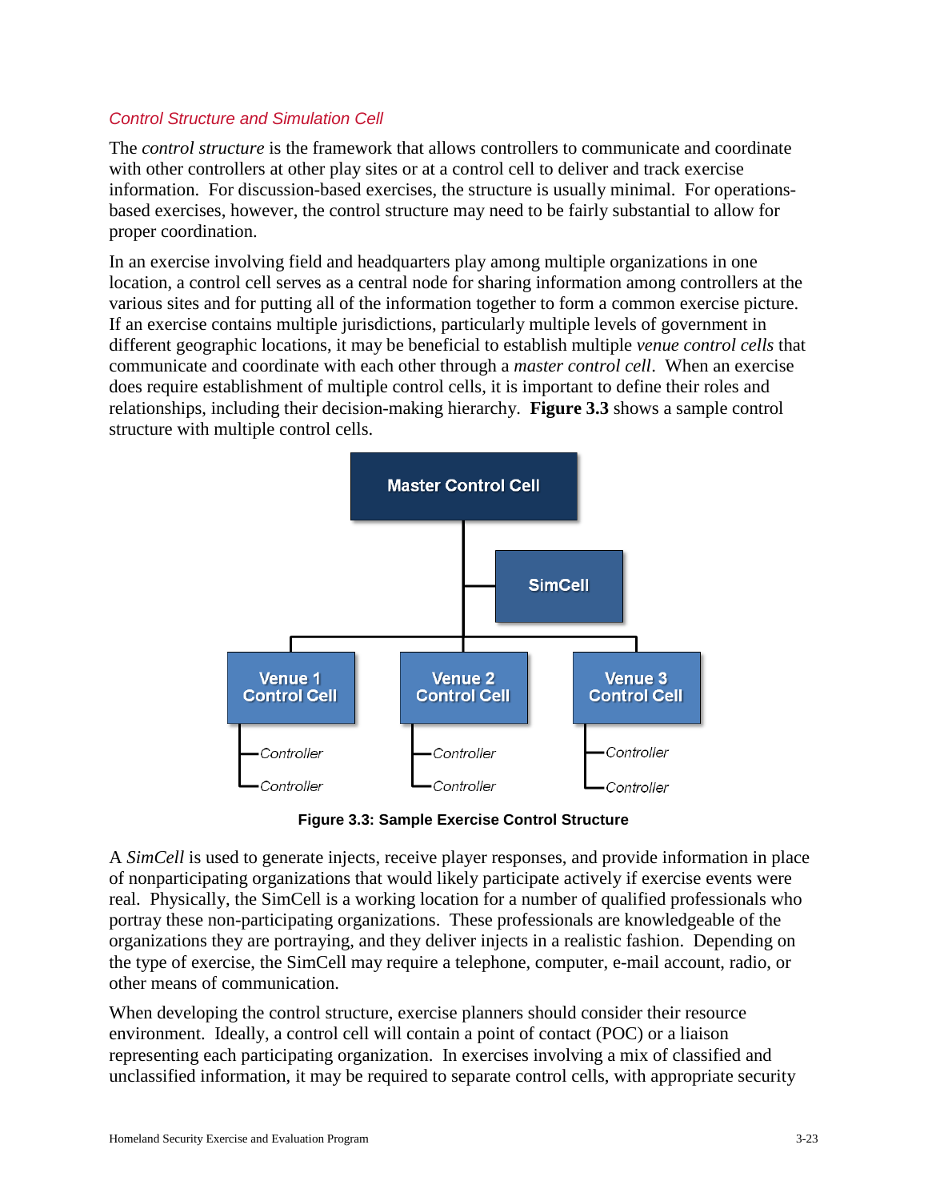### *Control Structure and Simulation Cell*

The *control structure* is the framework that allows controllers to communicate and coordinate with other controllers at other play sites or at a control cell to deliver and track exercise information. For discussion-based exercises, the structure is usually minimal. For operations-based exercises, however, the control structure may need to be fairly substantial to allow for proper coordination.

In an exercise involving field and headquarters play among multiple organizations in one location, a control cell serves as a central node for sharing information among controllers at the various sites and for putting all of the information together to form a common exercise picture. If an exercise contains multiple jurisdictions, particularly multiple levels of government in different geographic locations, it may be beneficial to establish multiple *venue control cells* that communicate and coordinate with each other through a *master control cell*. When an exercise does require establishment of multiple control cells, it is important to define their roles and relationships, including their decision-making hierarchy. **Figure 3.3** shows a sample control structure with multiple control cells.

Master Control Cell

SimCell

Venue 1 Control Cell — Controller, Controller

Venue 2 Control Cell — Controller, Controller

Venue 3 Control Cell — Controller, Controller

**Figure 3.3: Sample Exercise Control Structure**

A *SimCell* is used to generate injects, receive player responses, and provide information in place of nonparticipating organizations that would likely participate actively if exercise events were real. Physically, the SimCell is a working location for a number of qualified professionals who portray these non-participating organizations. These professionals are knowledgeable of the organizations they are portraying, and they deliver injects in a realistic fashion. Depending on the type of exercise, the SimCell may require a telephone, computer, e-mail account, radio, or other means of communication.

When developing the control structure, exercise planners should consider their resource environment. Ideally, a control cell will contain a point of contact (POC) or a liaison representing each participating organization. In exercises involving a mix of classified and unclassified information, it may be required to separate control cells, with appropriate security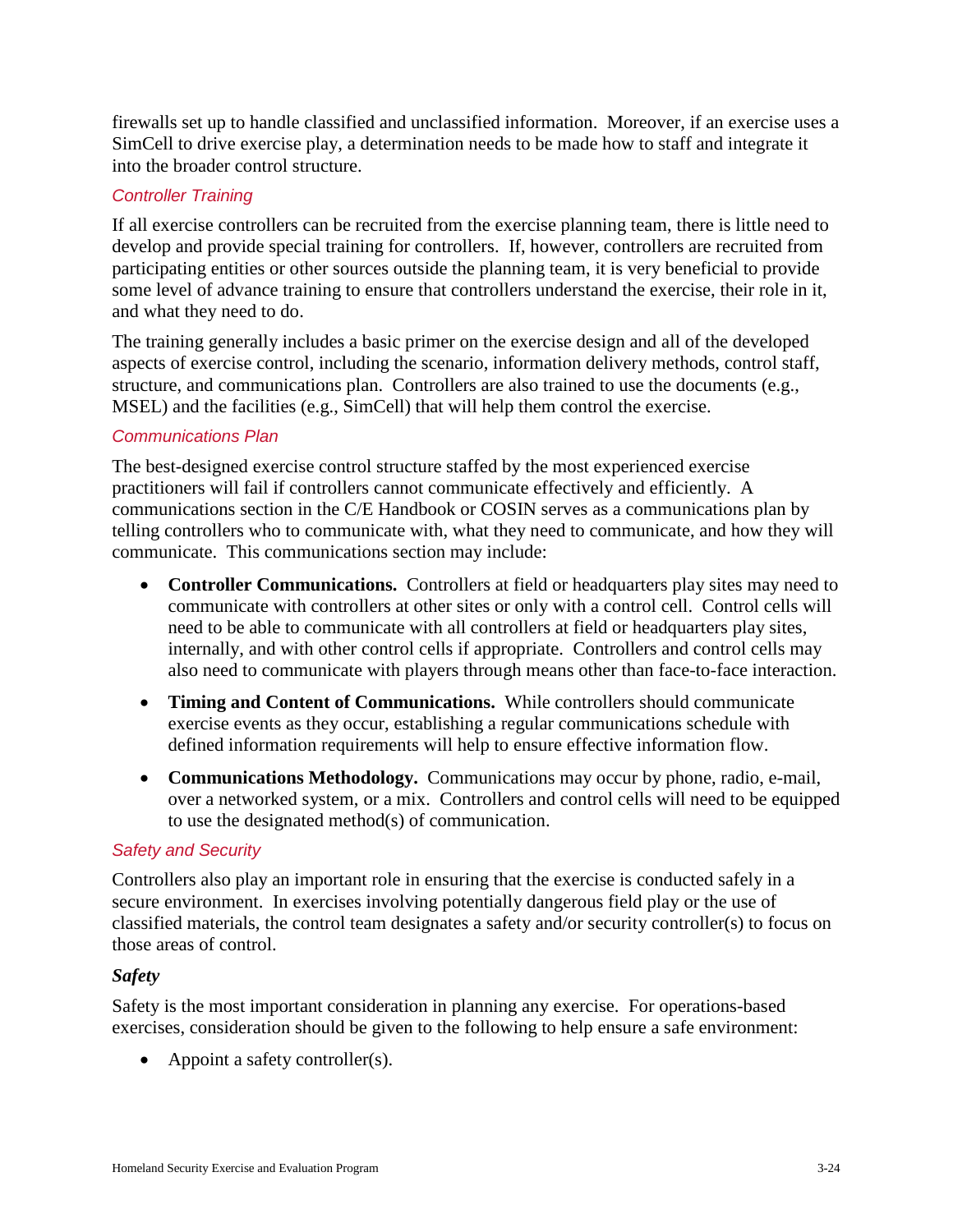firewalls set up to handle classified and unclassified information. Moreover, if an exercise uses a SimCell to drive exercise play, a determination needs to be made how to staff and integrate it into the broader control structure.

#### *Controller Training*

If all exercise controllers can be recruited from the exercise planning team, there is little need to develop and provide special training for controllers. If, however, controllers are recruited from participating entities or other sources outside the planning team, it is very beneficial to provide some level of advance training to ensure that controllers understand the exercise, their role in it, and what they need to do.

The training generally includes a basic primer on the exercise design and all of the developed aspects of exercise control, including the scenario, information delivery methods, control staff, structure, and communications plan. Controllers are also trained to use the documents (e.g., MSEL) and the facilities (e.g., SimCell) that will help them control the exercise.

#### *Communications Plan*

The best-designed exercise control structure staffed by the most experienced exercise practitioners will fail if controllers cannot communicate effectively and efficiently. A communications section in the C/E Handbook or COSIN serves as a communications plan by telling controllers who to communicate with, what they need to communicate, and how they will communicate. This communications section may include:

- **Controller Communications.** Controllers at field or headquarters play sites may need to communicate with controllers at other sites or only with a control cell. Control cells will need to be able to communicate with all controllers at field or headquarters play sites, internally, and with other control cells if appropriate. Controllers and control cells may also need to communicate with players through means other than face-to-face interaction.
- **Timing and Content of Communications.** While controllers should communicate exercise events as they occur, establishing a regular communications schedule with defined information requirements will help to ensure effective information flow.
- **Communications Methodology.** Communications may occur by phone, radio, e-mail, over a networked system, or a mix. Controllers and control cells will need to be equipped to use the designated method(s) of communication.

#### *Safety and Security*

Controllers also play an important role in ensuring that the exercise is conducted safely in a secure environment. In exercises involving potentially dangerous field play or the use of classified materials, the control team designates a safety and/or security controller(s) to focus on those areas of control.

##### ***Safety***

Safety is the most important consideration in planning any exercise. For operations-based exercises, consideration should be given to the following to help ensure a safe environment:

- Appoint a safety controller(s).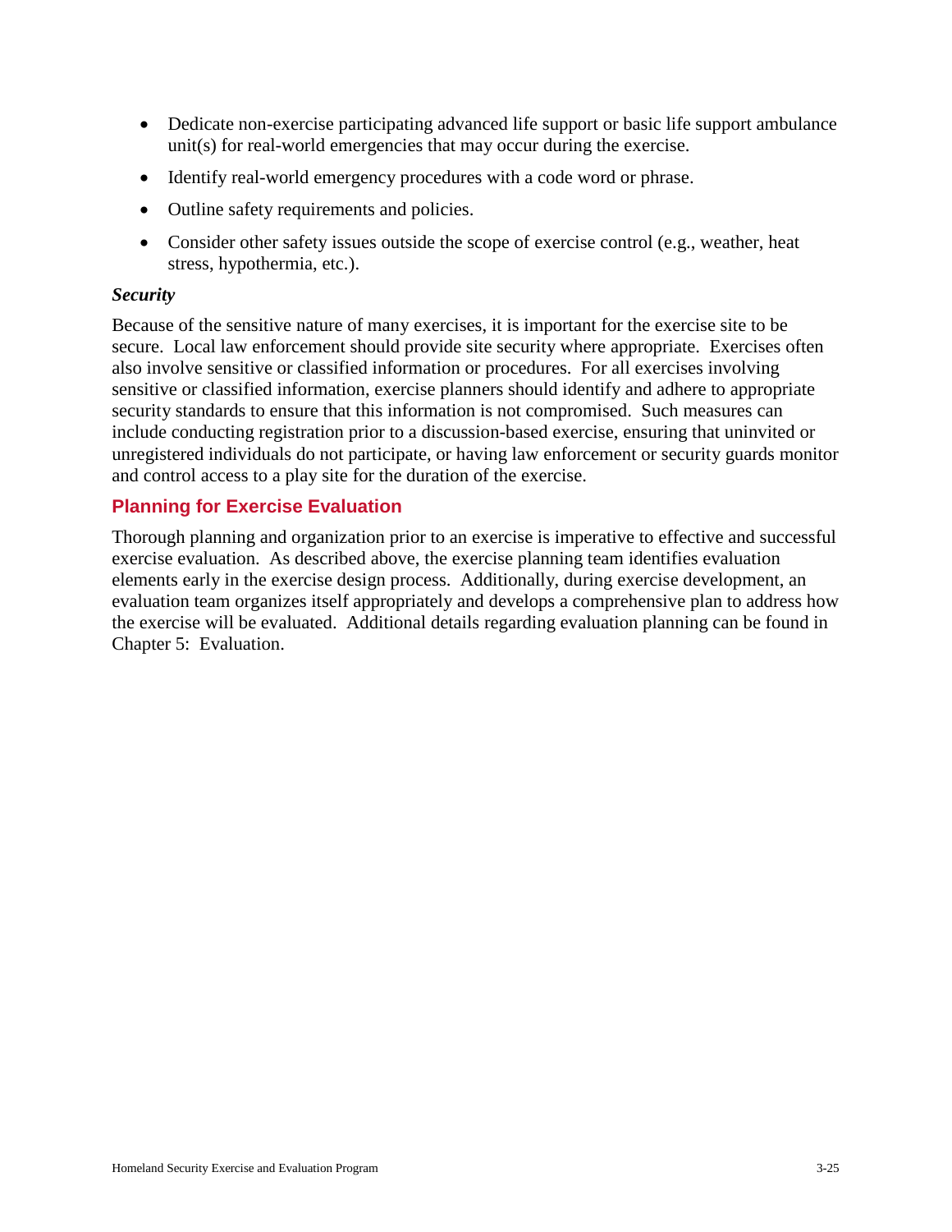- Dedicate non-exercise participating advanced life support or basic life support ambulance unit(s) for real-world emergencies that may occur during the exercise.
- Identify real-world emergency procedures with a code word or phrase.
- Outline safety requirements and policies.
- Consider other safety issues outside the scope of exercise control (e.g., weather, heat stress, hypothermia, etc.).

***Security***

Because of the sensitive nature of many exercises, it is important for the exercise site to be secure. Local law enforcement should provide site security where appropriate. Exercises often also involve sensitive or classified information or procedures. For all exercises involving sensitive or classified information, exercise planners should identify and adhere to appropriate security standards to ensure that this information is not compromised. Such measures can include conducting registration prior to a discussion-based exercise, ensuring that uninvited or unregistered individuals do not participate, or having law enforcement or security guards monitor and control access to a play site for the duration of the exercise.

### Planning for Exercise Evaluation

Thorough planning and organization prior to an exercise is imperative to effective and successful exercise evaluation. As described above, the exercise planning team identifies evaluation elements early in the exercise design process. Additionally, during exercise development, an evaluation team organizes itself appropriately and develops a comprehensive plan to address how the exercise will be evaluated. Additional details regarding evaluation planning can be found in Chapter 5: Evaluation.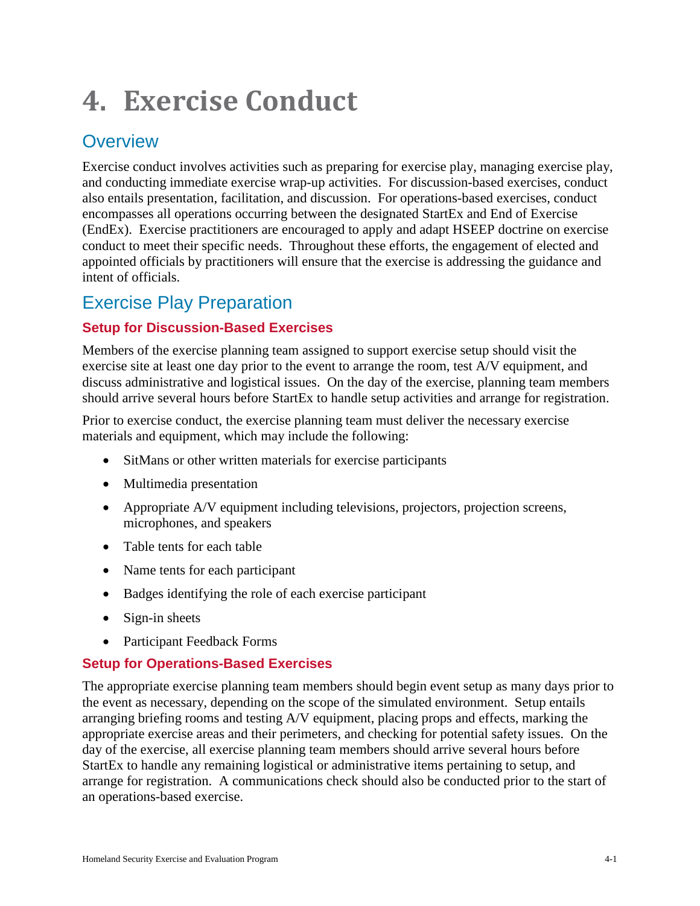# 4. Exercise Conduct

## Overview

Exercise conduct involves activities such as preparing for exercise play, managing exercise play, and conducting immediate exercise wrap-up activities. For discussion-based exercises, conduct also entails presentation, facilitation, and discussion. For operations-based exercises, conduct encompasses all operations occurring between the designated StartEx and End of Exercise (EndEx). Exercise practitioners are encouraged to apply and adapt HSEEP doctrine on exercise conduct to meet their specific needs. Throughout these efforts, the engagement of elected and appointed officials by practitioners will ensure that the exercise is addressing the guidance and intent of officials.

## Exercise Play Preparation

### Setup for Discussion-Based Exercises

Members of the exercise planning team assigned to support exercise setup should visit the exercise site at least one day prior to the event to arrange the room, test A/V equipment, and discuss administrative and logistical issues. On the day of the exercise, planning team members should arrive several hours before StartEx to handle setup activities and arrange for registration.

Prior to exercise conduct, the exercise planning team must deliver the necessary exercise materials and equipment, which may include the following:

- SitMans or other written materials for exercise participants
- Multimedia presentation
- Appropriate A/V equipment including televisions, projectors, projection screens, microphones, and speakers
- Table tents for each table
- Name tents for each participant
- Badges identifying the role of each exercise participant
- Sign-in sheets
- Participant Feedback Forms

### Setup for Operations-Based Exercises

The appropriate exercise planning team members should begin event setup as many days prior to the event as necessary, depending on the scope of the simulated environment. Setup entails arranging briefing rooms and testing A/V equipment, placing props and effects, marking the appropriate exercise areas and their perimeters, and checking for potential safety issues. On the day of the exercise, all exercise planning team members should arrive several hours before StartEx to handle any remaining logistical or administrative items pertaining to setup, and arrange for registration. A communications check should also be conducted prior to the start of an operations-based exercise.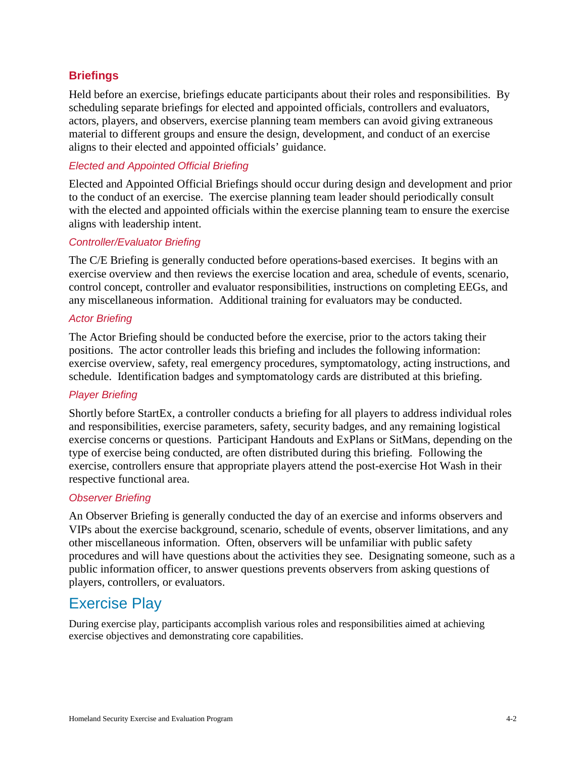### Briefings

Held before an exercise, briefings educate participants about their roles and responsibilities. By scheduling separate briefings for elected and appointed officials, controllers and evaluators, actors, players, and observers, exercise planning team members can avoid giving extraneous material to different groups and ensure the design, development, and conduct of an exercise aligns to their elected and appointed officials' guidance.

#### *Elected and Appointed Official Briefing*

Elected and Appointed Official Briefings should occur during design and development and prior to the conduct of an exercise. The exercise planning team leader should periodically consult with the elected and appointed officials within the exercise planning team to ensure the exercise aligns with leadership intent.

#### *Controller/Evaluator Briefing*

The C/E Briefing is generally conducted before operations-based exercises. It begins with an exercise overview and then reviews the exercise location and area, schedule of events, scenario, control concept, controller and evaluator responsibilities, instructions on completing EEGs, and any miscellaneous information. Additional training for evaluators may be conducted.

#### *Actor Briefing*

The Actor Briefing should be conducted before the exercise, prior to the actors taking their positions. The actor controller leads this briefing and includes the following information: exercise overview, safety, real emergency procedures, symptomatology, acting instructions, and schedule. Identification badges and symptomatology cards are distributed at this briefing.

#### *Player Briefing*

Shortly before StartEx, a controller conducts a briefing for all players to address individual roles and responsibilities, exercise parameters, safety, security badges, and any remaining logistical exercise concerns or questions. Participant Handouts and ExPlans or SitMans, depending on the type of exercise being conducted, are often distributed during this briefing. Following the exercise, controllers ensure that appropriate players attend the post-exercise Hot Wash in their respective functional area.

#### *Observer Briefing*

An Observer Briefing is generally conducted the day of an exercise and informs observers and VIPs about the exercise background, scenario, schedule of events, observer limitations, and any other miscellaneous information. Often, observers will be unfamiliar with public safety procedures and will have questions about the activities they see. Designating someone, such as a public information officer, to answer questions prevents observers from asking questions of players, controllers, or evaluators.

## Exercise Play

During exercise play, participants accomplish various roles and responsibilities aimed at achieving exercise objectives and demonstrating core capabilities.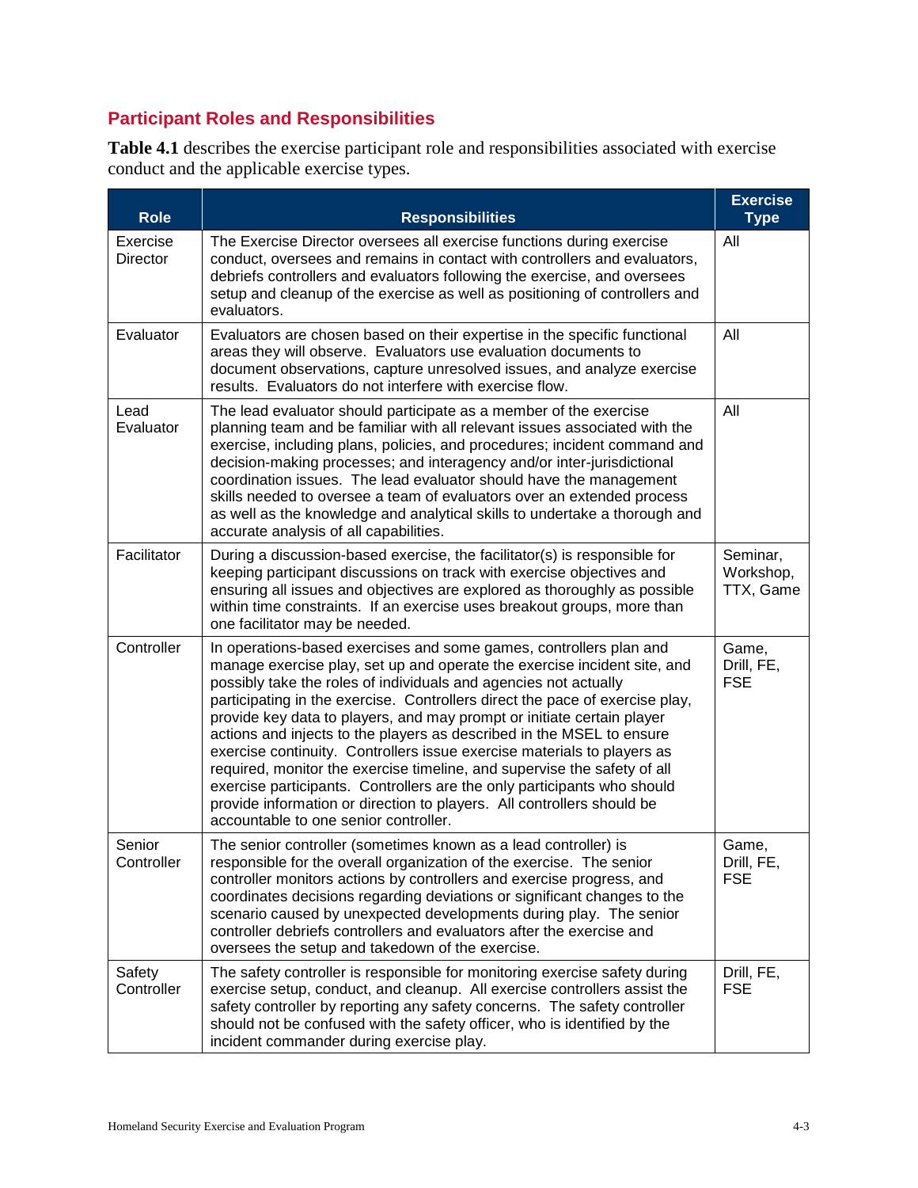## Participant Roles and Responsibilities

**Table 4.1** describes the exercise participant role and responsibilities associated with exercise conduct and the applicable exercise types.

| Role | Responsibilities | Exercise Type |
|---|---|---|
| Exercise Director | The Exercise Director oversees all exercise functions during exercise conduct, oversees and remains in contact with controllers and evaluators, debriefs controllers and evaluators following the exercise, and oversees setup and cleanup of the exercise as well as positioning of controllers and evaluators. | All |
| Evaluator | Evaluators are chosen based on their expertise in the specific functional areas they will observe. Evaluators use evaluation documents to document observations, capture unresolved issues, and analyze exercise results. Evaluators do not interfere with exercise flow. | All |
| Lead Evaluator | The lead evaluator should participate as a member of the exercise planning team and be familiar with all relevant issues associated with the exercise, including plans, policies, and procedures; incident command and decision-making processes; and interagency and/or inter-jurisdictional coordination issues. The lead evaluator should have the management skills needed to oversee a team of evaluators over an extended process as well as the knowledge and analytical skills to undertake a thorough and accurate analysis of all capabilities. | All |
| Facilitator | During a discussion-based exercise, the facilitator(s) is responsible for keeping participant discussions on track with exercise objectives and ensuring all issues and objectives are explored as thoroughly as possible within time constraints. If an exercise uses breakout groups, more than one facilitator may be needed. | Seminar, Workshop, TTX, Game |
| Controller | In operations-based exercises and some games, controllers plan and manage exercise play, set up and operate the exercise incident site, and possibly take the roles of individuals and agencies not actually participating in the exercise. Controllers direct the pace of exercise play, provide key data to players, and may prompt or initiate certain player actions and injects to the players as described in the MSEL to ensure exercise continuity. Controllers issue exercise materials to players as required, monitor the exercise timeline, and supervise the safety of all exercise participants. Controllers are the only participants who should provide information or direction to players. All controllers should be accountable to one senior controller. | Game, Drill, FE, FSE |
| Senior Controller | The senior controller (sometimes known as a lead controller) is responsible for the overall organization of the exercise. The senior controller monitors actions by controllers and exercise progress, and coordinates decisions regarding deviations or significant changes to the scenario caused by unexpected developments during play. The senior controller debriefs controllers and evaluators after the exercise and oversees the setup and takedown of the exercise. | Game, Drill, FE, FSE |
| Safety Controller | The safety controller is responsible for monitoring exercise safety during exercise setup, conduct, and cleanup. All exercise controllers assist the safety controller by reporting any safety concerns. The safety controller should not be confused with the safety officer, who is identified by the incident commander during exercise play. | Drill, FE, FSE |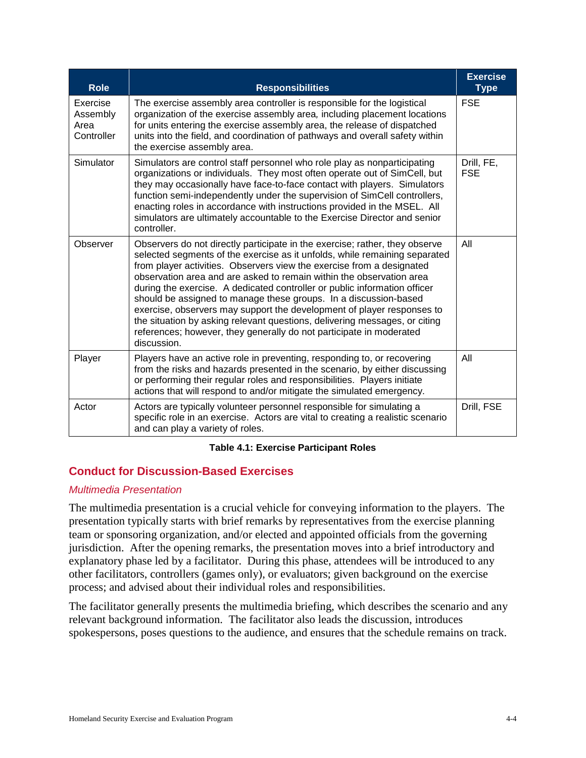| Role | Responsibilities | Exercise Type |
|---|---|---|
| Exercise Assembly Area Controller | The exercise assembly area controller is responsible for the logistical organization of the exercise assembly area, including placement locations for units entering the exercise assembly area, the release of dispatched units into the field, and coordination of pathways and overall safety within the exercise assembly area. | FSE |
| Simulator | Simulators are control staff personnel who role play as nonparticipating organizations or individuals. They most often operate out of SimCell, but they may occasionally have face-to-face contact with players. Simulators function semi-independently under the supervision of SimCell controllers, enacting roles in accordance with instructions provided in the MSEL. All simulators are ultimately accountable to the Exercise Director and senior controller. | Drill, FE, FSE |
| Observer | Observers do not directly participate in the exercise; rather, they observe selected segments of the exercise as it unfolds, while remaining separated from player activities. Observers view the exercise from a designated observation area and are asked to remain within the observation area during the exercise. A dedicated controller or public information officer should be assigned to manage these groups. In a discussion-based exercise, observers may support the development of player responses to the situation by asking relevant questions, delivering messages, or citing references; however, they generally do not participate in moderated discussion. | All |
| Player | Players have an active role in preventing, responding to, or recovering from the risks and hazards presented in the scenario, by either discussing or performing their regular roles and responsibilities. Players initiate actions that will respond to and/or mitigate the simulated emergency. | All |
| Actor | Actors are typically volunteer personnel responsible for simulating a specific role in an exercise. Actors are vital to creating a realistic scenario and can play a variety of roles. | Drill, FSE |

**Table 4.1: Exercise Participant Roles**

## Conduct for Discussion-Based Exercises

### *Multimedia Presentation*

The multimedia presentation is a crucial vehicle for conveying information to the players. The presentation typically starts with brief remarks by representatives from the exercise planning team or sponsoring organization, and/or elected and appointed officials from the governing jurisdiction. After the opening remarks, the presentation moves into a brief introductory and explanatory phase led by a facilitator. During this phase, attendees will be introduced to any other facilitators, controllers (games only), or evaluators; given background on the exercise process; and advised about their individual roles and responsibilities.

The facilitator generally presents the multimedia briefing, which describes the scenario and any relevant background information. The facilitator also leads the discussion, introduces spokespersons, poses questions to the audience, and ensures that the schedule remains on track.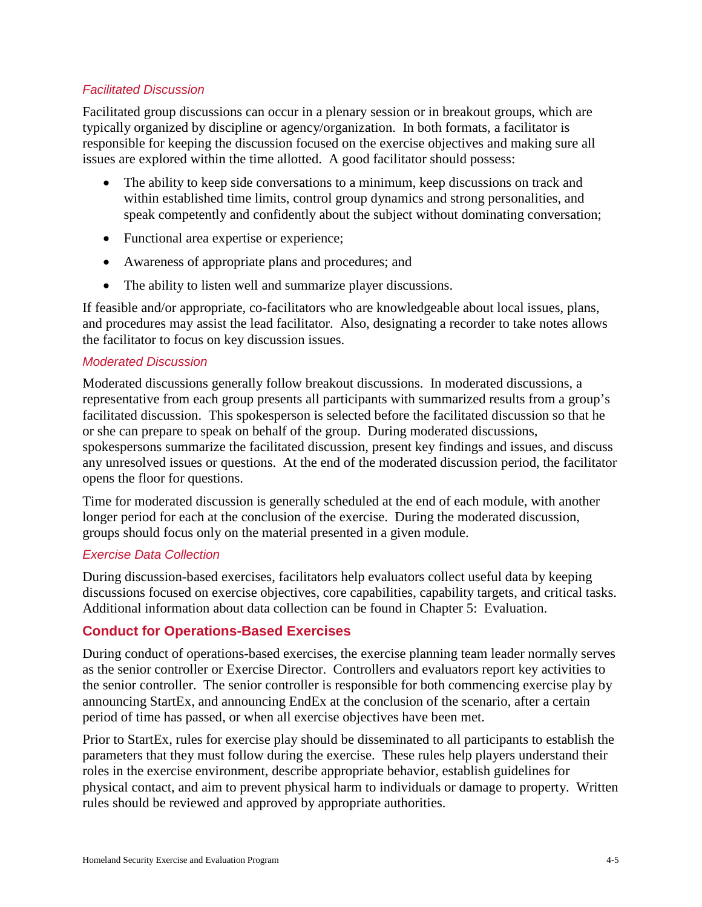### *Facilitated Discussion*

Facilitated group discussions can occur in a plenary session or in breakout groups, which are typically organized by discipline or agency/organization. In both formats, a facilitator is responsible for keeping the discussion focused on the exercise objectives and making sure all issues are explored within the time allotted. A good facilitator should possess:

- The ability to keep side conversations to a minimum, keep discussions on track and within established time limits, control group dynamics and strong personalities, and speak competently and confidently about the subject without dominating conversation;
- Functional area expertise or experience;
- Awareness of appropriate plans and procedures; and
- The ability to listen well and summarize player discussions.

If feasible and/or appropriate, co-facilitators who are knowledgeable about local issues, plans, and procedures may assist the lead facilitator. Also, designating a recorder to take notes allows the facilitator to focus on key discussion issues.

### *Moderated Discussion*

Moderated discussions generally follow breakout discussions. In moderated discussions, a representative from each group presents all participants with summarized results from a group's facilitated discussion. This spokesperson is selected before the facilitated discussion so that he or she can prepare to speak on behalf of the group. During moderated discussions, spokespersons summarize the facilitated discussion, present key findings and issues, and discuss any unresolved issues or questions. At the end of the moderated discussion period, the facilitator opens the floor for questions.

Time for moderated discussion is generally scheduled at the end of each module, with another longer period for each at the conclusion of the exercise. During the moderated discussion, groups should focus only on the material presented in a given module.

### *Exercise Data Collection*

During discussion-based exercises, facilitators help evaluators collect useful data by keeping discussions focused on exercise objectives, core capabilities, capability targets, and critical tasks. Additional information about data collection can be found in Chapter 5: Evaluation.

## Conduct for Operations-Based Exercises

During conduct of operations-based exercises, the exercise planning team leader normally serves as the senior controller or Exercise Director. Controllers and evaluators report key activities to the senior controller. The senior controller is responsible for both commencing exercise play by announcing StartEx, and announcing EndEx at the conclusion of the scenario, after a certain period of time has passed, or when all exercise objectives have been met.

Prior to StartEx, rules for exercise play should be disseminated to all participants to establish the parameters that they must follow during the exercise. These rules help players understand their roles in the exercise environment, describe appropriate behavior, establish guidelines for physical contact, and aim to prevent physical harm to individuals or damage to property. Written rules should be reviewed and approved by appropriate authorities.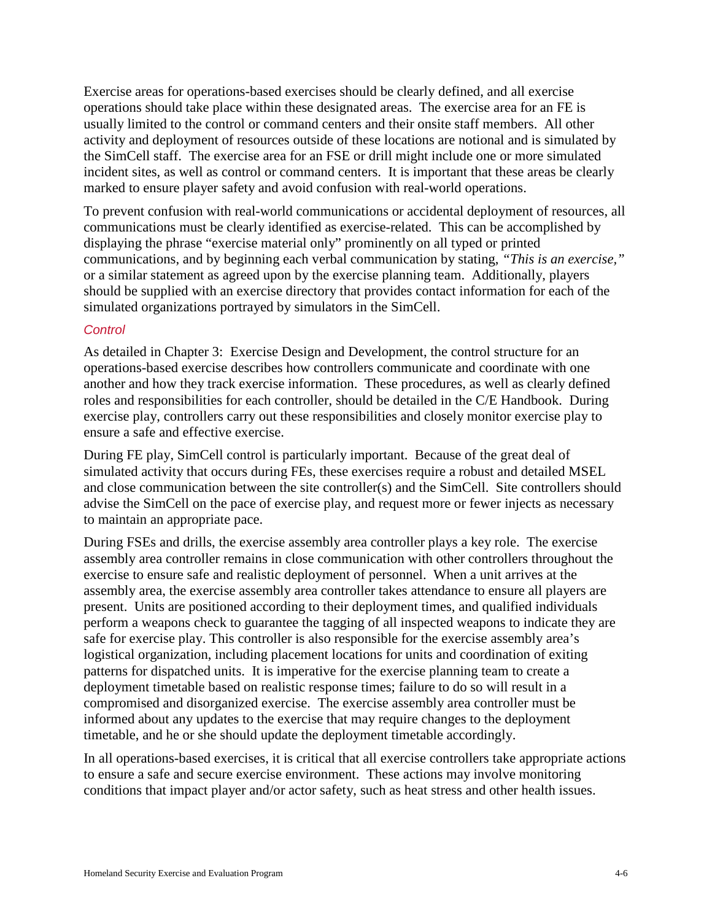Exercise areas for operations-based exercises should be clearly defined, and all exercise operations should take place within these designated areas. The exercise area for an FE is usually limited to the control or command centers and their onsite staff members. All other activity and deployment of resources outside of these locations are notional and is simulated by the SimCell staff. The exercise area for an FSE or drill might include one or more simulated incident sites, as well as control or command centers. It is important that these areas be clearly marked to ensure player safety and avoid confusion with real-world operations.

To prevent confusion with real-world communications or accidental deployment of resources, all communications must be clearly identified as exercise-related. This can be accomplished by displaying the phrase "exercise material only" prominently on all typed or printed communications, and by beginning each verbal communication by stating, *"This is an exercise,"* or a similar statement as agreed upon by the exercise planning team. Additionally, players should be supplied with an exercise directory that provides contact information for each of the simulated organizations portrayed by simulators in the SimCell.

#### *Control*

As detailed in Chapter 3: Exercise Design and Development, the control structure for an operations-based exercise describes how controllers communicate and coordinate with one another and how they track exercise information. These procedures, as well as clearly defined roles and responsibilities for each controller, should be detailed in the C/E Handbook. During exercise play, controllers carry out these responsibilities and closely monitor exercise play to ensure a safe and effective exercise.

During FE play, SimCell control is particularly important. Because of the great deal of simulated activity that occurs during FEs, these exercises require a robust and detailed MSEL and close communication between the site controller(s) and the SimCell. Site controllers should advise the SimCell on the pace of exercise play, and request more or fewer injects as necessary to maintain an appropriate pace.

During FSEs and drills, the exercise assembly area controller plays a key role. The exercise assembly area controller remains in close communication with other controllers throughout the exercise to ensure safe and realistic deployment of personnel. When a unit arrives at the assembly area, the exercise assembly area controller takes attendance to ensure all players are present. Units are positioned according to their deployment times, and qualified individuals perform a weapons check to guarantee the tagging of all inspected weapons to indicate they are safe for exercise play. This controller is also responsible for the exercise assembly area's logistical organization, including placement locations for units and coordination of exiting patterns for dispatched units. It is imperative for the exercise planning team to create a deployment timetable based on realistic response times; failure to do so will result in a compromised and disorganized exercise. The exercise assembly area controller must be informed about any updates to the exercise that may require changes to the deployment timetable, and he or she should update the deployment timetable accordingly.

In all operations-based exercises, it is critical that all exercise controllers take appropriate actions to ensure a safe and secure exercise environment. These actions may involve monitoring conditions that impact player and/or actor safety, such as heat stress and other health issues.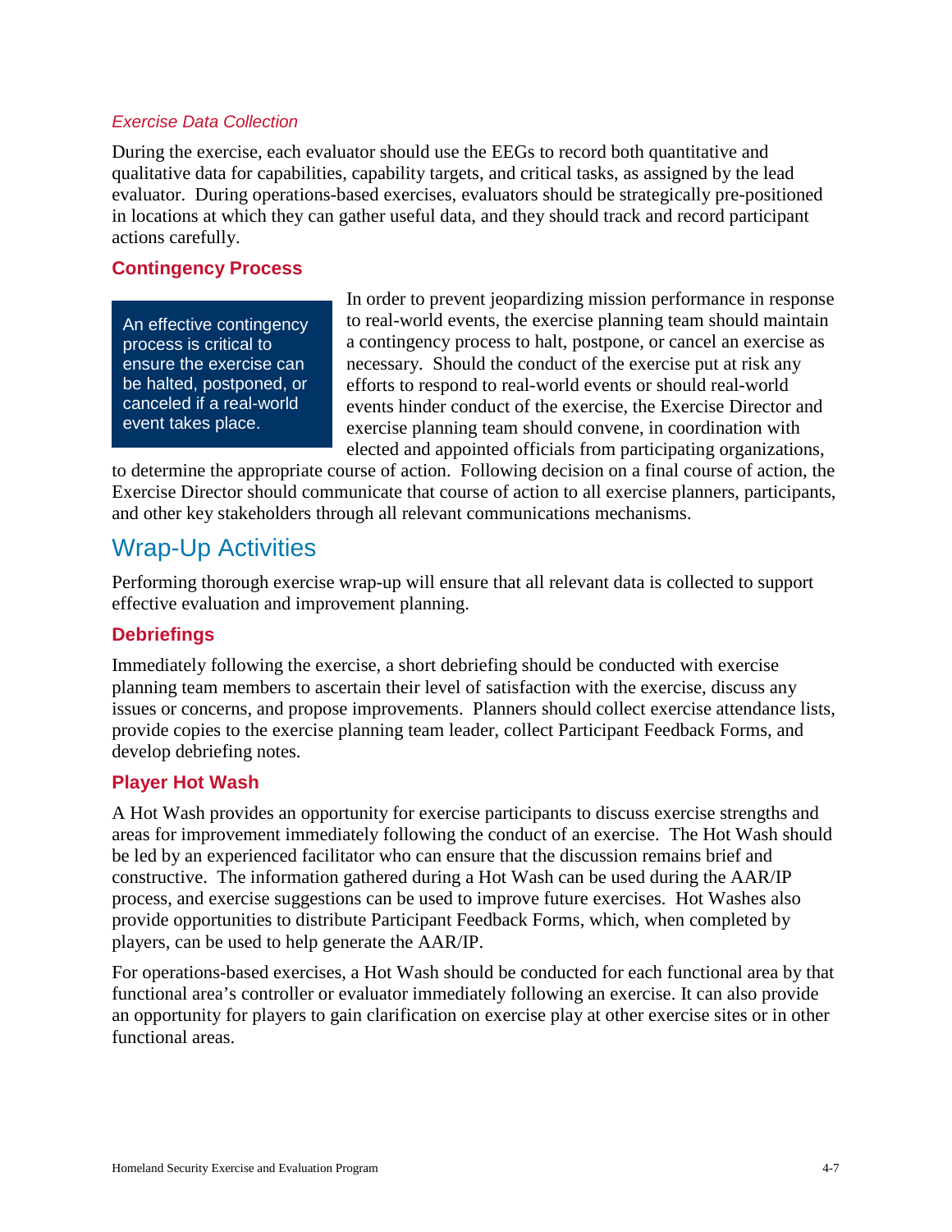*Exercise Data Collection*

During the exercise, each evaluator should use the EEGs to record both quantitative and qualitative data for capabilities, capability targets, and critical tasks, as assigned by the lead evaluator. During operations-based exercises, evaluators should be strategically pre-positioned in locations at which they can gather useful data, and they should track and record participant actions carefully.

### Contingency Process

> An effective contingency process is critical to ensure the exercise can be halted, postponed, or canceled if a real-world event takes place.

In order to prevent jeopardizing mission performance in response to real-world events, the exercise planning team should maintain a contingency process to halt, postpone, or cancel an exercise as necessary. Should the conduct of the exercise put at risk any efforts to respond to real-world events or should real-world events hinder conduct of the exercise, the Exercise Director and exercise planning team should convene, in coordination with elected and appointed officials from participating organizations, to determine the appropriate course of action. Following decision on a final course of action, the Exercise Director should communicate that course of action to all exercise planners, participants, and other key stakeholders through all relevant communications mechanisms.

## Wrap-Up Activities

Performing thorough exercise wrap-up will ensure that all relevant data is collected to support effective evaluation and improvement planning.

### Debriefings

Immediately following the exercise, a short debriefing should be conducted with exercise planning team members to ascertain their level of satisfaction with the exercise, discuss any issues or concerns, and propose improvements. Planners should collect exercise attendance lists, provide copies to the exercise planning team leader, collect Participant Feedback Forms, and develop debriefing notes.

### Player Hot Wash

A Hot Wash provides an opportunity for exercise participants to discuss exercise strengths and areas for improvement immediately following the conduct of an exercise. The Hot Wash should be led by an experienced facilitator who can ensure that the discussion remains brief and constructive. The information gathered during a Hot Wash can be used during the AAR/IP process, and exercise suggestions can be used to improve future exercises. Hot Washes also provide opportunities to distribute Participant Feedback Forms, which, when completed by players, can be used to help generate the AAR/IP.

For operations-based exercises, a Hot Wash should be conducted for each functional area by that functional area's controller or evaluator immediately following an exercise. It can also provide an opportunity for players to gain clarification on exercise play at other exercise sites or in other functional areas.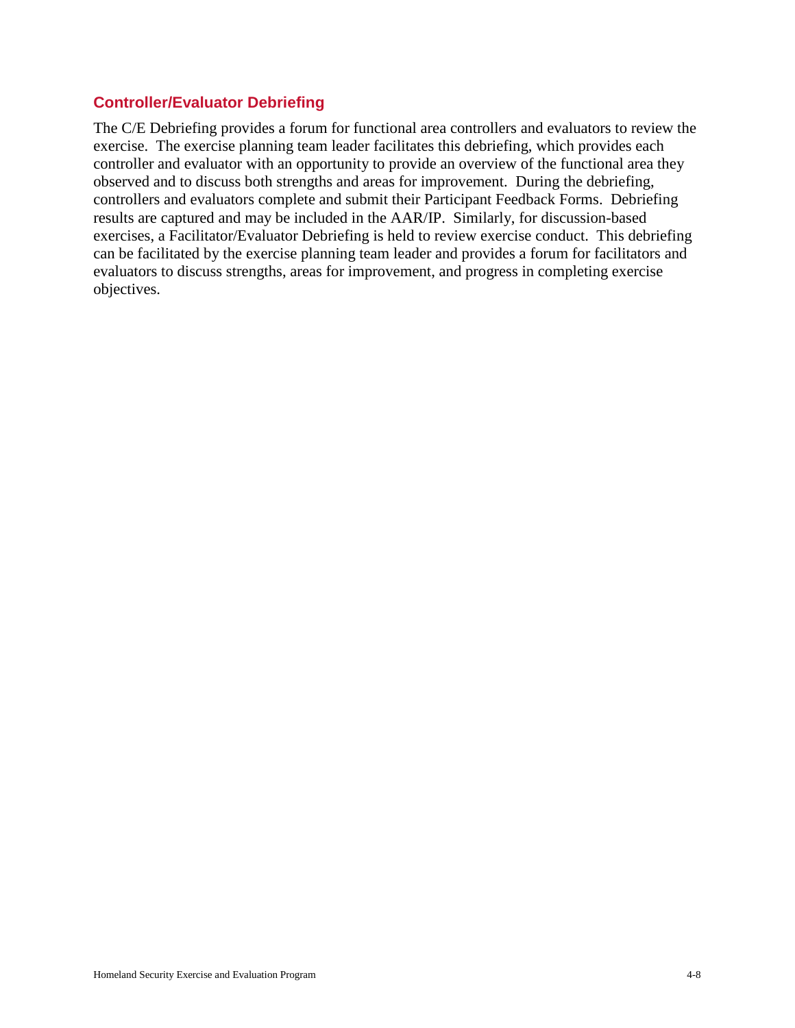### Controller/Evaluator Debriefing

The C/E Debriefing provides a forum for functional area controllers and evaluators to review the exercise. The exercise planning team leader facilitates this debriefing, which provides each controller and evaluator with an opportunity to provide an overview of the functional area they observed and to discuss both strengths and areas for improvement. During the debriefing, controllers and evaluators complete and submit their Participant Feedback Forms. Debriefing results are captured and may be included in the AAR/IP. Similarly, for discussion-based exercises, a Facilitator/Evaluator Debriefing is held to review exercise conduct. This debriefing can be facilitated by the exercise planning team leader and provides a forum for facilitators and evaluators to discuss strengths, areas for improvement, and progress in completing exercise objectives.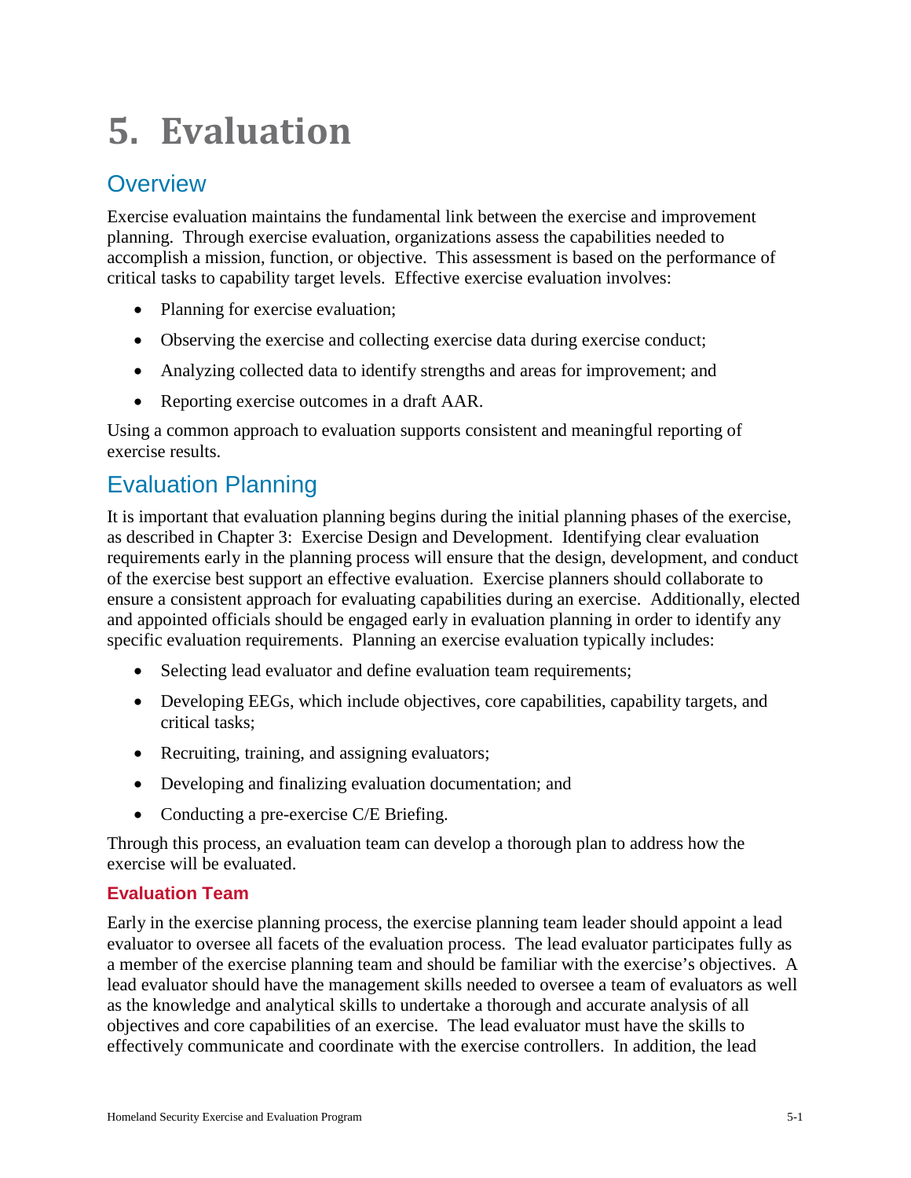# 5. Evaluation

## Overview

Exercise evaluation maintains the fundamental link between the exercise and improvement planning. Through exercise evaluation, organizations assess the capabilities needed to accomplish a mission, function, or objective. This assessment is based on the performance of critical tasks to capability target levels. Effective exercise evaluation involves:

- Planning for exercise evaluation;
- Observing the exercise and collecting exercise data during exercise conduct;
- Analyzing collected data to identify strengths and areas for improvement; and
- Reporting exercise outcomes in a draft AAR.

Using a common approach to evaluation supports consistent and meaningful reporting of exercise results.

## Evaluation Planning

It is important that evaluation planning begins during the initial planning phases of the exercise, as described in Chapter 3: Exercise Design and Development. Identifying clear evaluation requirements early in the planning process will ensure that the design, development, and conduct of the exercise best support an effective evaluation. Exercise planners should collaborate to ensure a consistent approach for evaluating capabilities during an exercise. Additionally, elected and appointed officials should be engaged early in evaluation planning in order to identify any specific evaluation requirements. Planning an exercise evaluation typically includes:

- Selecting lead evaluator and define evaluation team requirements;
- Developing EEGs, which include objectives, core capabilities, capability targets, and critical tasks;
- Recruiting, training, and assigning evaluators;
- Developing and finalizing evaluation documentation; and
- Conducting a pre-exercise C/E Briefing.

Through this process, an evaluation team can develop a thorough plan to address how the exercise will be evaluated.

### Evaluation Team

Early in the exercise planning process, the exercise planning team leader should appoint a lead evaluator to oversee all facets of the evaluation process. The lead evaluator participates fully as a member of the exercise planning team and should be familiar with the exercise's objectives. A lead evaluator should have the management skills needed to oversee a team of evaluators as well as the knowledge and analytical skills to undertake a thorough and accurate analysis of all objectives and core capabilities of an exercise. The lead evaluator must have the skills to effectively communicate and coordinate with the exercise controllers. In addition, the lead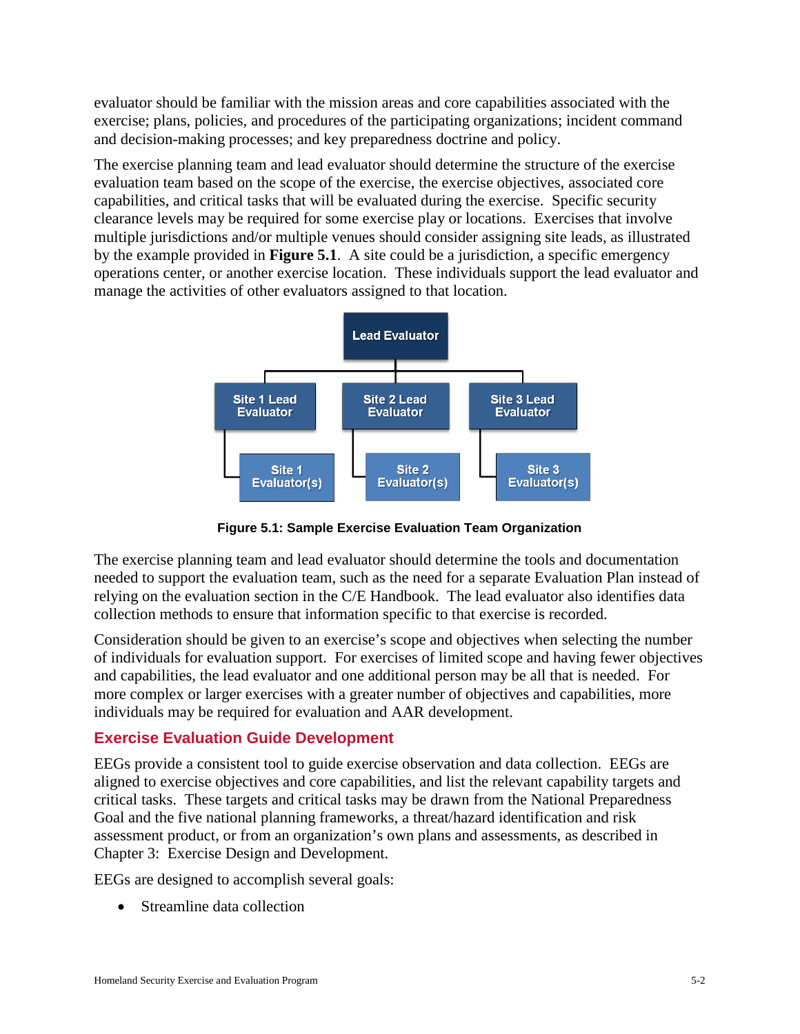evaluator should be familiar with the mission areas and core capabilities associated with the exercise; plans, policies, and procedures of the participating organizations; incident command and decision-making processes; and key preparedness doctrine and policy.

The exercise planning team and lead evaluator should determine the structure of the exercise evaluation team based on the scope of the exercise, the exercise objectives, associated core capabilities, and critical tasks that will be evaluated during the exercise. Specific security clearance levels may be required for some exercise play or locations. Exercises that involve multiple jurisdictions and/or multiple venues should consider assigning site leads, as illustrated by the example provided in **Figure 5.1**. A site could be a jurisdiction, a specific emergency operations center, or another exercise location. These individuals support the lead evaluator and manage the activities of other evaluators assigned to that location.

**Figure 5.1: Sample Exercise Evaluation Team Organization**

The exercise planning team and lead evaluator should determine the tools and documentation needed to support the evaluation team, such as the need for a separate Evaluation Plan instead of relying on the evaluation section in the C/E Handbook. The lead evaluator also identifies data collection methods to ensure that information specific to that exercise is recorded.

Consideration should be given to an exercise's scope and objectives when selecting the number of individuals for evaluation support. For exercises of limited scope and having fewer objectives and capabilities, the lead evaluator and one additional person may be all that is needed. For more complex or larger exercises with a greater number of objectives and capabilities, more individuals may be required for evaluation and AAR development.

## Exercise Evaluation Guide Development

EEGs provide a consistent tool to guide exercise observation and data collection. EEGs are aligned to exercise objectives and core capabilities, and list the relevant capability targets and critical tasks. These targets and critical tasks may be drawn from the National Preparedness Goal and the five national planning frameworks, a threat/hazard identification and risk assessment product, or from an organization's own plans and assessments, as described in Chapter 3: Exercise Design and Development.

EEGs are designed to accomplish several goals:

- Streamline data collection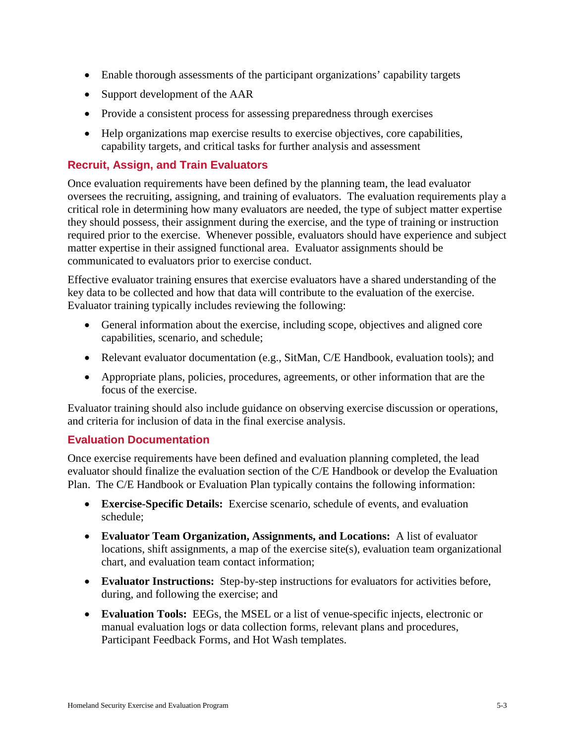- Enable thorough assessments of the participant organizations' capability targets
- Support development of the AAR
- Provide a consistent process for assessing preparedness through exercises
- Help organizations map exercise results to exercise objectives, core capabilities, capability targets, and critical tasks for further analysis and assessment

### Recruit, Assign, and Train Evaluators

Once evaluation requirements have been defined by the planning team, the lead evaluator oversees the recruiting, assigning, and training of evaluators. The evaluation requirements play a critical role in determining how many evaluators are needed, the type of subject matter expertise they should possess, their assignment during the exercise, and the type of training or instruction required prior to the exercise. Whenever possible, evaluators should have experience and subject matter expertise in their assigned functional area. Evaluator assignments should be communicated to evaluators prior to exercise conduct.

Effective evaluator training ensures that exercise evaluators have a shared understanding of the key data to be collected and how that data will contribute to the evaluation of the exercise. Evaluator training typically includes reviewing the following:

- General information about the exercise, including scope, objectives and aligned core capabilities, scenario, and schedule;
- Relevant evaluator documentation (e.g., SitMan, C/E Handbook, evaluation tools); and
- Appropriate plans, policies, procedures, agreements, or other information that are the focus of the exercise.

Evaluator training should also include guidance on observing exercise discussion or operations, and criteria for inclusion of data in the final exercise analysis.

### Evaluation Documentation

Once exercise requirements have been defined and evaluation planning completed, the lead evaluator should finalize the evaluation section of the C/E Handbook or develop the Evaluation Plan. The C/E Handbook or Evaluation Plan typically contains the following information:

- **Exercise-Specific Details:** Exercise scenario, schedule of events, and evaluation schedule;
- **Evaluator Team Organization, Assignments, and Locations:** A list of evaluator locations, shift assignments, a map of the exercise site(s), evaluation team organizational chart, and evaluation team contact information;
- **Evaluator Instructions:** Step-by-step instructions for evaluators for activities before, during, and following the exercise; and
- **Evaluation Tools:** EEGs, the MSEL or a list of venue-specific injects, electronic or manual evaluation logs or data collection forms, relevant plans and procedures, Participant Feedback Forms, and Hot Wash templates.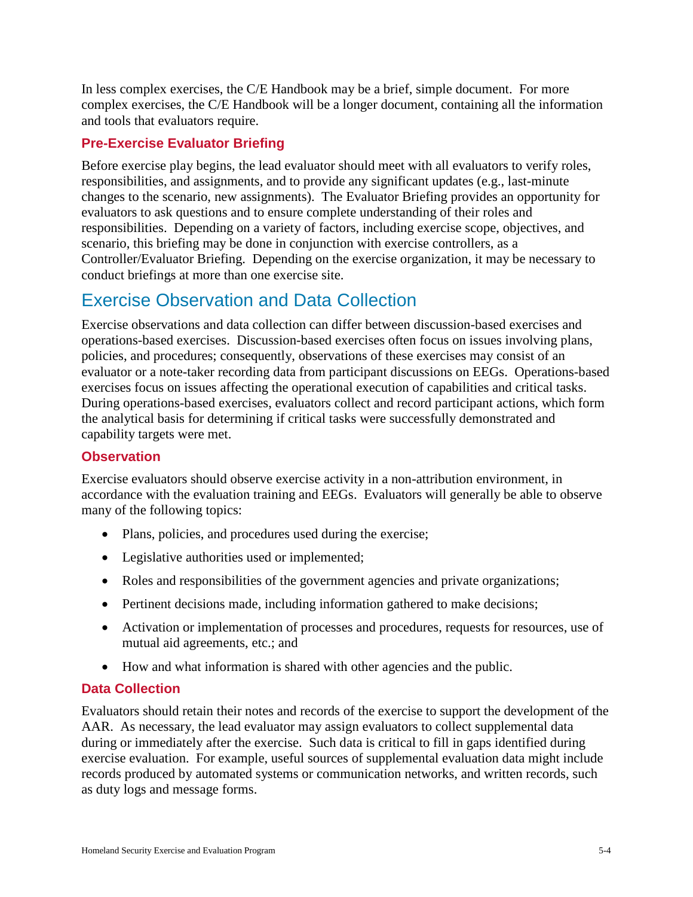In less complex exercises, the C/E Handbook may be a brief, simple document. For more complex exercises, the C/E Handbook will be a longer document, containing all the information and tools that evaluators require.

### Pre-Exercise Evaluator Briefing

Before exercise play begins, the lead evaluator should meet with all evaluators to verify roles, responsibilities, and assignments, and to provide any significant updates (e.g., last-minute changes to the scenario, new assignments). The Evaluator Briefing provides an opportunity for evaluators to ask questions and to ensure complete understanding of their roles and responsibilities. Depending on a variety of factors, including exercise scope, objectives, and scenario, this briefing may be done in conjunction with exercise controllers, as a Controller/Evaluator Briefing. Depending on the exercise organization, it may be necessary to conduct briefings at more than one exercise site.

## Exercise Observation and Data Collection

Exercise observations and data collection can differ between discussion-based exercises and operations-based exercises. Discussion-based exercises often focus on issues involving plans, policies, and procedures; consequently, observations of these exercises may consist of an evaluator or a note-taker recording data from participant discussions on EEGs. Operations-based exercises focus on issues affecting the operational execution of capabilities and critical tasks. During operations-based exercises, evaluators collect and record participant actions, which form the analytical basis for determining if critical tasks were successfully demonstrated and capability targets were met.

### Observation

Exercise evaluators should observe exercise activity in a non-attribution environment, in accordance with the evaluation training and EEGs. Evaluators will generally be able to observe many of the following topics:

- Plans, policies, and procedures used during the exercise;
- Legislative authorities used or implemented;
- Roles and responsibilities of the government agencies and private organizations;
- Pertinent decisions made, including information gathered to make decisions;
- Activation or implementation of processes and procedures, requests for resources, use of mutual aid agreements, etc.; and
- How and what information is shared with other agencies and the public.

### Data Collection

Evaluators should retain their notes and records of the exercise to support the development of the AAR. As necessary, the lead evaluator may assign evaluators to collect supplemental data during or immediately after the exercise. Such data is critical to fill in gaps identified during exercise evaluation. For example, useful sources of supplemental evaluation data might include records produced by automated systems or communication networks, and written records, such as duty logs and message forms.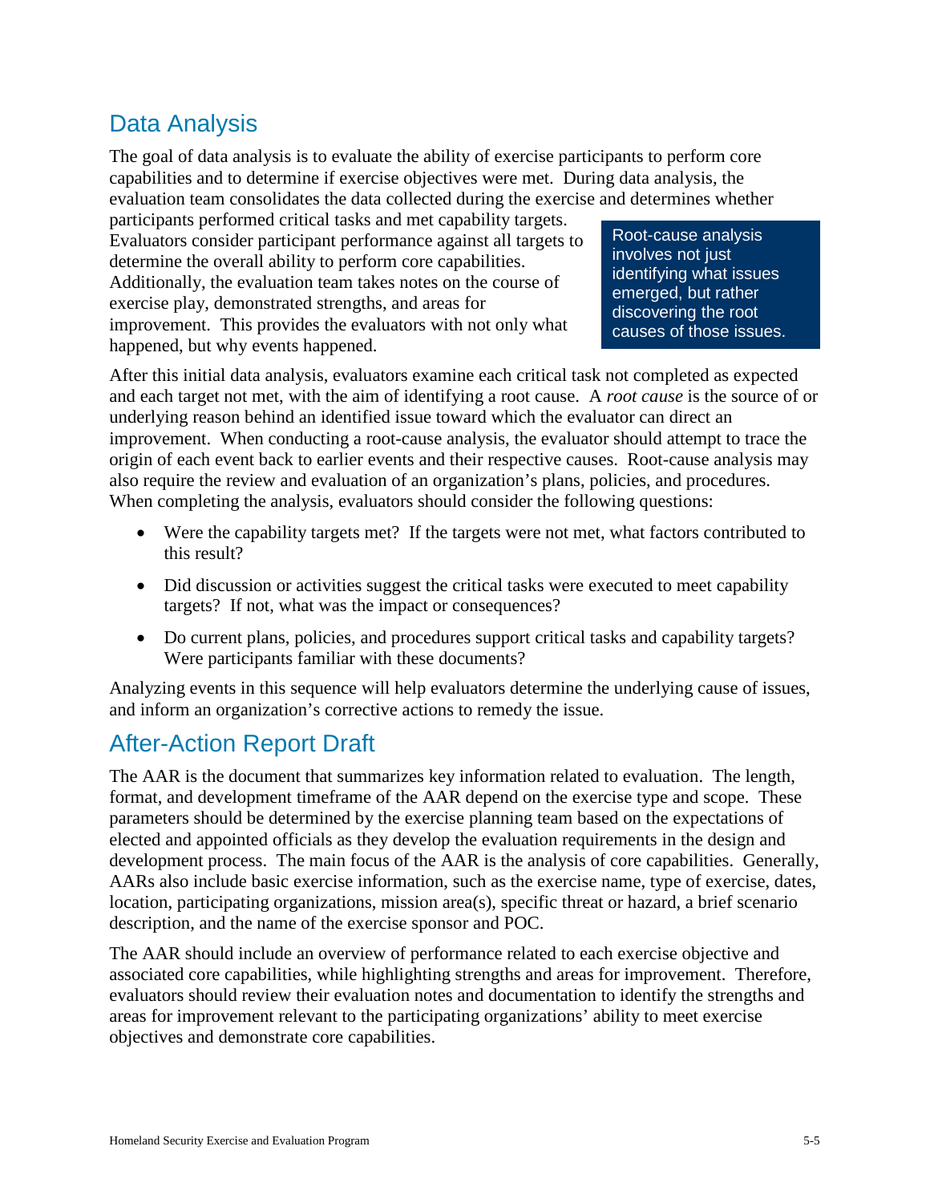## Data Analysis

The goal of data analysis is to evaluate the ability of exercise participants to perform core capabilities and to determine if exercise objectives were met. During data analysis, the evaluation team consolidates the data collected during the exercise and determines whether participants performed critical tasks and met capability targets. Evaluators consider participant performance against all targets to determine the overall ability to perform core capabilities. Additionally, the evaluation team takes notes on the course of exercise play, demonstrated strengths, and areas for improvement. This provides the evaluators with not only what happened, but why events happened.

> Root-cause analysis involves not just identifying what issues emerged, but rather discovering the root causes of those issues.

After this initial data analysis, evaluators examine each critical task not completed as expected and each target not met, with the aim of identifying a root cause. A *root cause* is the source of or underlying reason behind an identified issue toward which the evaluator can direct an improvement. When conducting a root-cause analysis, the evaluator should attempt to trace the origin of each event back to earlier events and their respective causes. Root-cause analysis may also require the review and evaluation of an organization's plans, policies, and procedures. When completing the analysis, evaluators should consider the following questions:

- Were the capability targets met? If the targets were not met, what factors contributed to this result?
- Did discussion or activities suggest the critical tasks were executed to meet capability targets? If not, what was the impact or consequences?
- Do current plans, policies, and procedures support critical tasks and capability targets? Were participants familiar with these documents?

Analyzing events in this sequence will help evaluators determine the underlying cause of issues, and inform an organization's corrective actions to remedy the issue.

## After-Action Report Draft

The AAR is the document that summarizes key information related to evaluation. The length, format, and development timeframe of the AAR depend on the exercise type and scope. These parameters should be determined by the exercise planning team based on the expectations of elected and appointed officials as they develop the evaluation requirements in the design and development process. The main focus of the AAR is the analysis of core capabilities. Generally, AARs also include basic exercise information, such as the exercise name, type of exercise, dates, location, participating organizations, mission area(s), specific threat or hazard, a brief scenario description, and the name of the exercise sponsor and POC.

The AAR should include an overview of performance related to each exercise objective and associated core capabilities, while highlighting strengths and areas for improvement. Therefore, evaluators should review their evaluation notes and documentation to identify the strengths and areas for improvement relevant to the participating organizations' ability to meet exercise objectives and demonstrate core capabilities.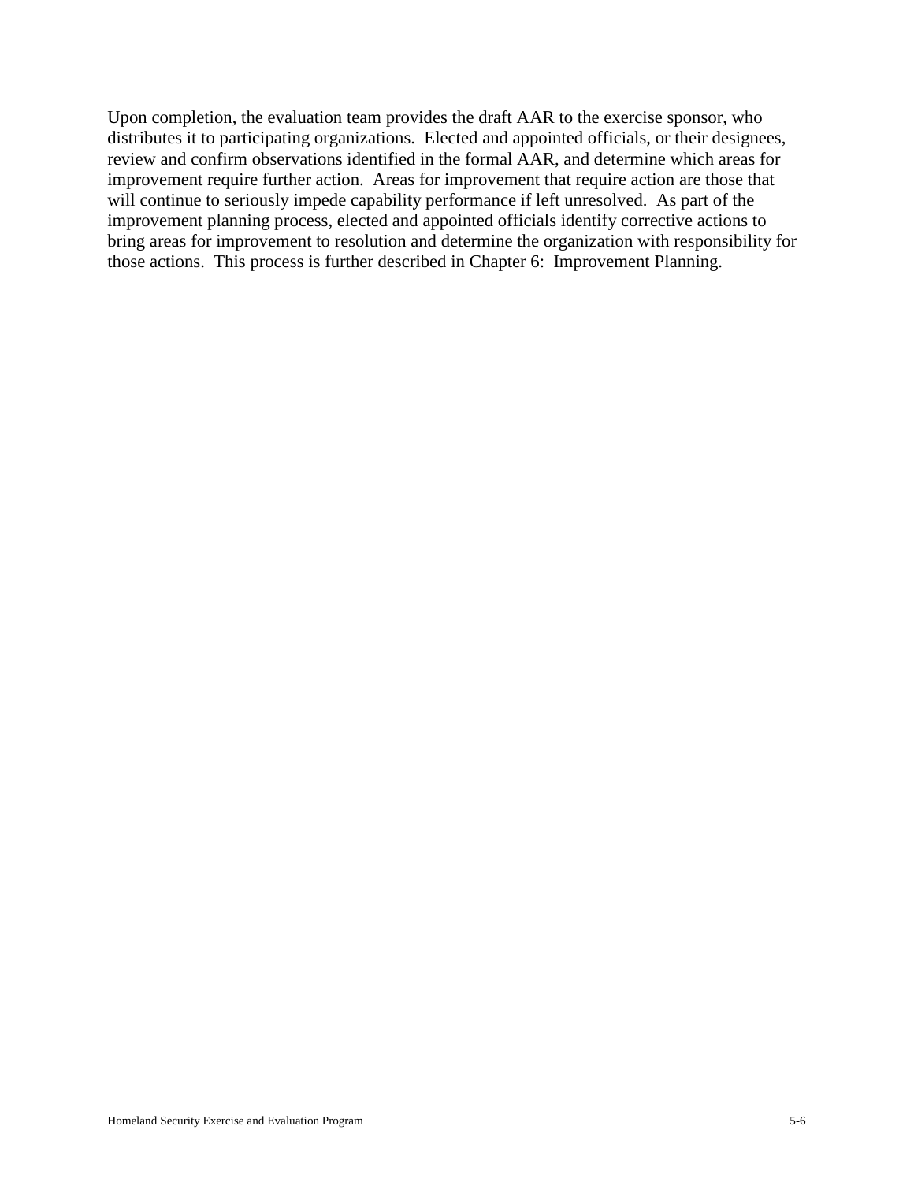Upon completion, the evaluation team provides the draft AAR to the exercise sponsor, who distributes it to participating organizations. Elected and appointed officials, or their designees, review and confirm observations identified in the formal AAR, and determine which areas for improvement require further action. Areas for improvement that require action are those that will continue to seriously impede capability performance if left unresolved. As part of the improvement planning process, elected and appointed officials identify corrective actions to bring areas for improvement to resolution and determine the organization with responsibility for those actions. This process is further described in Chapter 6: Improvement Planning.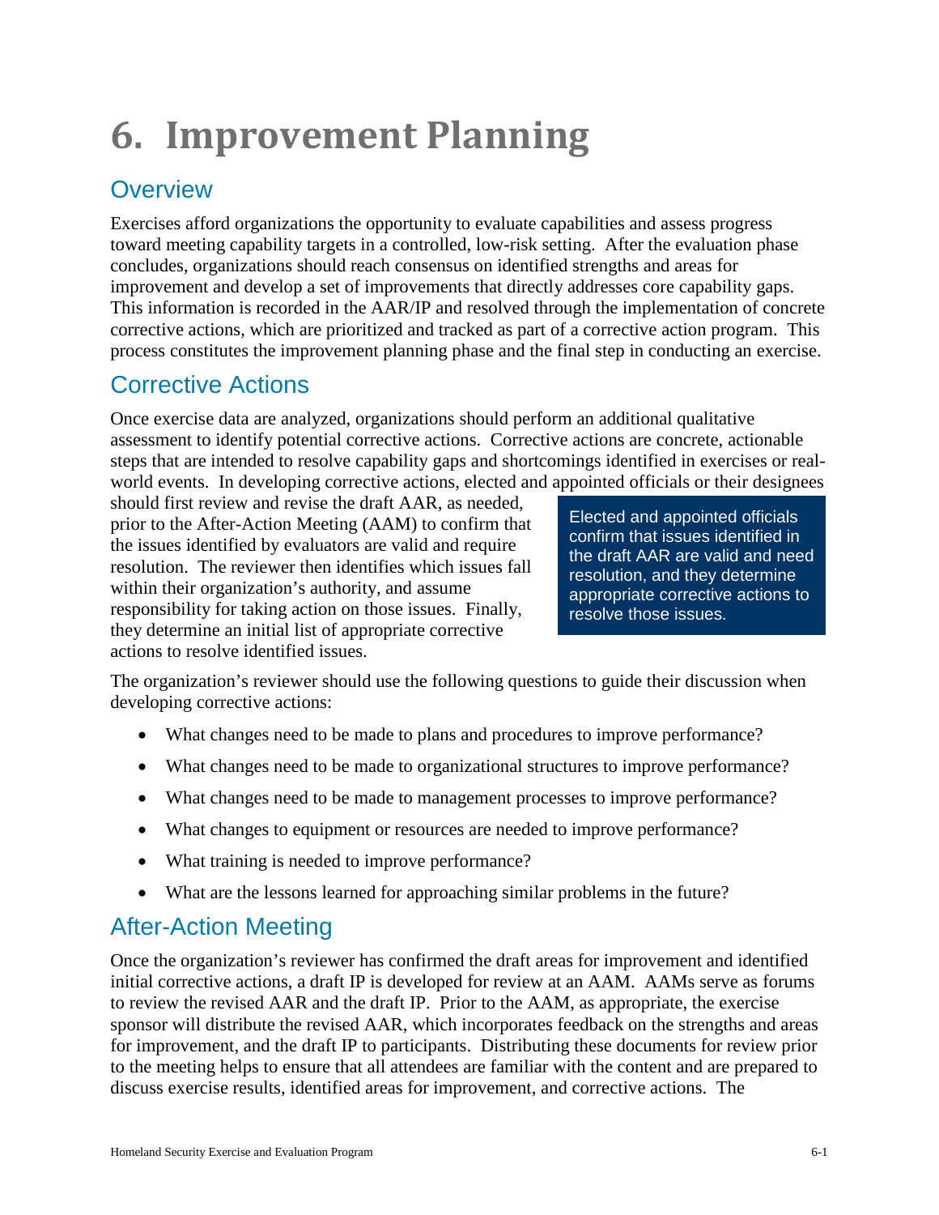# 6. Improvement Planning

## Overview

Exercises afford organizations the opportunity to evaluate capabilities and assess progress toward meeting capability targets in a controlled, low-risk setting. After the evaluation phase concludes, organizations should reach consensus on identified strengths and areas for improvement and develop a set of improvements that directly addresses core capability gaps. This information is recorded in the AAR/IP and resolved through the implementation of concrete corrective actions, which are prioritized and tracked as part of a corrective action program. This process constitutes the improvement planning phase and the final step in conducting an exercise.

## Corrective Actions

Once exercise data are analyzed, organizations should perform an additional qualitative assessment to identify potential corrective actions. Corrective actions are concrete, actionable steps that are intended to resolve capability gaps and shortcomings identified in exercises or real-world events. In developing corrective actions, elected and appointed officials or their designees should first review and revise the draft AAR, as needed, prior to the After-Action Meeting (AAM) to confirm that the issues identified by evaluators are valid and require resolution. The reviewer then identifies which issues fall within their organization's authority, and assume responsibility for taking action on those issues. Finally, they determine an initial list of appropriate corrective actions to resolve identified issues.

> Elected and appointed officials confirm that issues identified in the draft AAR are valid and need resolution, and they determine appropriate corrective actions to resolve those issues.

The organization's reviewer should use the following questions to guide their discussion when developing corrective actions:

- What changes need to be made to plans and procedures to improve performance?
- What changes need to be made to organizational structures to improve performance?
- What changes need to be made to management processes to improve performance?
- What changes to equipment or resources are needed to improve performance?
- What training is needed to improve performance?
- What are the lessons learned for approaching similar problems in the future?

## After-Action Meeting

Once the organization's reviewer has confirmed the draft areas for improvement and identified initial corrective actions, a draft IP is developed for review at an AAM. AAMs serve as forums to review the revised AAR and the draft IP. Prior to the AAM, as appropriate, the exercise sponsor will distribute the revised AAR, which incorporates feedback on the strengths and areas for improvement, and the draft IP to participants. Distributing these documents for review prior to the meeting helps to ensure that all attendees are familiar with the content and are prepared to discuss exercise results, identified areas for improvement, and corrective actions. The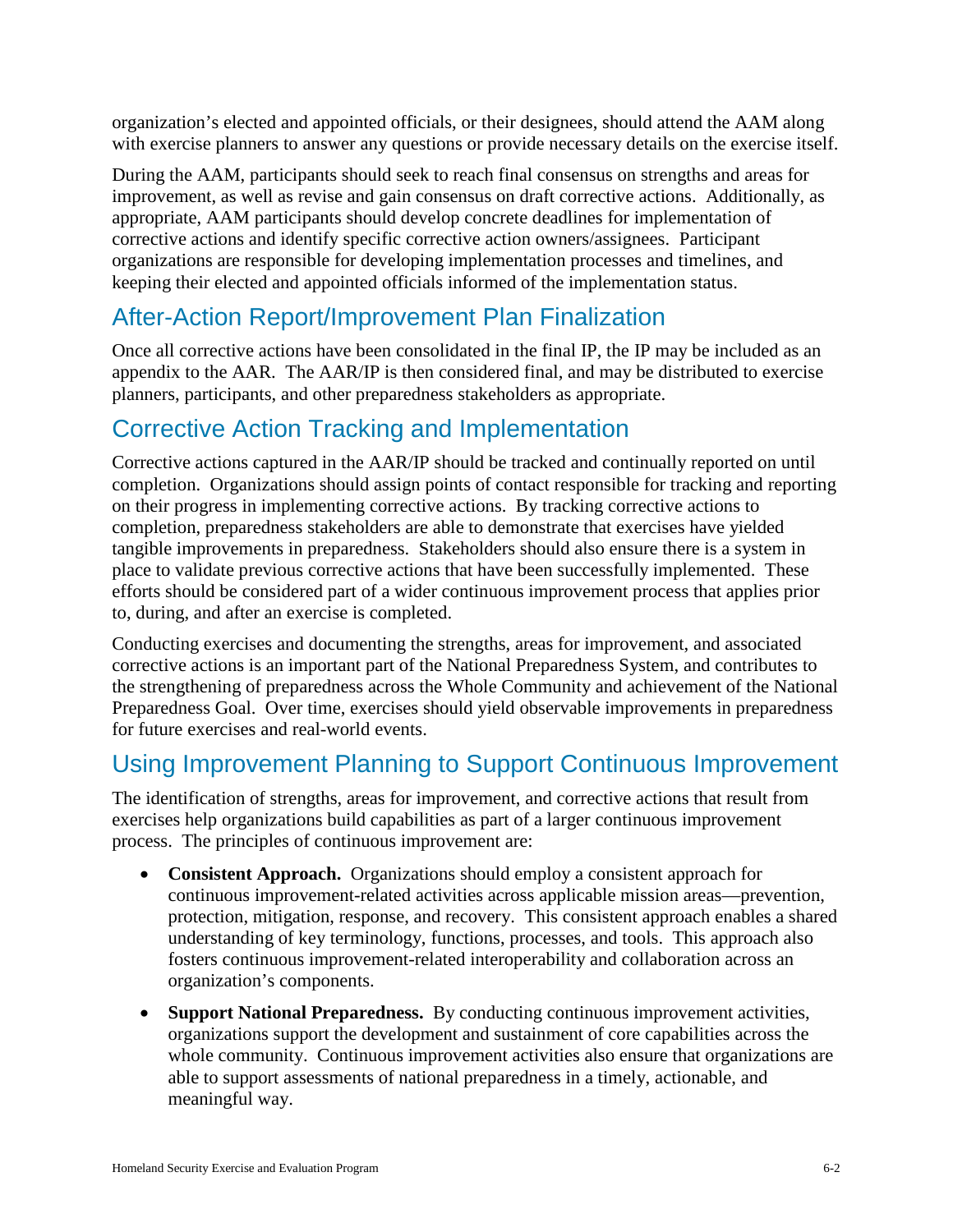organization's elected and appointed officials, or their designees, should attend the AAM along with exercise planners to answer any questions or provide necessary details on the exercise itself.

During the AAM, participants should seek to reach final consensus on strengths and areas for improvement, as well as revise and gain consensus on draft corrective actions. Additionally, as appropriate, AAM participants should develop concrete deadlines for implementation of corrective actions and identify specific corrective action owners/assignees. Participant organizations are responsible for developing implementation processes and timelines, and keeping their elected and appointed officials informed of the implementation status.

## After-Action Report/Improvement Plan Finalization

Once all corrective actions have been consolidated in the final IP, the IP may be included as an appendix to the AAR. The AAR/IP is then considered final, and may be distributed to exercise planners, participants, and other preparedness stakeholders as appropriate.

## Corrective Action Tracking and Implementation

Corrective actions captured in the AAR/IP should be tracked and continually reported on until completion. Organizations should assign points of contact responsible for tracking and reporting on their progress in implementing corrective actions. By tracking corrective actions to completion, preparedness stakeholders are able to demonstrate that exercises have yielded tangible improvements in preparedness. Stakeholders should also ensure there is a system in place to validate previous corrective actions that have been successfully implemented. These efforts should be considered part of a wider continuous improvement process that applies prior to, during, and after an exercise is completed.

Conducting exercises and documenting the strengths, areas for improvement, and associated corrective actions is an important part of the National Preparedness System, and contributes to the strengthening of preparedness across the Whole Community and achievement of the National Preparedness Goal. Over time, exercises should yield observable improvements in preparedness for future exercises and real-world events.

## Using Improvement Planning to Support Continuous Improvement

The identification of strengths, areas for improvement, and corrective actions that result from exercises help organizations build capabilities as part of a larger continuous improvement process. The principles of continuous improvement are:

- **Consistent Approach.** Organizations should employ a consistent approach for continuous improvement-related activities across applicable mission areas—prevention, protection, mitigation, response, and recovery. This consistent approach enables a shared understanding of key terminology, functions, processes, and tools. This approach also fosters continuous improvement-related interoperability and collaboration across an organization's components.
- **Support National Preparedness.** By conducting continuous improvement activities, organizations support the development and sustainment of core capabilities across the whole community. Continuous improvement activities also ensure that organizations are able to support assessments of national preparedness in a timely, actionable, and meaningful way.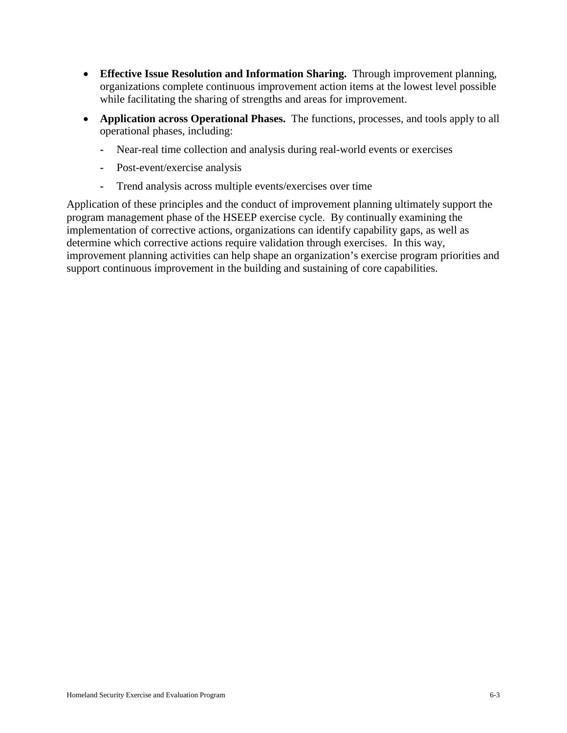- **Effective Issue Resolution and Information Sharing.** Through improvement planning, organizations complete continuous improvement action items at the lowest level possible while facilitating the sharing of strengths and areas for improvement.
- **Application across Operational Phases.** The functions, processes, and tools apply to all operational phases, including:
  - Near-real time collection and analysis during real-world events or exercises
  - Post-event/exercise analysis
  - Trend analysis across multiple events/exercises over time

Application of these principles and the conduct of improvement planning ultimately support the program management phase of the HSEEP exercise cycle. By continually examining the implementation of corrective actions, organizations can identify capability gaps, as well as determine which corrective actions require validation through exercises. In this way, improvement planning activities can help shape an organization's exercise program priorities and support continuous improvement in the building and sustaining of core capabilities.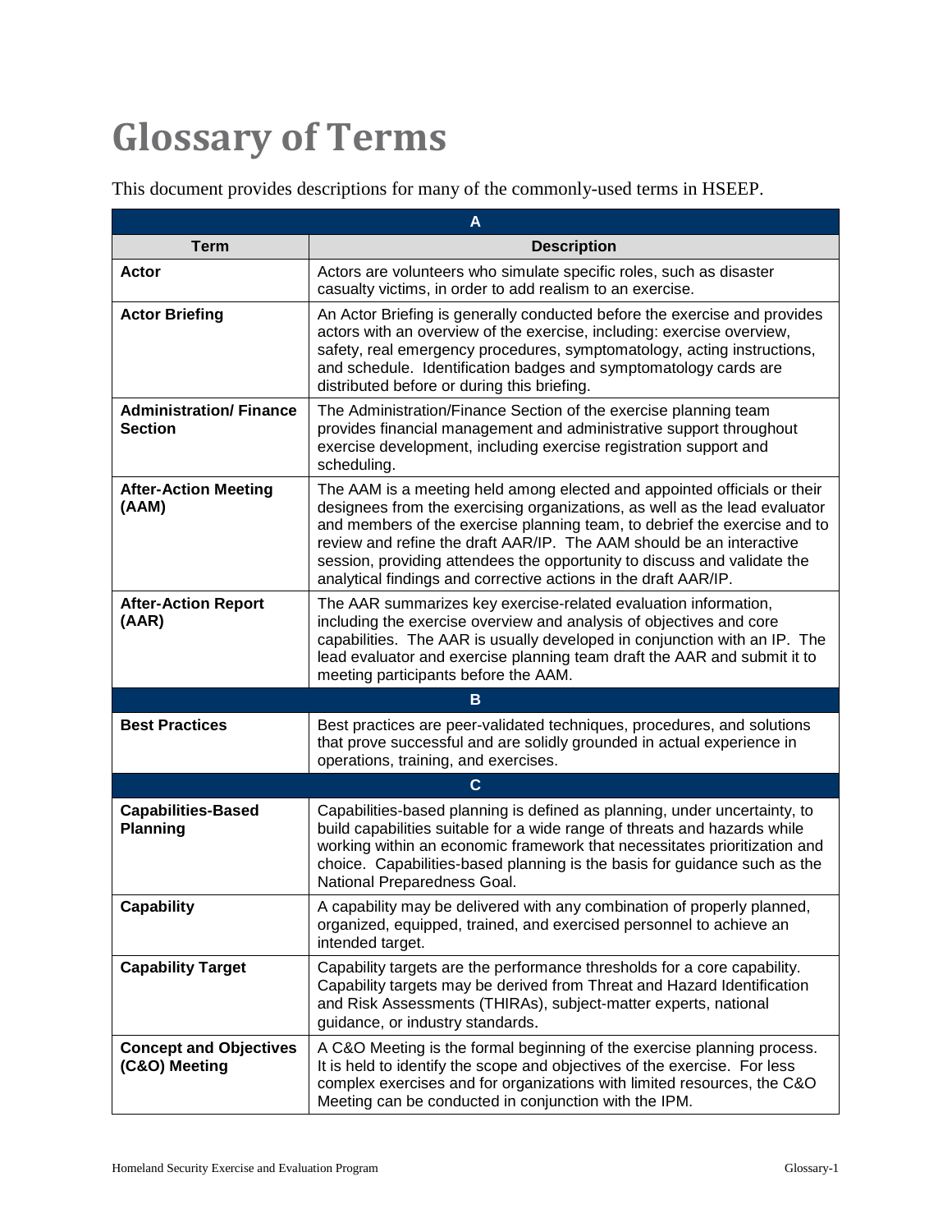# Glossary of Terms

This document provides descriptions for many of the commonly-used terms in HSEEP.

| Term | Description |
|---|---|
| **A** | |
| **Actor** | Actors are volunteers who simulate specific roles, such as disaster casualty victims, in order to add realism to an exercise. |
| **Actor Briefing** | An Actor Briefing is generally conducted before the exercise and provides actors with an overview of the exercise, including: exercise overview, safety, real emergency procedures, symptomatology, acting instructions, and schedule. Identification badges and symptomatology cards are distributed before or during this briefing. |
| **Administration/ Finance Section** | The Administration/Finance Section of the exercise planning team provides financial management and administrative support throughout exercise development, including exercise registration support and scheduling. |
| **After-Action Meeting (AAM)** | The AAM is a meeting held among elected and appointed officials or their designees from the exercising organizations, as well as the lead evaluator and members of the exercise planning team, to debrief the exercise and to review and refine the draft AAR/IP. The AAM should be an interactive session, providing attendees the opportunity to discuss and validate the analytical findings and corrective actions in the draft AAR/IP. |
| **After-Action Report (AAR)** | The AAR summarizes key exercise-related evaluation information, including the exercise overview and analysis of objectives and core capabilities. The AAR is usually developed in conjunction with an IP. The lead evaluator and exercise planning team draft the AAR and submit it to meeting participants before the AAM. |
| **B** | |
| **Best Practices** | Best practices are peer-validated techniques, procedures, and solutions that prove successful and are solidly grounded in actual experience in operations, training, and exercises. |
| **C** | |
| **Capabilities-Based Planning** | Capabilities-based planning is defined as planning, under uncertainty, to build capabilities suitable for a wide range of threats and hazards while working within an economic framework that necessitates prioritization and choice. Capabilities-based planning is the basis for guidance such as the National Preparedness Goal. |
| **Capability** | A capability may be delivered with any combination of properly planned, organized, equipped, trained, and exercised personnel to achieve an intended target. |
| **Capability Target** | Capability targets are the performance thresholds for a core capability. Capability targets may be derived from Threat and Hazard Identification and Risk Assessments (THIRAs), subject-matter experts, national guidance, or industry standards. |
| **Concept and Objectives (C&O) Meeting** | A C&O Meeting is the formal beginning of the exercise planning process. It is held to identify the scope and objectives of the exercise. For less complex exercises and for organizations with limited resources, the C&O Meeting can be conducted in conjunction with the IPM. |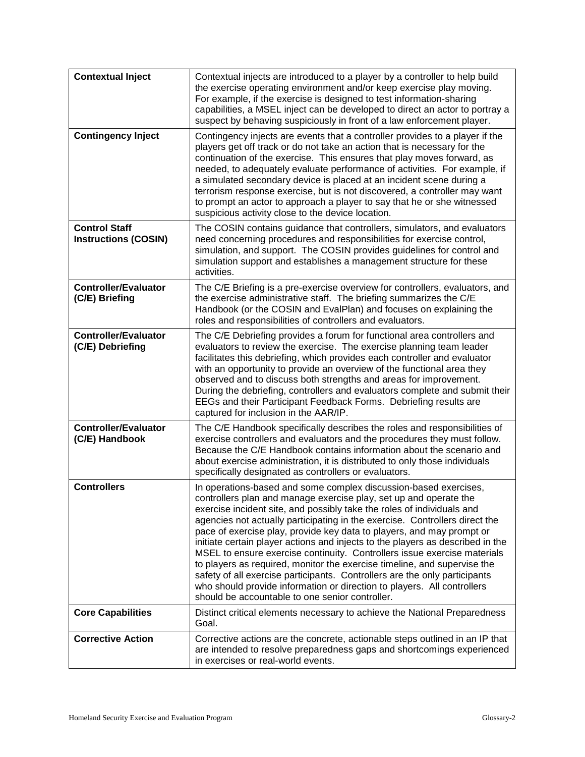| | |
|---|---|
| **Contextual Inject** | Contextual injects are introduced to a player by a controller to help build the exercise operating environment and/or keep exercise play moving. For example, if the exercise is designed to test information-sharing capabilities, a MSEL inject can be developed to direct an actor to portray a suspect by behaving suspiciously in front of a law enforcement player. |
| **Contingency Inject** | Contingency injects are events that a controller provides to a player if the players get off track or do not take an action that is necessary for the continuation of the exercise. This ensures that play moves forward, as needed, to adequately evaluate performance of activities. For example, if a simulated secondary device is placed at an incident scene during a terrorism response exercise, but is not discovered, a controller may want to prompt an actor to approach a player to say that he or she witnessed suspicious activity close to the device location. |
| **Control Staff Instructions (COSIN)** | The COSIN contains guidance that controllers, simulators, and evaluators need concerning procedures and responsibilities for exercise control, simulation, and support. The COSIN provides guidelines for control and simulation support and establishes a management structure for these activities. |
| **Controller/Evaluator (C/E) Briefing** | The C/E Briefing is a pre-exercise overview for controllers, evaluators, and the exercise administrative staff. The briefing summarizes the C/E Handbook (or the COSIN and EvalPlan) and focuses on explaining the roles and responsibilities of controllers and evaluators. |
| **Controller/Evaluator (C/E) Debriefing** | The C/E Debriefing provides a forum for functional area controllers and evaluators to review the exercise. The exercise planning team leader facilitates this debriefing, which provides each controller and evaluator with an opportunity to provide an overview of the functional area they observed and to discuss both strengths and areas for improvement. During the debriefing, controllers and evaluators complete and submit their EEGs and their Participant Feedback Forms. Debriefing results are captured for inclusion in the AAR/IP. |
| **Controller/Evaluator (C/E) Handbook** | The C/E Handbook specifically describes the roles and responsibilities of exercise controllers and evaluators and the procedures they must follow. Because the C/E Handbook contains information about the scenario and about exercise administration, it is distributed to only those individuals specifically designated as controllers or evaluators. |
| **Controllers** | In operations-based and some complex discussion-based exercises, controllers plan and manage exercise play, set up and operate the exercise incident site, and possibly take the roles of individuals and agencies not actually participating in the exercise. Controllers direct the pace of exercise play, provide key data to players, and may prompt or initiate certain player actions and injects to the players as described in the MSEL to ensure exercise continuity. Controllers issue exercise materials to players as required, monitor the exercise timeline, and supervise the safety of all exercise participants. Controllers are the only participants who should provide information or direction to players. All controllers should be accountable to one senior controller. |
| **Core Capabilities** | Distinct critical elements necessary to achieve the National Preparedness Goal. |
| **Corrective Action** | Corrective actions are the concrete, actionable steps outlined in an IP that are intended to resolve preparedness gaps and shortcomings experienced in exercises or real-world events. |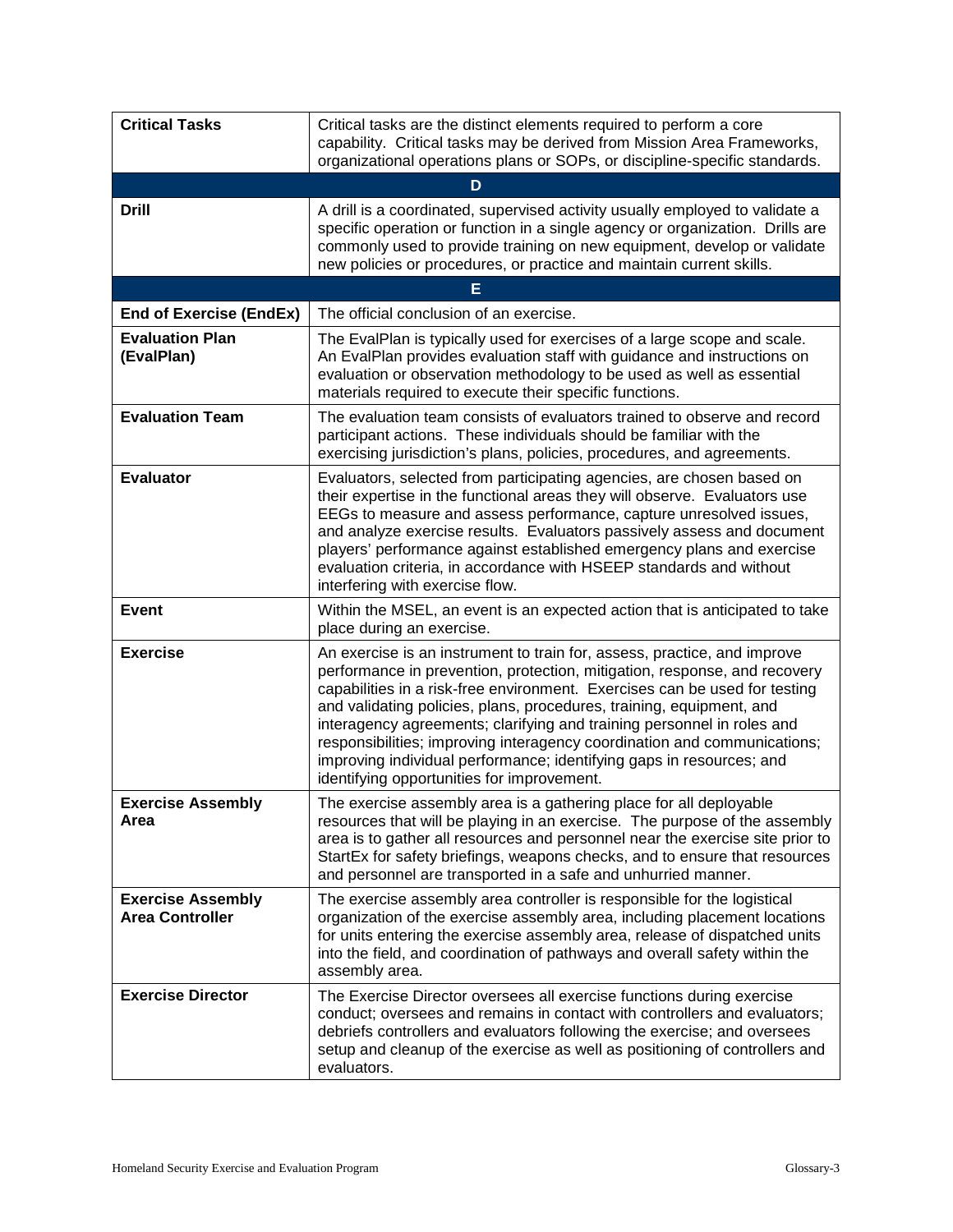| | |
|---|---|
| **Critical Tasks** | Critical tasks are the distinct elements required to perform a core capability. Critical tasks may be derived from Mission Area Frameworks, organizational operations plans or SOPs, or discipline-specific standards. |
| **D** | |
| **Drill** | A drill is a coordinated, supervised activity usually employed to validate a specific operation or function in a single agency or organization. Drills are commonly used to provide training on new equipment, develop or validate new policies or procedures, or practice and maintain current skills. |
| **E** | |
| **End of Exercise (EndEx)** | The official conclusion of an exercise. |
| **Evaluation Plan (EvalPlan)** | The EvalPlan is typically used for exercises of a large scope and scale. An EvalPlan provides evaluation staff with guidance and instructions on evaluation or observation methodology to be used as well as essential materials required to execute their specific functions. |
| **Evaluation Team** | The evaluation team consists of evaluators trained to observe and record participant actions. These individuals should be familiar with the exercising jurisdiction's plans, policies, procedures, and agreements. |
| **Evaluator** | Evaluators, selected from participating agencies, are chosen based on their expertise in the functional areas they will observe. Evaluators use EEGs to measure and assess performance, capture unresolved issues, and analyze exercise results. Evaluators passively assess and document players' performance against established emergency plans and exercise evaluation criteria, in accordance with HSEEP standards and without interfering with exercise flow. |
| **Event** | Within the MSEL, an event is an expected action that is anticipated to take place during an exercise. |
| **Exercise** | An exercise is an instrument to train for, assess, practice, and improve performance in prevention, protection, mitigation, response, and recovery capabilities in a risk-free environment. Exercises can be used for testing and validating policies, plans, procedures, training, equipment, and interagency agreements; clarifying and training personnel in roles and responsibilities; improving interagency coordination and communications; improving individual performance; identifying gaps in resources; and identifying opportunities for improvement. |
| **Exercise Assembly Area** | The exercise assembly area is a gathering place for all deployable resources that will be playing in an exercise. The purpose of the assembly area is to gather all resources and personnel near the exercise site prior to StartEx for safety briefings, weapons checks, and to ensure that resources and personnel are transported in a safe and unhurried manner. |
| **Exercise Assembly Area Controller** | The exercise assembly area controller is responsible for the logistical organization of the exercise assembly area, including placement locations for units entering the exercise assembly area, release of dispatched units into the field, and coordination of pathways and overall safety within the assembly area. |
| **Exercise Director** | The Exercise Director oversees all exercise functions during exercise conduct; oversees and remains in contact with controllers and evaluators; debriefs controllers and evaluators following the exercise; and oversees setup and cleanup of the exercise as well as positioning of controllers and evaluators. |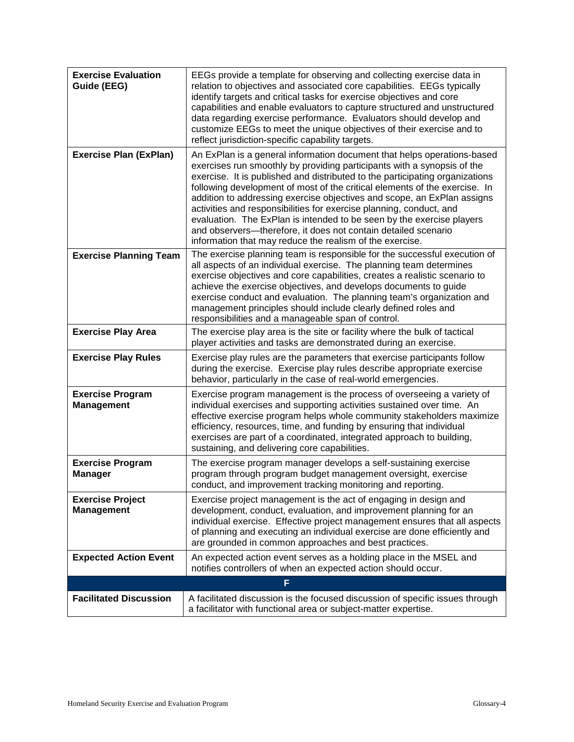| | |
|---|---|
| **Exercise Evaluation Guide (EEG)** | EEGs provide a template for observing and collecting exercise data in relation to objectives and associated core capabilities. EEGs typically identify targets and critical tasks for exercise objectives and core capabilities and enable evaluators to capture structured and unstructured data regarding exercise performance. Evaluators should develop and customize EEGs to meet the unique objectives of their exercise and to reflect jurisdiction-specific capability targets. |
| **Exercise Plan (ExPlan)** | An ExPlan is a general information document that helps operations-based exercises run smoothly by providing participants with a synopsis of the exercise. It is published and distributed to the participating organizations following development of most of the critical elements of the exercise. In addition to addressing exercise objectives and scope, an ExPlan assigns activities and responsibilities for exercise planning, conduct, and evaluation. The ExPlan is intended to be seen by the exercise players and observers—therefore, it does not contain detailed scenario information that may reduce the realism of the exercise. |
| **Exercise Planning Team** | The exercise planning team is responsible for the successful execution of all aspects of an individual exercise. The planning team determines exercise objectives and core capabilities, creates a realistic scenario to achieve the exercise objectives, and develops documents to guide exercise conduct and evaluation. The planning team's organization and management principles should include clearly defined roles and responsibilities and a manageable span of control. |
| **Exercise Play Area** | The exercise play area is the site or facility where the bulk of tactical player activities and tasks are demonstrated during an exercise. |
| **Exercise Play Rules** | Exercise play rules are the parameters that exercise participants follow during the exercise. Exercise play rules describe appropriate exercise behavior, particularly in the case of real-world emergencies. |
| **Exercise Program Management** | Exercise program management is the process of overseeing a variety of individual exercises and supporting activities sustained over time. An effective exercise program helps whole community stakeholders maximize efficiency, resources, time, and funding by ensuring that individual exercises are part of a coordinated, integrated approach to building, sustaining, and delivering core capabilities. |
| **Exercise Program Manager** | The exercise program manager develops a self-sustaining exercise program through program budget management oversight, exercise conduct, and improvement tracking monitoring and reporting. |
| **Exercise Project Management** | Exercise project management is the act of engaging in design and development, conduct, evaluation, and improvement planning for an individual exercise. Effective project management ensures that all aspects of planning and executing an individual exercise are done efficiently and are grounded in common approaches and best practices. |
| **Expected Action Event** | An expected action event serves as a holding place in the MSEL and notifies controllers of when an expected action should occur. |
| **F** | |
| **Facilitated Discussion** | A facilitated discussion is the focused discussion of specific issues through a facilitator with functional area or subject-matter expertise. |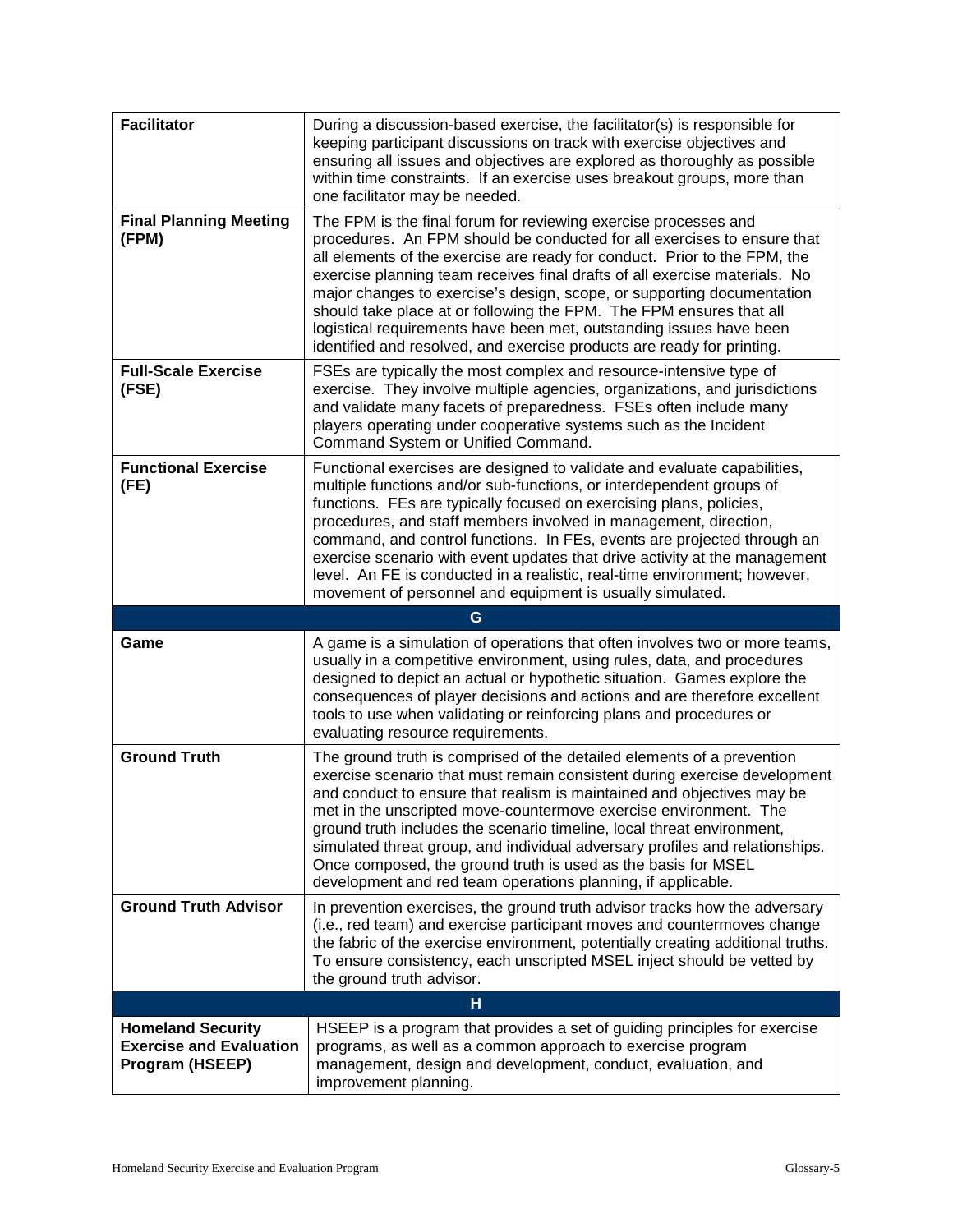| | |
|---|---|
| **Facilitator** | During a discussion-based exercise, the facilitator(s) is responsible for keeping participant discussions on track with exercise objectives and ensuring all issues and objectives are explored as thoroughly as possible within time constraints. If an exercise uses breakout groups, more than one facilitator may be needed. |
| **Final Planning Meeting (FPM)** | The FPM is the final forum for reviewing exercise processes and procedures. An FPM should be conducted for all exercises to ensure that all elements of the exercise are ready for conduct. Prior to the FPM, the exercise planning team receives final drafts of all exercise materials. No major changes to exercise's design, scope, or supporting documentation should take place at or following the FPM. The FPM ensures that all logistical requirements have been met, outstanding issues have been identified and resolved, and exercise products are ready for printing. |
| **Full-Scale Exercise (FSE)** | FSEs are typically the most complex and resource-intensive type of exercise. They involve multiple agencies, organizations, and jurisdictions and validate many facets of preparedness. FSEs often include many players operating under cooperative systems such as the Incident Command System or Unified Command. |
| **Functional Exercise (FE)** | Functional exercises are designed to validate and evaluate capabilities, multiple functions and/or sub-functions, or interdependent groups of functions. FEs are typically focused on exercising plans, policies, procedures, and staff members involved in management, direction, command, and control functions. In FEs, events are projected through an exercise scenario with event updates that drive activity at the management level. An FE is conducted in a realistic, real-time environment; however, movement of personnel and equipment is usually simulated. |
| **G** | |
| **Game** | A game is a simulation of operations that often involves two or more teams, usually in a competitive environment, using rules, data, and procedures designed to depict an actual or hypothetic situation. Games explore the consequences of player decisions and actions and are therefore excellent tools to use when validating or reinforcing plans and procedures or evaluating resource requirements. |
| **Ground Truth** | The ground truth is comprised of the detailed elements of a prevention exercise scenario that must remain consistent during exercise development and conduct to ensure that realism is maintained and objectives may be met in the unscripted move-countermove exercise environment. The ground truth includes the scenario timeline, local threat environment, simulated threat group, and individual adversary profiles and relationships. Once composed, the ground truth is used as the basis for MSEL development and red team operations planning, if applicable. |
| **Ground Truth Advisor** | In prevention exercises, the ground truth advisor tracks how the adversary (i.e., red team) and exercise participant moves and countermoves change the fabric of the exercise environment, potentially creating additional truths. To ensure consistency, each unscripted MSEL inject should be vetted by the ground truth advisor. |
| **H** | |
| **Homeland Security Exercise and Evaluation Program (HSEEP)** | HSEEP is a program that provides a set of guiding principles for exercise programs, as well as a common approach to exercise program management, design and development, conduct, evaluation, and improvement planning. |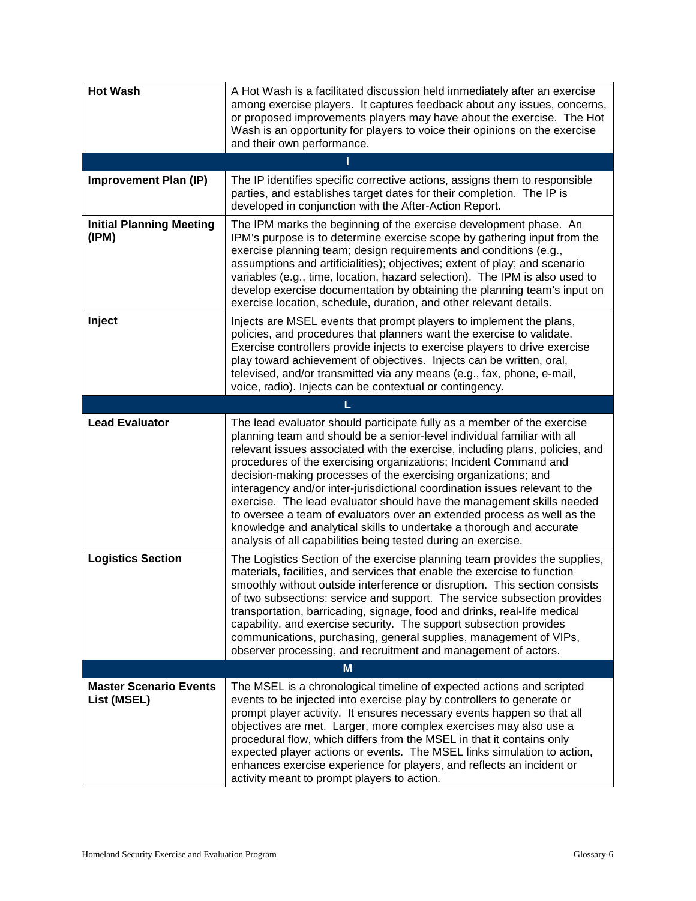| **Hot Wash** | A Hot Wash is a facilitated discussion held immediately after an exercise among exercise players. It captures feedback about any issues, concerns, or proposed improvements players may have about the exercise. The Hot Wash is an opportunity for players to voice their opinions on the exercise and their own performance. |
|---|---|
| **I** | |
| **Improvement Plan (IP)** | The IP identifies specific corrective actions, assigns them to responsible parties, and establishes target dates for their completion. The IP is developed in conjunction with the After-Action Report. |
| **Initial Planning Meeting (IPM)** | The IPM marks the beginning of the exercise development phase. An IPM's purpose is to determine exercise scope by gathering input from the exercise planning team; design requirements and conditions (e.g., assumptions and artificialities); objectives; extent of play; and scenario variables (e.g., time, location, hazard selection). The IPM is also used to develop exercise documentation by obtaining the planning team's input on exercise location, schedule, duration, and other relevant details. |
| **Inject** | Injects are MSEL events that prompt players to implement the plans, policies, and procedures that planners want the exercise to validate. Exercise controllers provide injects to exercise players to drive exercise play toward achievement of objectives. Injects can be written, oral, televised, and/or transmitted via any means (e.g., fax, phone, e-mail, voice, radio). Injects can be contextual or contingency. |
| **L** | |
| **Lead Evaluator** | The lead evaluator should participate fully as a member of the exercise planning team and should be a senior-level individual familiar with all relevant issues associated with the exercise, including plans, policies, and procedures of the exercising organizations; Incident Command and decision-making processes of the exercising organizations; and interagency and/or inter-jurisdictional coordination issues relevant to the exercise. The lead evaluator should have the management skills needed to oversee a team of evaluators over an extended process as well as the knowledge and analytical skills to undertake a thorough and accurate analysis of all capabilities being tested during an exercise. |
| **Logistics Section** | The Logistics Section of the exercise planning team provides the supplies, materials, facilities, and services that enable the exercise to function smoothly without outside interference or disruption. This section consists of two subsections: service and support. The service subsection provides transportation, barricading, signage, food and drinks, real-life medical capability, and exercise security. The support subsection provides communications, purchasing, general supplies, management of VIPs, observer processing, and recruitment and management of actors. |
| **M** | |
| **Master Scenario Events List (MSEL)** | The MSEL is a chronological timeline of expected actions and scripted events to be injected into exercise play by controllers to generate or prompt player activity. It ensures necessary events happen so that all objectives are met. Larger, more complex exercises may also use a procedural flow, which differs from the MSEL in that it contains only expected player actions or events. The MSEL links simulation to action, enhances exercise experience for players, and reflects an incident or activity meant to prompt players to action. |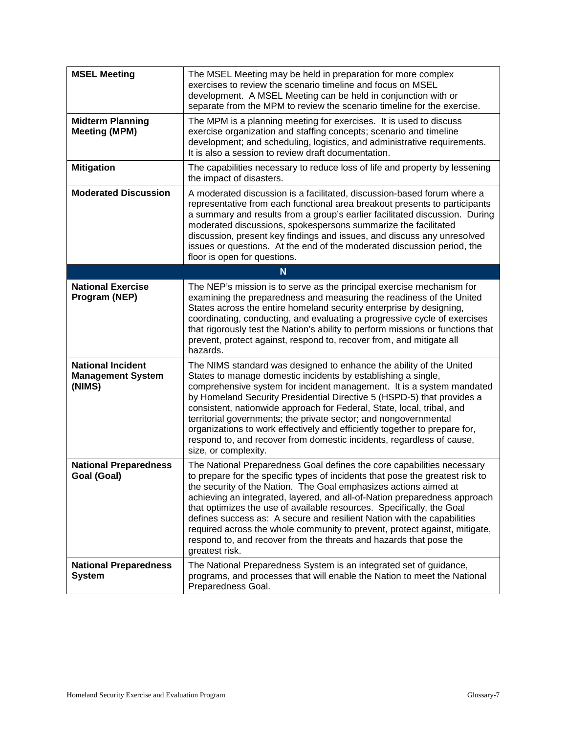| | |
|---|---|
| **MSEL Meeting** | The MSEL Meeting may be held in preparation for more complex exercises to review the scenario timeline and focus on MSEL development. A MSEL Meeting can be held in conjunction with or separate from the MPM to review the scenario timeline for the exercise. |
| **Midterm Planning Meeting (MPM)** | The MPM is a planning meeting for exercises. It is used to discuss exercise organization and staffing concepts; scenario and timeline development; and scheduling, logistics, and administrative requirements. It is also a session to review draft documentation. |
| **Mitigation** | The capabilities necessary to reduce loss of life and property by lessening the impact of disasters. |
| **Moderated Discussion** | A moderated discussion is a facilitated, discussion-based forum where a representative from each functional area breakout presents to participants a summary and results from a group's earlier facilitated discussion. During moderated discussions, spokespersons summarize the facilitated discussion, present key findings and issues, and discuss any unresolved issues or questions. At the end of the moderated discussion period, the floor is open for questions. |
| **N** | |
| **National Exercise Program (NEP)** | The NEP's mission is to serve as the principal exercise mechanism for examining the preparedness and measuring the readiness of the United States across the entire homeland security enterprise by designing, coordinating, conducting, and evaluating a progressive cycle of exercises that rigorously test the Nation's ability to perform missions or functions that prevent, protect against, respond to, recover from, and mitigate all hazards. |
| **National Incident Management System (NIMS)** | The NIMS standard was designed to enhance the ability of the United States to manage domestic incidents by establishing a single, comprehensive system for incident management. It is a system mandated by Homeland Security Presidential Directive 5 (HSPD-5) that provides a consistent, nationwide approach for Federal, State, local, tribal, and territorial governments; the private sector; and nongovernmental organizations to work effectively and efficiently together to prepare for, respond to, and recover from domestic incidents, regardless of cause, size, or complexity. |
| **National Preparedness Goal (Goal)** | The National Preparedness Goal defines the core capabilities necessary to prepare for the specific types of incidents that pose the greatest risk to the security of the Nation. The Goal emphasizes actions aimed at achieving an integrated, layered, and all-of-Nation preparedness approach that optimizes the use of available resources. Specifically, the Goal defines success as: A secure and resilient Nation with the capabilities required across the whole community to prevent, protect against, mitigate, respond to, and recover from the threats and hazards that pose the greatest risk. |
| **National Preparedness System** | The National Preparedness System is an integrated set of guidance, programs, and processes that will enable the Nation to meet the National Preparedness Goal. |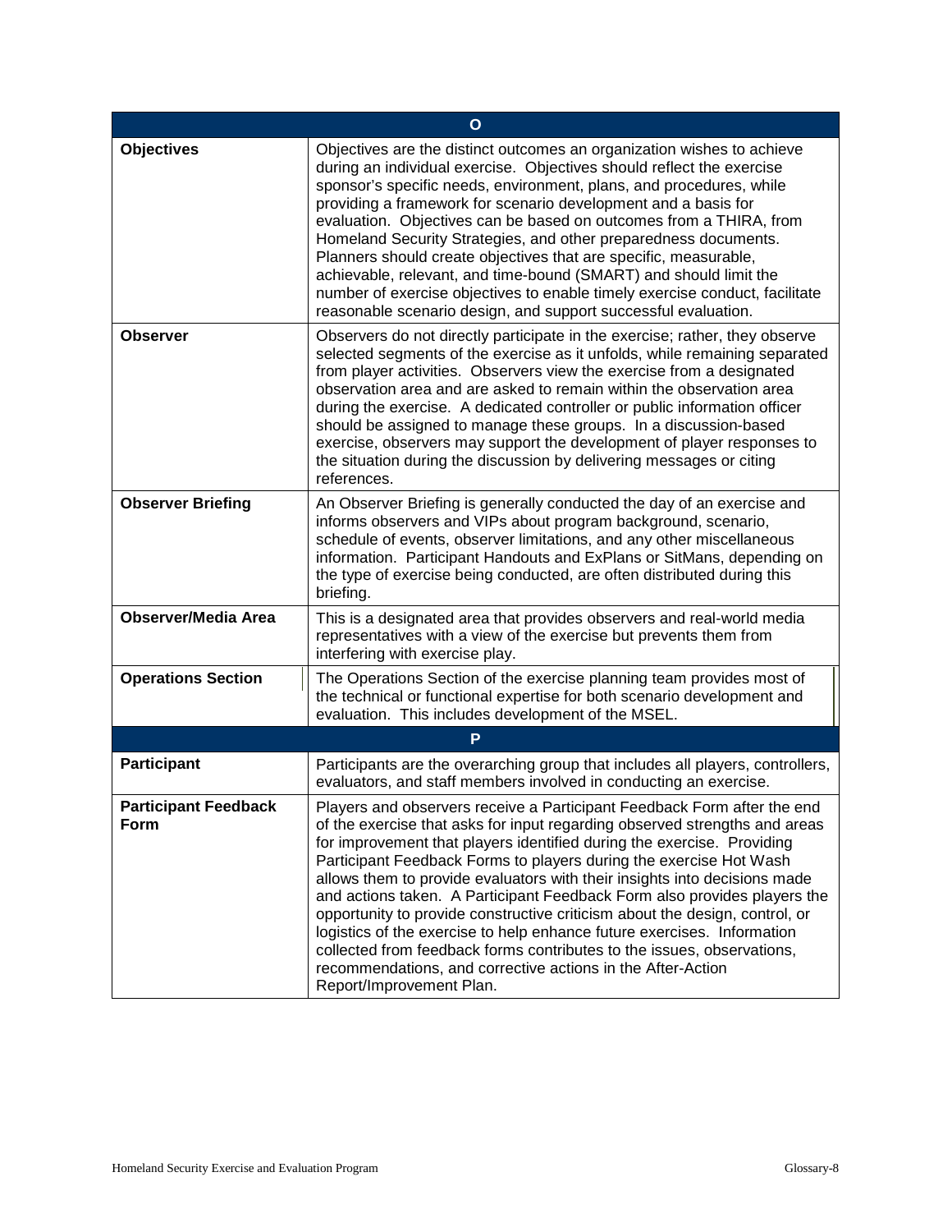| O | |
|---|---|
| **Objectives** | Objectives are the distinct outcomes an organization wishes to achieve during an individual exercise. Objectives should reflect the exercise sponsor's specific needs, environment, plans, and procedures, while providing a framework for scenario development and a basis for evaluation. Objectives can be based on outcomes from a THIRA, from Homeland Security Strategies, and other preparedness documents. Planners should create objectives that are specific, measurable, achievable, relevant, and time-bound (SMART) and should limit the number of exercise objectives to enable timely exercise conduct, facilitate reasonable scenario design, and support successful evaluation. |
| **Observer** | Observers do not directly participate in the exercise; rather, they observe selected segments of the exercise as it unfolds, while remaining separated from player activities. Observers view the exercise from a designated observation area and are asked to remain within the observation area during the exercise. A dedicated controller or public information officer should be assigned to manage these groups. In a discussion-based exercise, observers may support the development of player responses to the situation during the discussion by delivering messages or citing references. |
| **Observer Briefing** | An Observer Briefing is generally conducted the day of an exercise and informs observers and VIPs about program background, scenario, schedule of events, observer limitations, and any other miscellaneous information. Participant Handouts and ExPlans or SitMans, depending on the type of exercise being conducted, are often distributed during this briefing. |
| **Observer/Media Area** | This is a designated area that provides observers and real-world media representatives with a view of the exercise but prevents them from interfering with exercise play. |
| **Operations Section** | The Operations Section of the exercise planning team provides most of the technical or functional expertise for both scenario development and evaluation. This includes development of the MSEL. |
| **P** | |
| **Participant** | Participants are the overarching group that includes all players, controllers, evaluators, and staff members involved in conducting an exercise. |
| **Participant Feedback Form** | Players and observers receive a Participant Feedback Form after the end of the exercise that asks for input regarding observed strengths and areas for improvement that players identified during the exercise. Providing Participant Feedback Forms to players during the exercise Hot Wash allows them to provide evaluators with their insights into decisions made and actions taken. A Participant Feedback Form also provides players the opportunity to provide constructive criticism about the design, control, or logistics of the exercise to help enhance future exercises. Information collected from feedback forms contributes to the issues, observations, recommendations, and corrective actions in the After-Action Report/Improvement Plan. |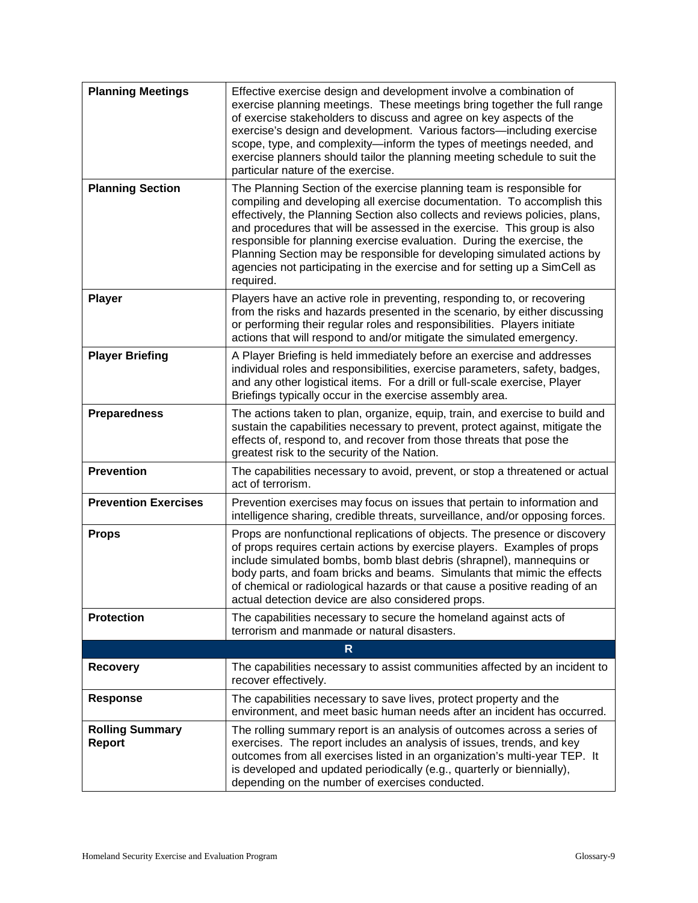| | |
|---|---|
| **Planning Meetings** | Effective exercise design and development involve a combination of exercise planning meetings. These meetings bring together the full range of exercise stakeholders to discuss and agree on key aspects of the exercise's design and development. Various factors—including exercise scope, type, and complexity—inform the types of meetings needed, and exercise planners should tailor the planning meeting schedule to suit the particular nature of the exercise. |
| **Planning Section** | The Planning Section of the exercise planning team is responsible for compiling and developing all exercise documentation. To accomplish this effectively, the Planning Section also collects and reviews policies, plans, and procedures that will be assessed in the exercise. This group is also responsible for planning exercise evaluation. During the exercise, the Planning Section may be responsible for developing simulated actions by agencies not participating in the exercise and for setting up a SimCell as required. |
| **Player** | Players have an active role in preventing, responding to, or recovering from the risks and hazards presented in the scenario, by either discussing or performing their regular roles and responsibilities. Players initiate actions that will respond to and/or mitigate the simulated emergency. |
| **Player Briefing** | A Player Briefing is held immediately before an exercise and addresses individual roles and responsibilities, exercise parameters, safety, badges, and any other logistical items. For a drill or full-scale exercise, Player Briefings typically occur in the exercise assembly area. |
| **Preparedness** | The actions taken to plan, organize, equip, train, and exercise to build and sustain the capabilities necessary to prevent, protect against, mitigate the effects of, respond to, and recover from those threats that pose the greatest risk to the security of the Nation. |
| **Prevention** | The capabilities necessary to avoid, prevent, or stop a threatened or actual act of terrorism. |
| **Prevention Exercises** | Prevention exercises may focus on issues that pertain to information and intelligence sharing, credible threats, surveillance, and/or opposing forces. |
| **Props** | Props are nonfunctional replications of objects. The presence or discovery of props requires certain actions by exercise players. Examples of props include simulated bombs, bomb blast debris (shrapnel), mannequins or body parts, and foam bricks and beams. Simulants that mimic the effects of chemical or radiological hazards or that cause a positive reading of an actual detection device are also considered props. |
| **Protection** | The capabilities necessary to secure the homeland against acts of terrorism and manmade or natural disasters. |
| **R** | |
| **Recovery** | The capabilities necessary to assist communities affected by an incident to recover effectively. |
| **Response** | The capabilities necessary to save lives, protect property and the environment, and meet basic human needs after an incident has occurred. |
| **Rolling Summary Report** | The rolling summary report is an analysis of outcomes across a series of exercises. The report includes an analysis of issues, trends, and key outcomes from all exercises listed in an organization's multi-year TEP. It is developed and updated periodically (e.g., quarterly or biennially), depending on the number of exercises conducted. |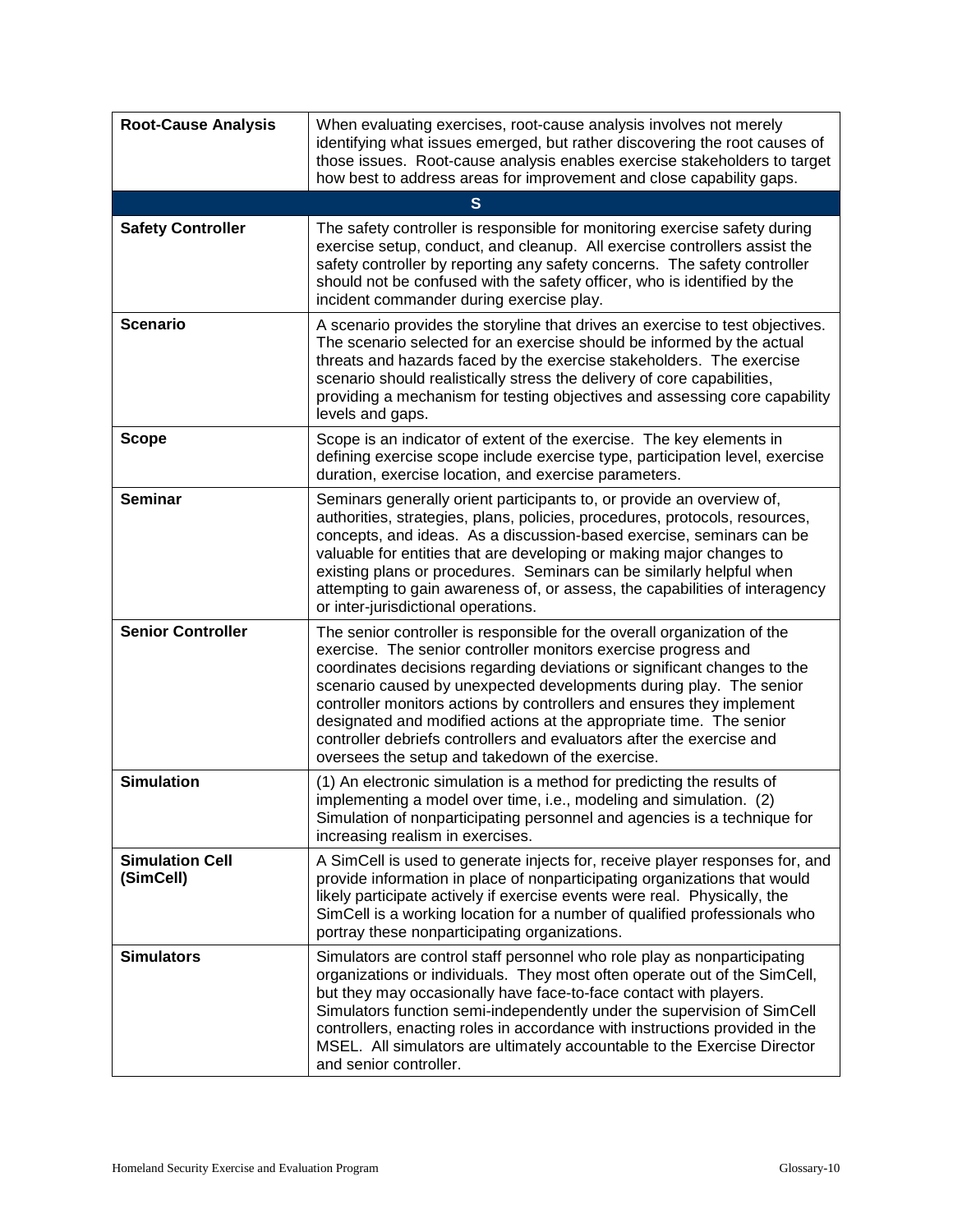| | |
|---|---|
| **Root-Cause Analysis** | When evaluating exercises, root-cause analysis involves not merely identifying what issues emerged, but rather discovering the root causes of those issues. Root-cause analysis enables exercise stakeholders to target how best to address areas for improvement and close capability gaps. |
| **S** | |
| **Safety Controller** | The safety controller is responsible for monitoring exercise safety during exercise setup, conduct, and cleanup. All exercise controllers assist the safety controller by reporting any safety concerns. The safety controller should not be confused with the safety officer, who is identified by the incident commander during exercise play. |
| **Scenario** | A scenario provides the storyline that drives an exercise to test objectives. The scenario selected for an exercise should be informed by the actual threats and hazards faced by the exercise stakeholders. The exercise scenario should realistically stress the delivery of core capabilities, providing a mechanism for testing objectives and assessing core capability levels and gaps. |
| **Scope** | Scope is an indicator of extent of the exercise. The key elements in defining exercise scope include exercise type, participation level, exercise duration, exercise location, and exercise parameters. |
| **Seminar** | Seminars generally orient participants to, or provide an overview of, authorities, strategies, plans, policies, procedures, protocols, resources, concepts, and ideas. As a discussion-based exercise, seminars can be valuable for entities that are developing or making major changes to existing plans or procedures. Seminars can be similarly helpful when attempting to gain awareness of, or assess, the capabilities of interagency or inter-jurisdictional operations. |
| **Senior Controller** | The senior controller is responsible for the overall organization of the exercise. The senior controller monitors exercise progress and coordinates decisions regarding deviations or significant changes to the scenario caused by unexpected developments during play. The senior controller monitors actions by controllers and ensures they implement designated and modified actions at the appropriate time. The senior controller debriefs controllers and evaluators after the exercise and oversees the setup and takedown of the exercise. |
| **Simulation** | (1) An electronic simulation is a method for predicting the results of implementing a model over time, i.e., modeling and simulation. (2) Simulation of nonparticipating personnel and agencies is a technique for increasing realism in exercises. |
| **Simulation Cell (SimCell)** | A SimCell is used to generate injects for, receive player responses for, and provide information in place of nonparticipating organizations that would likely participate actively if exercise events were real. Physically, the SimCell is a working location for a number of qualified professionals who portray these nonparticipating organizations. |
| **Simulators** | Simulators are control staff personnel who role play as nonparticipating organizations or individuals. They most often operate out of the SimCell, but they may occasionally have face-to-face contact with players. Simulators function semi-independently under the supervision of SimCell controllers, enacting roles in accordance with instructions provided in the MSEL. All simulators are ultimately accountable to the Exercise Director and senior controller. |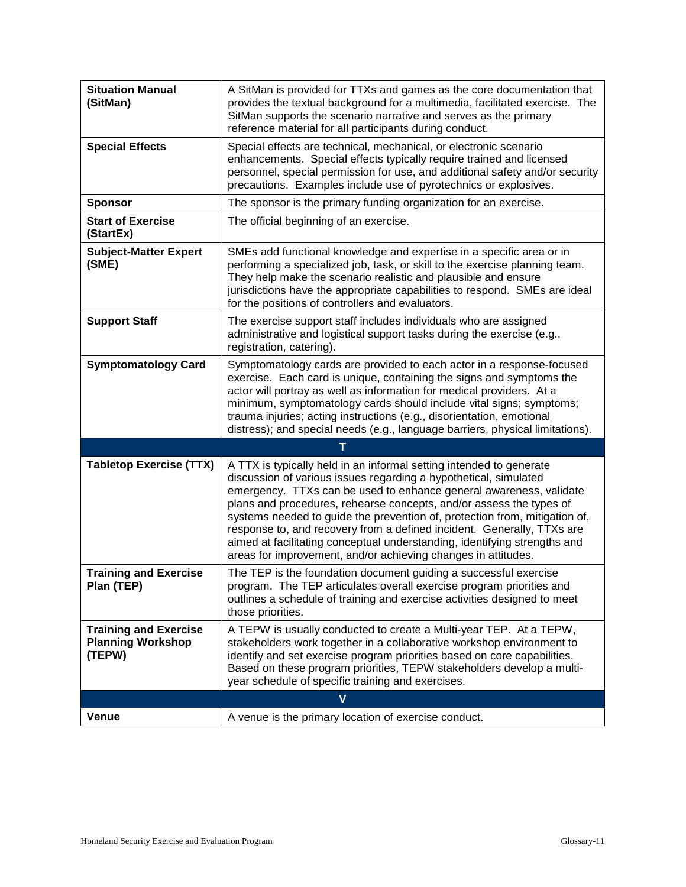| | |
|---|---|
| **Situation Manual (SitMan)** | A SitMan is provided for TTXs and games as the core documentation that provides the textual background for a multimedia, facilitated exercise. The SitMan supports the scenario narrative and serves as the primary reference material for all participants during conduct. |
| **Special Effects** | Special effects are technical, mechanical, or electronic scenario enhancements. Special effects typically require trained and licensed personnel, special permission for use, and additional safety and/or security precautions. Examples include use of pyrotechnics or explosives. |
| **Sponsor** | The sponsor is the primary funding organization for an exercise. |
| **Start of Exercise (StartEx)** | The official beginning of an exercise. |
| **Subject-Matter Expert (SME)** | SMEs add functional knowledge and expertise in a specific area or in performing a specialized job, task, or skill to the exercise planning team. They help make the scenario realistic and plausible and ensure jurisdictions have the appropriate capabilities to respond. SMEs are ideal for the positions of controllers and evaluators. |
| **Support Staff** | The exercise support staff includes individuals who are assigned administrative and logistical support tasks during the exercise (e.g., registration, catering). |
| **Symptomatology Card** | Symptomatology cards are provided to each actor in a response-focused exercise. Each card is unique, containing the signs and symptoms the actor will portray as well as information for medical providers. At a minimum, symptomatology cards should include vital signs; symptoms; trauma injuries; acting instructions (e.g., disorientation, emotional distress); and special needs (e.g., language barriers, physical limitations). |
| **T** | |
| **Tabletop Exercise (TTX)** | A TTX is typically held in an informal setting intended to generate discussion of various issues regarding a hypothetical, simulated emergency. TTXs can be used to enhance general awareness, validate plans and procedures, rehearse concepts, and/or assess the types of systems needed to guide the prevention of, protection from, mitigation of, response to, and recovery from a defined incident. Generally, TTXs are aimed at facilitating conceptual understanding, identifying strengths and areas for improvement, and/or achieving changes in attitudes. |
| **Training and Exercise Plan (TEP)** | The TEP is the foundation document guiding a successful exercise program. The TEP articulates overall exercise program priorities and outlines a schedule of training and exercise activities designed to meet those priorities. |
| **Training and Exercise Planning Workshop (TEPW)** | A TEPW is usually conducted to create a Multi-year TEP. At a TEPW, stakeholders work together in a collaborative workshop environment to identify and set exercise program priorities based on core capabilities. Based on these program priorities, TEPW stakeholders develop a multi-year schedule of specific training and exercises. |
| **V** | |
| **Venue** | A venue is the primary location of exercise conduct. |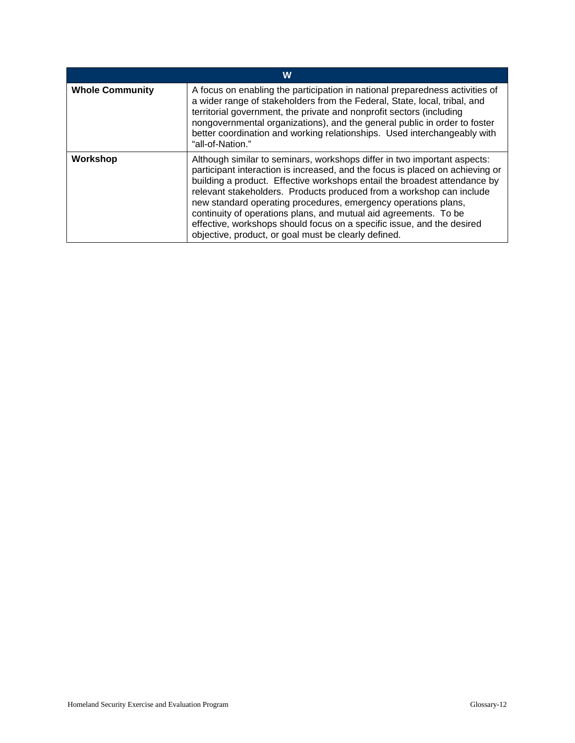| W | |
| --- | --- |
| **Whole Community** | A focus on enabling the participation in national preparedness activities of a wider range of stakeholders from the Federal, State, local, tribal, and territorial government, the private and nonprofit sectors (including nongovernmental organizations), and the general public in order to foster better coordination and working relationships. Used interchangeably with "all-of-Nation." |
| **Workshop** | Although similar to seminars, workshops differ in two important aspects: participant interaction is increased, and the focus is placed on achieving or building a product. Effective workshops entail the broadest attendance by relevant stakeholders. Products produced from a workshop can include new standard operating procedures, emergency operations plans, continuity of operations plans, and mutual aid agreements. To be effective, workshops should focus on a specific issue, and the desired objective, product, or goal must be clearly defined. |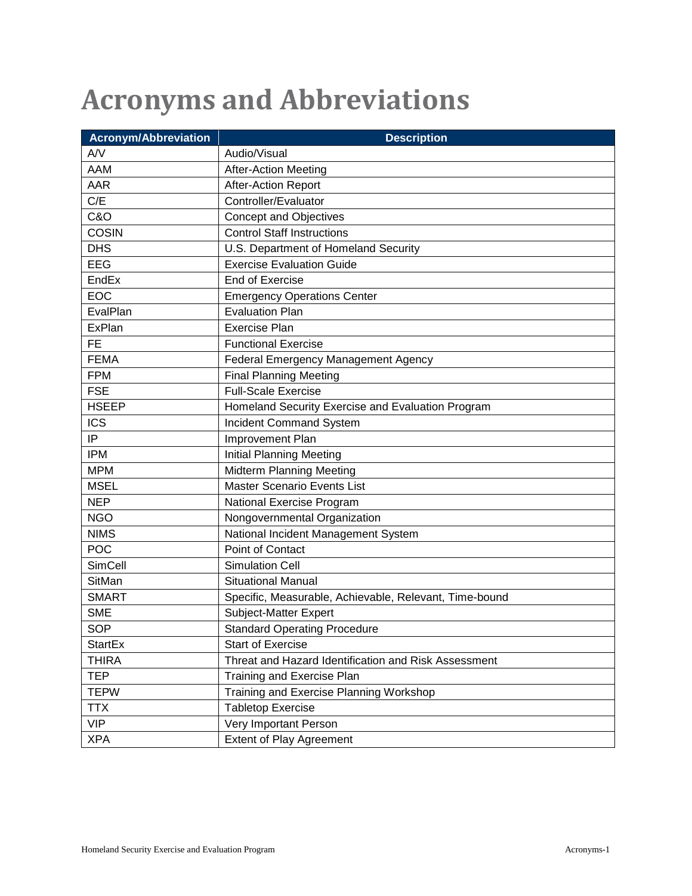# Acronyms and Abbreviations

| Acronym/Abbreviation | Description |
|---|---|
| A/V | Audio/Visual |
| AAM | After-Action Meeting |
| AAR | After-Action Report |
| C/E | Controller/Evaluator |
| C&O | Concept and Objectives |
| COSIN | Control Staff Instructions |
| DHS | U.S. Department of Homeland Security |
| EEG | Exercise Evaluation Guide |
| EndEx | End of Exercise |
| EOC | Emergency Operations Center |
| EvalPlan | Evaluation Plan |
| ExPlan | Exercise Plan |
| FE | Functional Exercise |
| FEMA | Federal Emergency Management Agency |
| FPM | Final Planning Meeting |
| FSE | Full-Scale Exercise |
| HSEEP | Homeland Security Exercise and Evaluation Program |
| ICS | Incident Command System |
| IP | Improvement Plan |
| IPM | Initial Planning Meeting |
| MPM | Midterm Planning Meeting |
| MSEL | Master Scenario Events List |
| NEP | National Exercise Program |
| NGO | Nongovernmental Organization |
| NIMS | National Incident Management System |
| POC | Point of Contact |
| SimCell | Simulation Cell |
| SitMan | Situational Manual |
| SMART | Specific, Measurable, Achievable, Relevant, Time-bound |
| SME | Subject-Matter Expert |
| SOP | Standard Operating Procedure |
| StartEx | Start of Exercise |
| THIRA | Threat and Hazard Identification and Risk Assessment |
| TEP | Training and Exercise Plan |
| TEPW | Training and Exercise Planning Workshop |
| TTX | Tabletop Exercise |
| VIP | Very Important Person |
| XPA | Extent of Play Agreement |